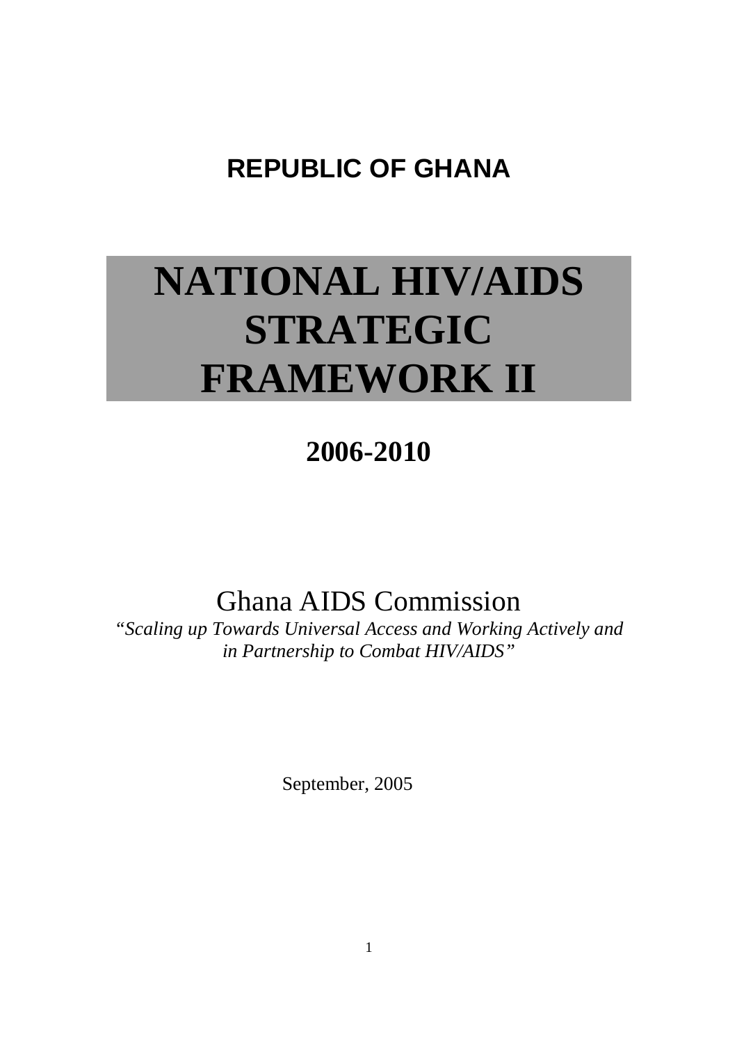**REPUBLIC OF GHANA**

# NATIONAL HIV/AIDS STRATEGIC FRAMEWORK II

## 2006-2010

Ghana AIDS Commission

*"Scaling up Towards Universal Access and Working Actively and in Partnership to Combat HIV/AIDS"*

September, 2005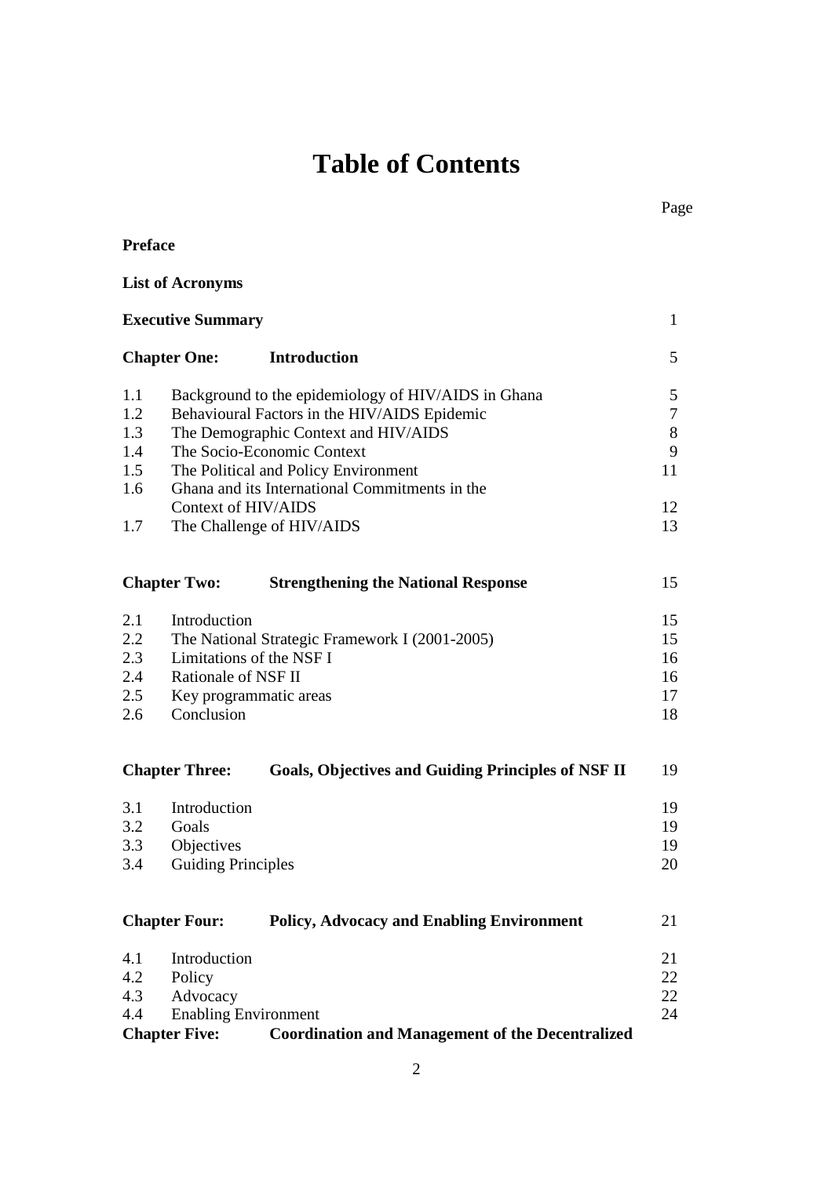# Table of Contents

| | | Page |
|---|---|---|
| **Preface** | | |
| **List of Acronyms** | | |
| **Executive Summary** | | 1 |
| **Chapter One:** | **Introduction** | 5 |
| 1.1 | Background to the epidemiology of HIV/AIDS in Ghana | 5 |
| 1.2 | Behavioural Factors in the HIV/AIDS Epidemic | 7 |
| 1.3 | The Demographic Context and HIV/AIDS | 8 |
| 1.4 | The Socio-Economic Context | 9 |
| 1.5 | The Political and Policy Environment | 11 |
| 1.6 | Ghana and its International Commitments in the Context of HIV/AIDS | 12 |
| 1.7 | The Challenge of HIV/AIDS | 13 |
| **Chapter Two:** | **Strengthening the National Response** | 15 |
| 2.1 | Introduction | 15 |
| 2.2 | The National Strategic Framework I (2001-2005) | 15 |
| 2.3 | Limitations of the NSF I | 16 |
| 2.4 | Rationale of NSF II | 16 |
| 2.5 | Key programmatic areas | 17 |
| 2.6 | Conclusion | 18 |
| **Chapter Three:** | **Goals, Objectives and Guiding Principles of NSF II** | 19 |
| 3.1 | Introduction | 19 |
| 3.2 | Goals | 19 |
| 3.3 | Objectives | 19 |
| 3.4 | Guiding Principles | 20 |
| **Chapter Four:** | **Policy, Advocacy and Enabling Environment** | 21 |
| 4.1 | Introduction | 21 |
| 4.2 | Policy | 22 |
| 4.3 | Advocacy | 22 |
| 4.4 | Enabling Environment | 24 |
| **Chapter Five:** | **Coordination and Management of the Decentralized** | |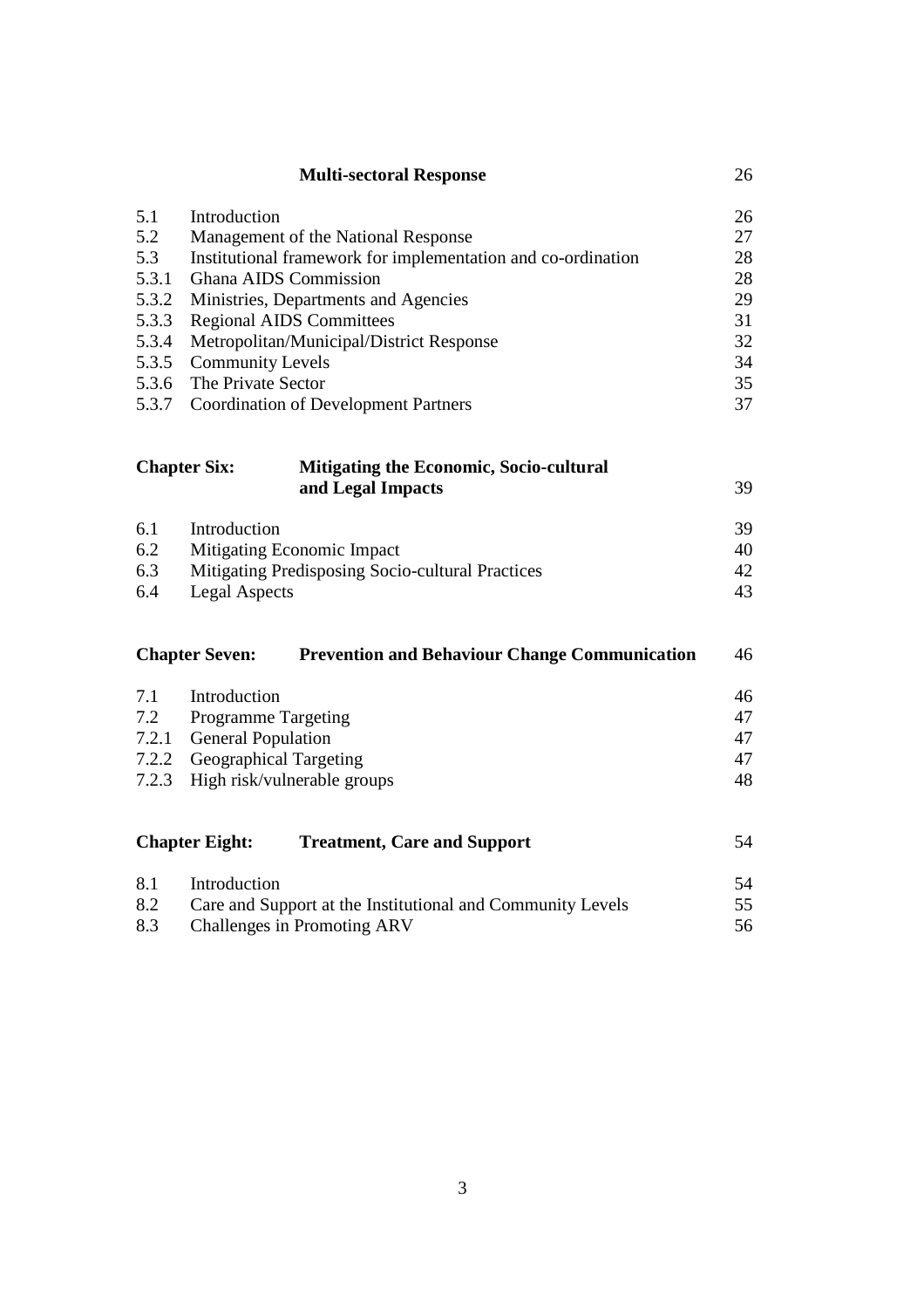| | **Multi-sectoral Response** | 26 |
|---|---|---|
| 5.1 | Introduction | 26 |
| 5.2 | Management of the National Response | 27 |
| 5.3 | Institutional framework for implementation and co-ordination | 28 |
| 5.3.1 | Ghana AIDS Commission | 28 |
| 5.3.2 | Ministries, Departments and Agencies | 29 |
| 5.3.3 | Regional AIDS Committees | 31 |
| 5.3.4 | Metropolitan/Municipal/District Response | 32 |
| 5.3.5 | Community Levels | 34 |
| 5.3.6 | The Private Sector | 35 |
| 5.3.7 | Coordination of Development Partners | 37 |

| **Chapter Six:** | **Mitigating the Economic, Socio-cultural and Legal Impacts** | 39 |
|---|---|---|
| 6.1 | Introduction | 39 |
| 6.2 | Mitigating Economic Impact | 40 |
| 6.3 | Mitigating Predisposing Socio-cultural Practices | 42 |
| 6.4 | Legal Aspects | 43 |

| **Chapter Seven:** | **Prevention and Behaviour Change Communication** | 46 |
|---|---|---|
| 7.1 | Introduction | 46 |
| 7.2 | Programme Targeting | 47 |
| 7.2.1 | General Population | 47 |
| 7.2.2 | Geographical Targeting | 47 |
| 7.2.3 | High risk/vulnerable groups | 48 |

| **Chapter Eight:** | **Treatment, Care and Support** | 54 |
|---|---|---|
| 8.1 | Introduction | 54 |
| 8.2 | Care and Support at the Institutional and Community Levels | 55 |
| 8.3 | Challenges in Promoting ARV | 56 |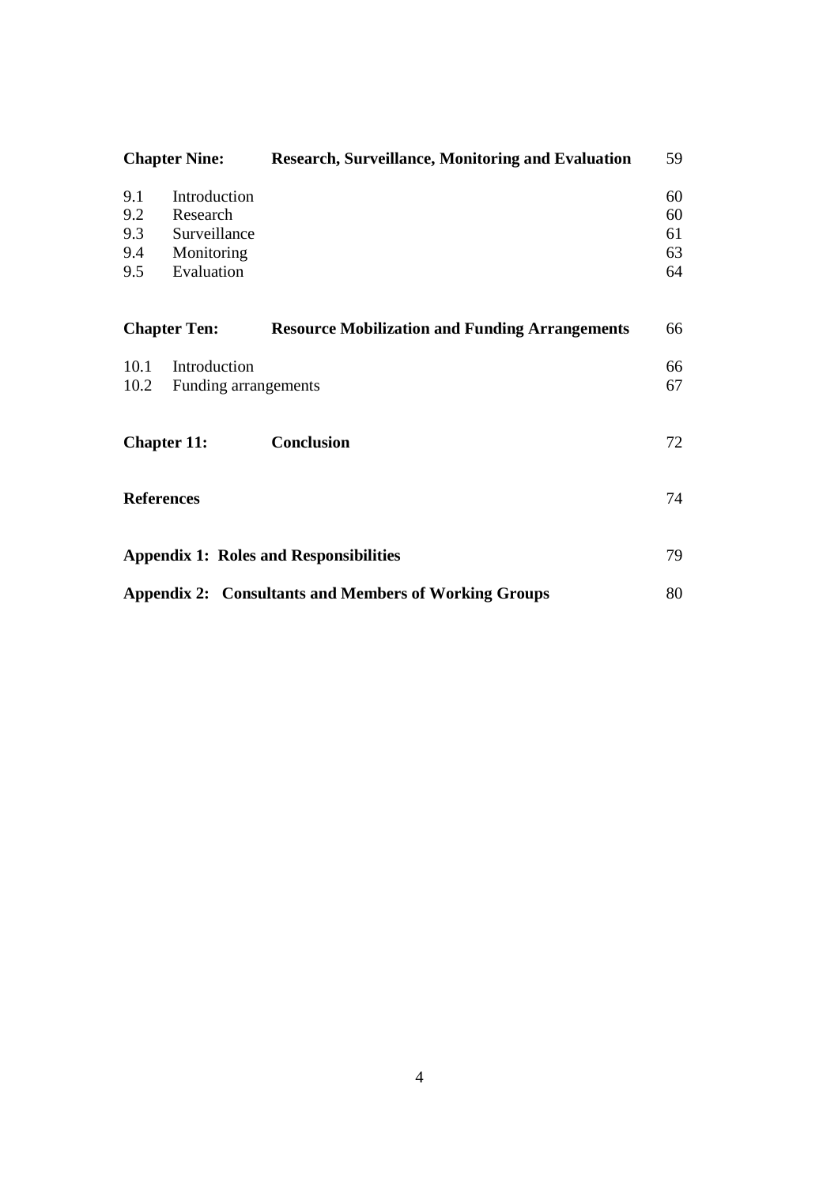| | | |
|---|---|---|
| **Chapter Nine:** | **Research, Surveillance, Monitoring and Evaluation** | 59 |
| 9.1 | Introduction | 60 |
| 9.2 | Research | 60 |
| 9.3 | Surveillance | 61 |
| 9.4 | Monitoring | 63 |
| 9.5 | Evaluation | 64 |
| **Chapter Ten:** | **Resource Mobilization and Funding Arrangements** | 66 |
| 10.1 | Introduction | 66 |
| 10.2 | Funding arrangements | 67 |
| **Chapter 11:** | **Conclusion** | 72 |
| **References** | | 74 |
| **Appendix 1: Roles and Responsibilities** | | 79 |
| **Appendix 2: Consultants and Members of Working Groups** | | 80 |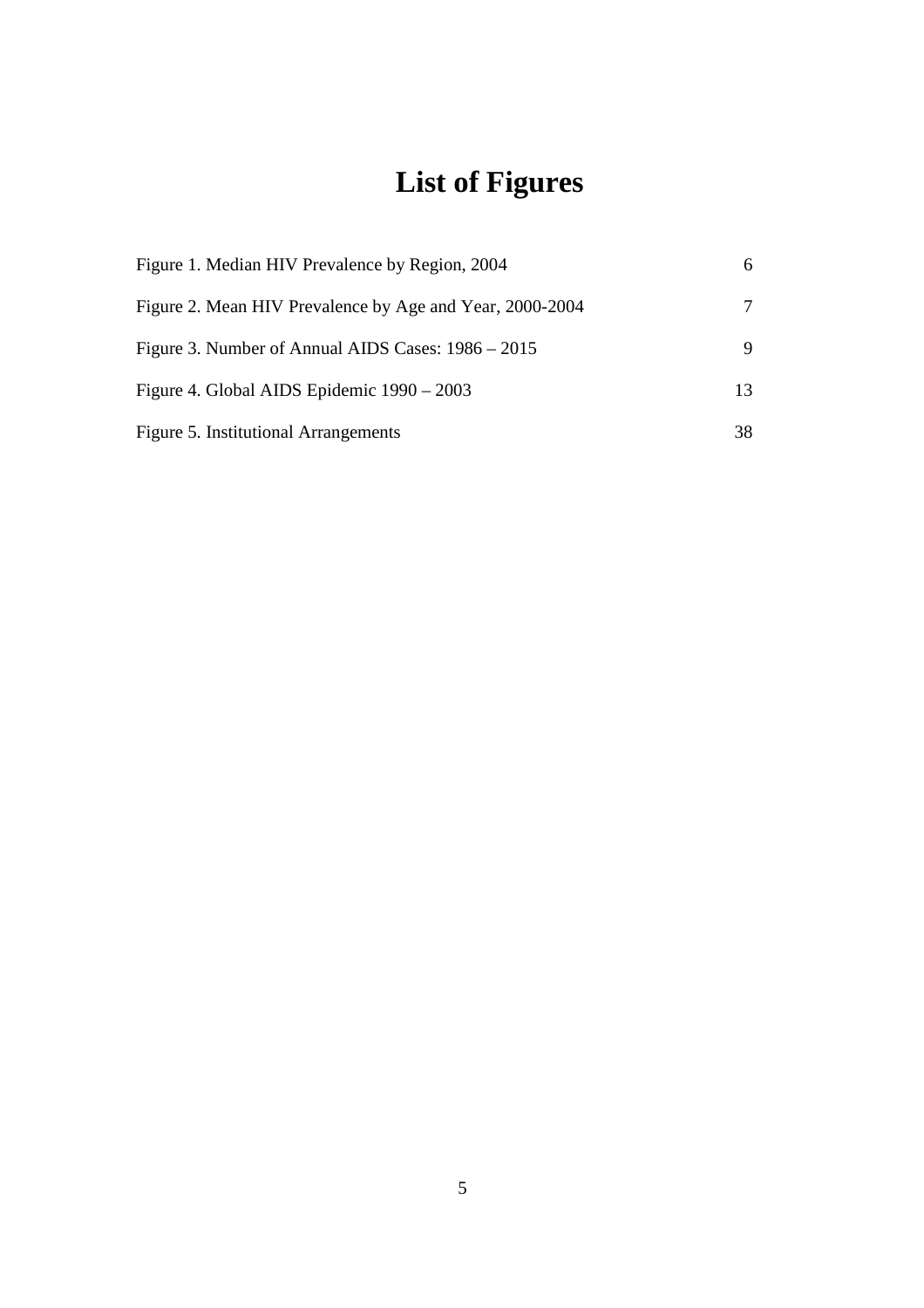# List of Figures

| | |
|---|---|
| Figure 1. Median HIV Prevalence by Region, 2004 | 6 |
| Figure 2. Mean HIV Prevalence by Age and Year, 2000-2004 | 7 |
| Figure 3. Number of Annual AIDS Cases: 1986 – 2015 | 9 |
| Figure 4. Global AIDS Epidemic 1990 – 2003 | 13 |
| Figure 5. Institutional Arrangements | 38 |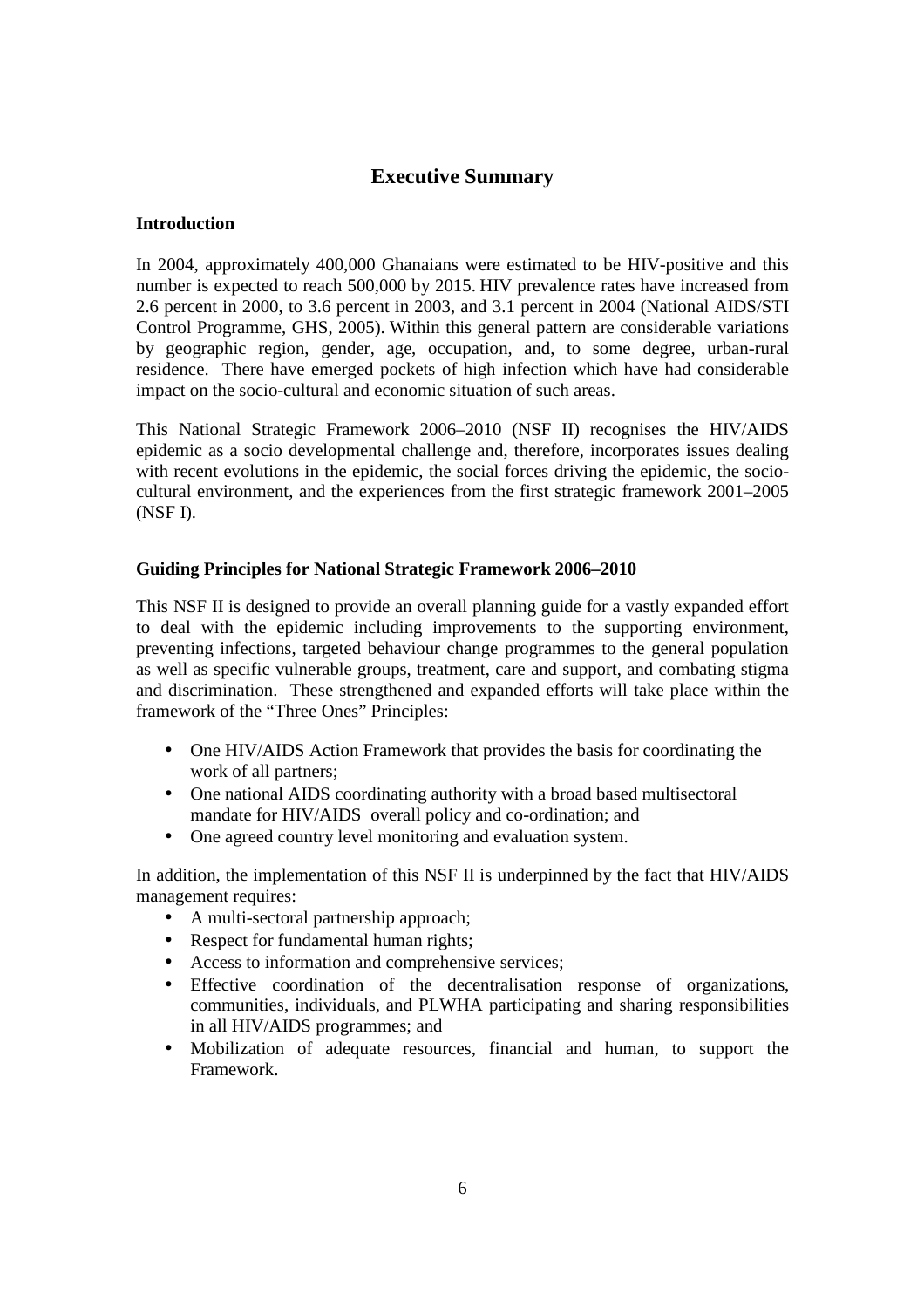# Executive Summary

## Introduction

In 2004, approximately 400,000 Ghanaians were estimated to be HIV-positive and this number is expected to reach 500,000 by 2015. HIV prevalence rates have increased from 2.6 percent in 2000, to 3.6 percent in 2003, and 3.1 percent in 2004 (National AIDS/STI Control Programme, GHS, 2005). Within this general pattern are considerable variations by geographic region, gender, age, occupation, and, to some degree, urban-rural residence. There have emerged pockets of high infection which have had considerable impact on the socio-cultural and economic situation of such areas.

This National Strategic Framework 2006–2010 (NSF II) recognises the HIV/AIDS epidemic as a socio developmental challenge and, therefore, incorporates issues dealing with recent evolutions in the epidemic, the social forces driving the epidemic, the socio-cultural environment, and the experiences from the first strategic framework 2001–2005 (NSF I).

## Guiding Principles for National Strategic Framework 2006–2010

This NSF II is designed to provide an overall planning guide for a vastly expanded effort to deal with the epidemic including improvements to the supporting environment, preventing infections, targeted behaviour change programmes to the general population as well as specific vulnerable groups, treatment, care and support, and combating stigma and discrimination. These strengthened and expanded efforts will take place within the framework of the "Three Ones" Principles:

- One HIV/AIDS Action Framework that provides the basis for coordinating the work of all partners;
- One national AIDS coordinating authority with a broad based multisectoral mandate for HIV/AIDS overall policy and co-ordination; and
- One agreed country level monitoring and evaluation system.

In addition, the implementation of this NSF II is underpinned by the fact that HIV/AIDS management requires:

- A multi-sectoral partnership approach;
- Respect for fundamental human rights;
- Access to information and comprehensive services;
- Effective coordination of the decentralisation response of organizations, communities, individuals, and PLWHA participating and sharing responsibilities in all HIV/AIDS programmes; and
- Mobilization of adequate resources, financial and human, to support the Framework.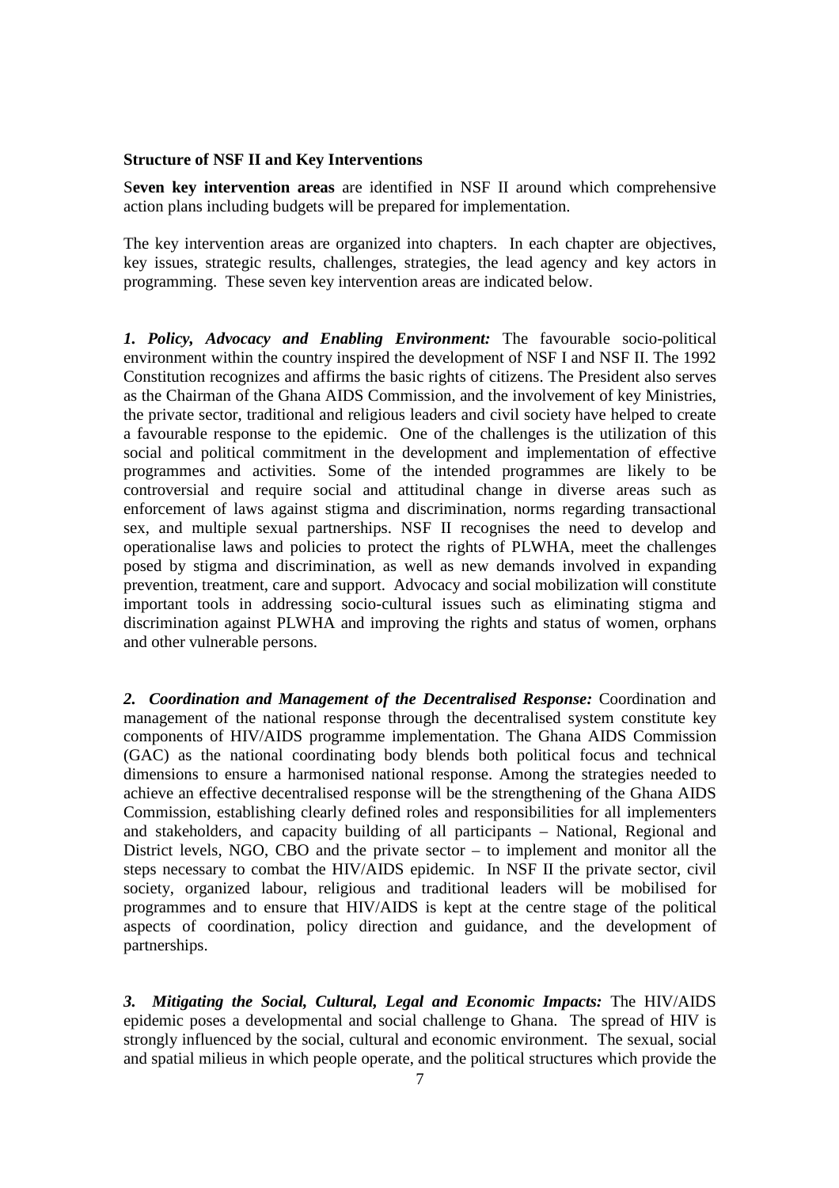**Structure of NSF II and Key Interventions**

S**even key intervention areas** are identified in NSF II around which comprehensive action plans including budgets will be prepared for implementation.

The key intervention areas are organized into chapters. In each chapter are objectives, key issues, strategic results, challenges, strategies, the lead agency and key actors in programming. These seven key intervention areas are indicated below.

***1. Policy, Advocacy and Enabling Environment:*** The favourable socio-political environment within the country inspired the development of NSF I and NSF II. The 1992 Constitution recognizes and affirms the basic rights of citizens. The President also serves as the Chairman of the Ghana AIDS Commission, and the involvement of key Ministries, the private sector, traditional and religious leaders and civil society have helped to create a favourable response to the epidemic. One of the challenges is the utilization of this social and political commitment in the development and implementation of effective programmes and activities. Some of the intended programmes are likely to be controversial and require social and attitudinal change in diverse areas such as enforcement of laws against stigma and discrimination, norms regarding transactional sex, and multiple sexual partnerships. NSF II recognises the need to develop and operationalise laws and policies to protect the rights of PLWHA, meet the challenges posed by stigma and discrimination, as well as new demands involved in expanding prevention, treatment, care and support. Advocacy and social mobilization will constitute important tools in addressing socio-cultural issues such as eliminating stigma and discrimination against PLWHA and improving the rights and status of women, orphans and other vulnerable persons.

***2. Coordination and Management of the Decentralised Response:*** Coordination and management of the national response through the decentralised system constitute key components of HIV/AIDS programme implementation. The Ghana AIDS Commission (GAC) as the national coordinating body blends both political focus and technical dimensions to ensure a harmonised national response. Among the strategies needed to achieve an effective decentralised response will be the strengthening of the Ghana AIDS Commission, establishing clearly defined roles and responsibilities for all implementers and stakeholders, and capacity building of all participants – National, Regional and District levels, NGO, CBO and the private sector – to implement and monitor all the steps necessary to combat the HIV/AIDS epidemic. In NSF II the private sector, civil society, organized labour, religious and traditional leaders will be mobilised for programmes and to ensure that HIV/AIDS is kept at the centre stage of the political aspects of coordination, policy direction and guidance, and the development of partnerships.

***3. Mitigating the Social, Cultural, Legal and Economic Impacts:*** The HIV/AIDS epidemic poses a developmental and social challenge to Ghana. The spread of HIV is strongly influenced by the social, cultural and economic environment. The sexual, social and spatial milieus in which people operate, and the political structures which provide the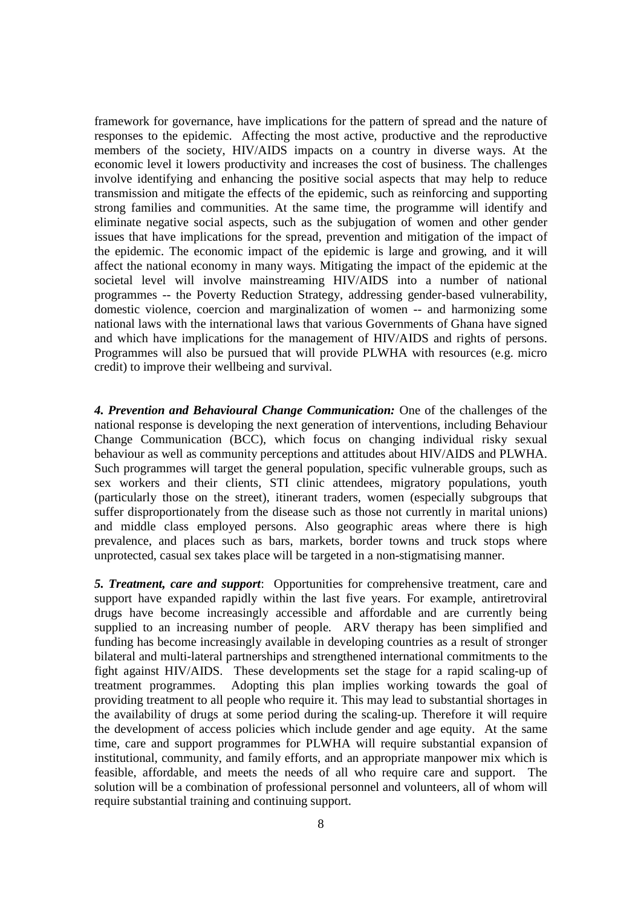framework for governance, have implications for the pattern of spread and the nature of responses to the epidemic. Affecting the most active, productive and the reproductive members of the society, HIV/AIDS impacts on a country in diverse ways. At the economic level it lowers productivity and increases the cost of business. The challenges involve identifying and enhancing the positive social aspects that may help to reduce transmission and mitigate the effects of the epidemic, such as reinforcing and supporting strong families and communities. At the same time, the programme will identify and eliminate negative social aspects, such as the subjugation of women and other gender issues that have implications for the spread, prevention and mitigation of the impact of the epidemic. The economic impact of the epidemic is large and growing, and it will affect the national economy in many ways. Mitigating the impact of the epidemic at the societal level will involve mainstreaming HIV/AIDS into a number of national programmes -- the Poverty Reduction Strategy, addressing gender-based vulnerability, domestic violence, coercion and marginalization of women -- and harmonizing some national laws with the international laws that various Governments of Ghana have signed and which have implications for the management of HIV/AIDS and rights of persons. Programmes will also be pursued that will provide PLWHA with resources (e.g. micro credit) to improve their wellbeing and survival.

***4. Prevention and Behavioural Change Communication:*** One of the challenges of the national response is developing the next generation of interventions, including Behaviour Change Communication (BCC), which focus on changing individual risky sexual behaviour as well as community perceptions and attitudes about HIV/AIDS and PLWHA. Such programmes will target the general population, specific vulnerable groups, such as sex workers and their clients, STI clinic attendees, migratory populations, youth (particularly those on the street), itinerant traders, women (especially subgroups that suffer disproportionately from the disease such as those not currently in marital unions) and middle class employed persons. Also geographic areas where there is high prevalence, and places such as bars, markets, border towns and truck stops where unprotected, casual sex takes place will be targeted in a non-stigmatising manner.

***5. Treatment, care and support***: Opportunities for comprehensive treatment, care and support have expanded rapidly within the last five years. For example, antiretroviral drugs have become increasingly accessible and affordable and are currently being supplied to an increasing number of people. ARV therapy has been simplified and funding has become increasingly available in developing countries as a result of stronger bilateral and multi-lateral partnerships and strengthened international commitments to the fight against HIV/AIDS. These developments set the stage for a rapid scaling-up of treatment programmes. Adopting this plan implies working towards the goal of providing treatment to all people who require it. This may lead to substantial shortages in the availability of drugs at some period during the scaling-up. Therefore it will require the development of access policies which include gender and age equity. At the same time, care and support programmes for PLWHA will require substantial expansion of institutional, community, and family efforts, and an appropriate manpower mix which is feasible, affordable, and meets the needs of all who require care and support. The solution will be a combination of professional personnel and volunteers, all of whom will require substantial training and continuing support.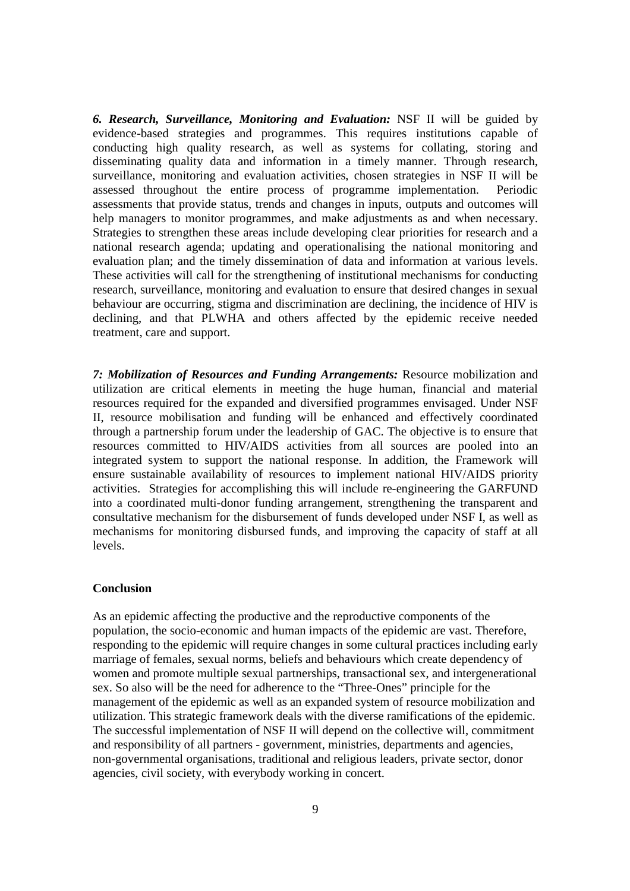***6. Research, Surveillance, Monitoring and Evaluation:*** NSF II will be guided by evidence-based strategies and programmes. This requires institutions capable of conducting high quality research, as well as systems for collating, storing and disseminating quality data and information in a timely manner. Through research, surveillance, monitoring and evaluation activities, chosen strategies in NSF II will be assessed throughout the entire process of programme implementation. Periodic assessments that provide status, trends and changes in inputs, outputs and outcomes will help managers to monitor programmes, and make adjustments as and when necessary. Strategies to strengthen these areas include developing clear priorities for research and a national research agenda; updating and operationalising the national monitoring and evaluation plan; and the timely dissemination of data and information at various levels. These activities will call for the strengthening of institutional mechanisms for conducting research, surveillance, monitoring and evaluation to ensure that desired changes in sexual behaviour are occurring, stigma and discrimination are declining, the incidence of HIV is declining, and that PLWHA and others affected by the epidemic receive needed treatment, care and support.

***7: Mobilization of Resources and Funding Arrangements:*** Resource mobilization and utilization are critical elements in meeting the huge human, financial and material resources required for the expanded and diversified programmes envisaged. Under NSF II, resource mobilisation and funding will be enhanced and effectively coordinated through a partnership forum under the leadership of GAC. The objective is to ensure that resources committed to HIV/AIDS activities from all sources are pooled into an integrated system to support the national response. In addition, the Framework will ensure sustainable availability of resources to implement national HIV/AIDS priority activities. Strategies for accomplishing this will include re-engineering the GARFUND into a coordinated multi-donor funding arrangement, strengthening the transparent and consultative mechanism for the disbursement of funds developed under NSF I, as well as mechanisms for monitoring disbursed funds, and improving the capacity of staff at all levels.

**Conclusion**

As an epidemic affecting the productive and the reproductive components of the population, the socio-economic and human impacts of the epidemic are vast. Therefore, responding to the epidemic will require changes in some cultural practices including early marriage of females, sexual norms, beliefs and behaviours which create dependency of women and promote multiple sexual partnerships, transactional sex, and intergenerational sex. So also will be the need for adherence to the "Three-Ones" principle for the management of the epidemic as well as an expanded system of resource mobilization and utilization. This strategic framework deals with the diverse ramifications of the epidemic. The successful implementation of NSF II will depend on the collective will, commitment and responsibility of all partners - government, ministries, departments and agencies, non-governmental organisations, traditional and religious leaders, private sector, donor agencies, civil society, with everybody working in concert.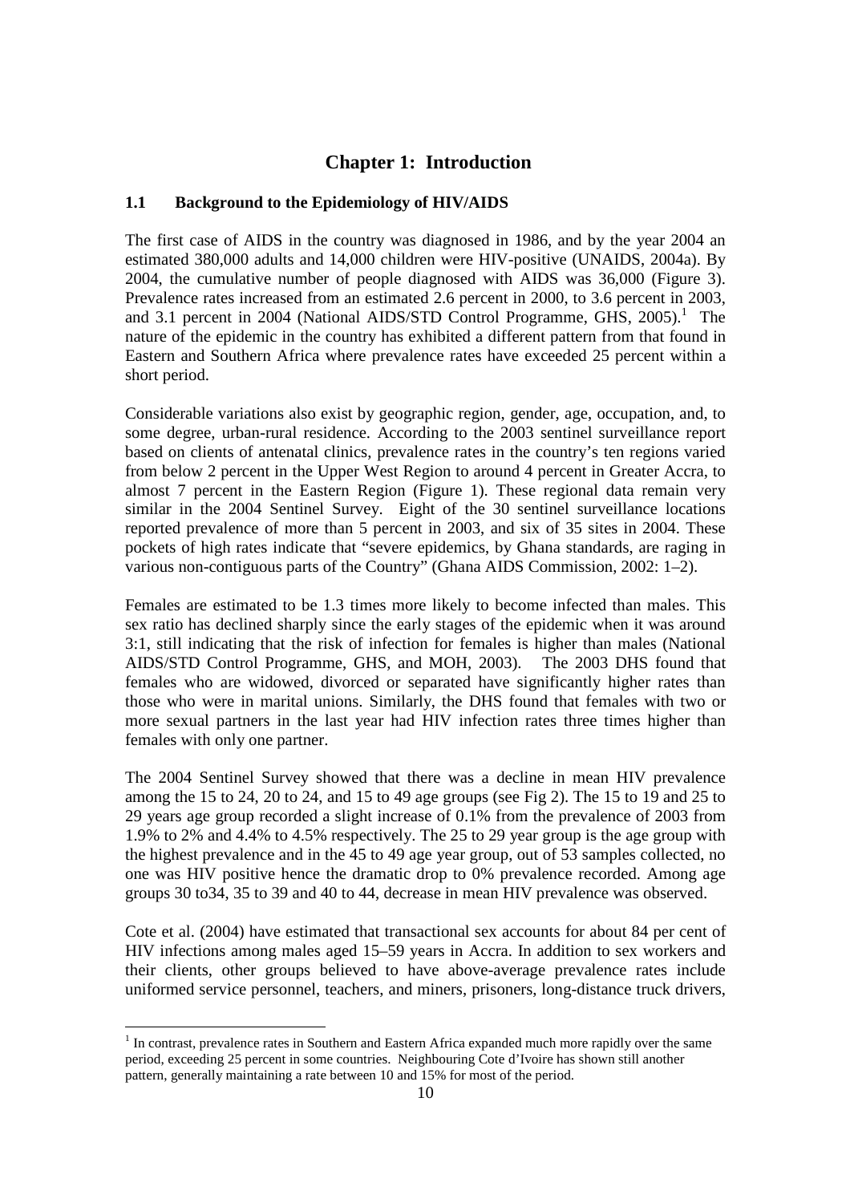# Chapter 1: Introduction

## 1.1 Background to the Epidemiology of HIV/AIDS

The first case of AIDS in the country was diagnosed in 1986, and by the year 2004 an estimated 380,000 adults and 14,000 children were HIV-positive (UNAIDS, 2004a). By 2004, the cumulative number of people diagnosed with AIDS was 36,000 (Figure 3). Prevalence rates increased from an estimated 2.6 percent in 2000, to 3.6 percent in 2003, and 3.1 percent in 2004 (National AIDS/STD Control Programme, GHS, 2005).[1] The nature of the epidemic in the country has exhibited a different pattern from that found in Eastern and Southern Africa where prevalence rates have exceeded 25 percent within a short period.

Considerable variations also exist by geographic region, gender, age, occupation, and, to some degree, urban-rural residence. According to the 2003 sentinel surveillance report based on clients of antenatal clinics, prevalence rates in the country's ten regions varied from below 2 percent in the Upper West Region to around 4 percent in Greater Accra, to almost 7 percent in the Eastern Region (Figure 1). These regional data remain very similar in the 2004 Sentinel Survey. Eight of the 30 sentinel surveillance locations reported prevalence of more than 5 percent in 2003, and six of 35 sites in 2004. These pockets of high rates indicate that "severe epidemics, by Ghana standards, are raging in various non-contiguous parts of the Country" (Ghana AIDS Commission, 2002: 1–2).

Females are estimated to be 1.3 times more likely to become infected than males. This sex ratio has declined sharply since the early stages of the epidemic when it was around 3:1, still indicating that the risk of infection for females is higher than males (National AIDS/STD Control Programme, GHS, and MOH, 2003). The 2003 DHS found that females who are widowed, divorced or separated have significantly higher rates than those who were in marital unions. Similarly, the DHS found that females with two or more sexual partners in the last year had HIV infection rates three times higher than females with only one partner.

The 2004 Sentinel Survey showed that there was a decline in mean HIV prevalence among the 15 to 24, 20 to 24, and 15 to 49 age groups (see Fig 2). The 15 to 19 and 25 to 29 years age group recorded a slight increase of 0.1% from the prevalence of 2003 from 1.9% to 2% and 4.4% to 4.5% respectively. The 25 to 29 year group is the age group with the highest prevalence and in the 45 to 49 age year group, out of 53 samples collected, no one was HIV positive hence the dramatic drop to 0% prevalence recorded. Among age groups 30 to34, 35 to 39 and 40 to 44, decrease in mean HIV prevalence was observed.

Cote et al. (2004) have estimated that transactional sex accounts for about 84 per cent of HIV infections among males aged 15–59 years in Accra. In addition to sex workers and their clients, other groups believed to have above-average prevalence rates include uniformed service personnel, teachers, and miners, prisoners, long-distance truck drivers,

[1] In contrast, prevalence rates in Southern and Eastern Africa expanded much more rapidly over the same period, exceeding 25 percent in some countries. Neighbouring Cote d'Ivoire has shown still another pattern, generally maintaining a rate between 10 and 15% for most of the period.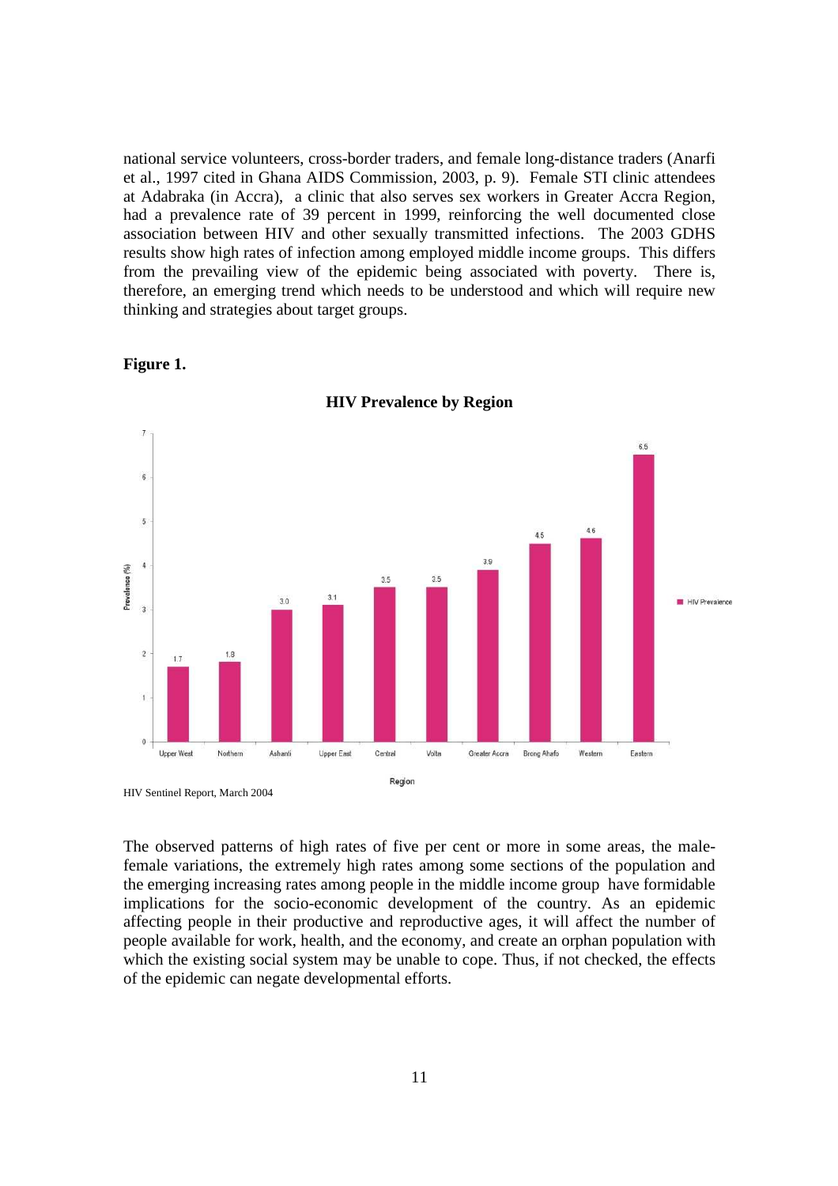national service volunteers, cross-border traders, and female long-distance traders (Anarfi et al., 1997 cited in Ghana AIDS Commission, 2003, p. 9). Female STI clinic attendees at Adabraka (in Accra), a clinic that also serves sex workers in Greater Accra Region, had a prevalence rate of 39 percent in 1999, reinforcing the well documented close association between HIV and other sexually transmitted infections. The 2003 GDHS results show high rates of infection among employed middle income groups. This differs from the prevailing view of the epidemic being associated with poverty. There is, therefore, an emerging trend which needs to be understood and which will require new thinking and strategies about target groups.

**Figure 1.**

**HIV Prevalence by Region**

| Region | HIV Prevalence (%) |
|---|---|
| Upper West | 1.7 |
| Northern | 1.8 |
| Ashanti | 3.0 |
| Upper East | 3.1 |
| Central | 3.5 |
| Volta | 3.5 |
| Greater Accra | 3.9 |
| Brong Ahafo | 4.5 |
| Western | 4.6 |
| Eastern | 6.5 |

HIV Sentinel Report, March 2004

The observed patterns of high rates of five per cent or more in some areas, the male-female variations, the extremely high rates among some sections of the population and the emerging increasing rates among people in the middle income group have formidable implications for the socio-economic development of the country. As an epidemic affecting people in their productive and reproductive ages, it will affect the number of people available for work, health, and the economy, and create an orphan population with which the existing social system may be unable to cope. Thus, if not checked, the effects of the epidemic can negate developmental efforts.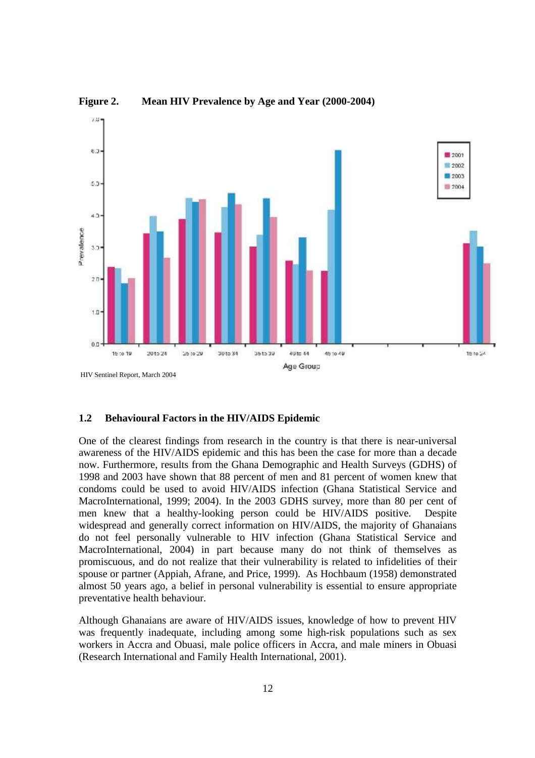**Figure 2. Mean HIV Prevalence by Age and Year (2000-2004)**

HIV Sentinel Report, March 2004

### 1.2 Behavioural Factors in the HIV/AIDS Epidemic

One of the clearest findings from research in the country is that there is near-universal awareness of the HIV/AIDS epidemic and this has been the case for more than a decade now. Furthermore, results from the Ghana Demographic and Health Surveys (GDHS) of 1998 and 2003 have shown that 88 percent of men and 81 percent of women knew that condoms could be used to avoid HIV/AIDS infection (Ghana Statistical Service and MacroInternational, 1999; 2004). In the 2003 GDHS survey, more than 80 per cent of men knew that a healthy-looking person could be HIV/AIDS positive. Despite widespread and generally correct information on HIV/AIDS, the majority of Ghanaians do not feel personally vulnerable to HIV infection (Ghana Statistical Service and MacroInternational, 2004) in part because many do not think of themselves as promiscuous, and do not realize that their vulnerability is related to infidelities of their spouse or partner (Appiah, Afrane, and Price, 1999). As Hochbaum (1958) demonstrated almost 50 years ago, a belief in personal vulnerability is essential to ensure appropriate preventative health behaviour.

Although Ghanaians are aware of HIV/AIDS issues, knowledge of how to prevent HIV was frequently inadequate, including among some high-risk populations such as sex workers in Accra and Obuasi, male police officers in Accra, and male miners in Obuasi (Research International and Family Health International, 2001).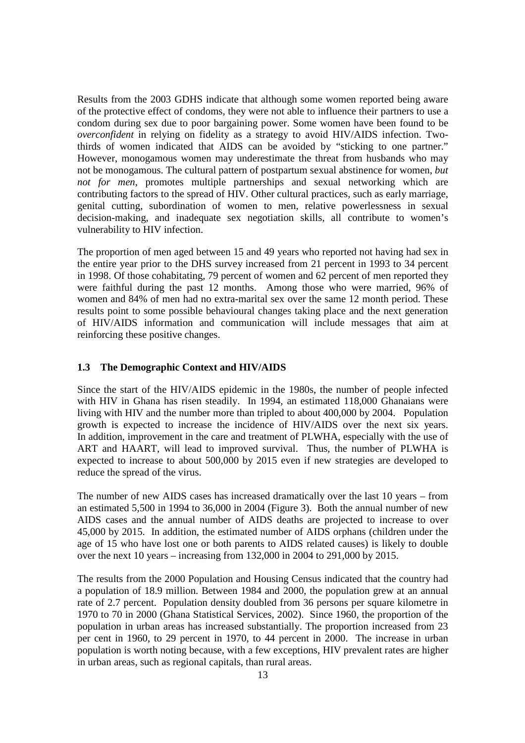Results from the 2003 GDHS indicate that although some women reported being aware of the protective effect of condoms, they were not able to influence their partners to use a condom during sex due to poor bargaining power. Some women have been found to be *overconfident* in relying on fidelity as a strategy to avoid HIV/AIDS infection. Two-thirds of women indicated that AIDS can be avoided by "sticking to one partner." However, monogamous women may underestimate the threat from husbands who may not be monogamous. The cultural pattern of postpartum sexual abstinence for women, *but not for men*, promotes multiple partnerships and sexual networking which are contributing factors to the spread of HIV. Other cultural practices, such as early marriage, genital cutting, subordination of women to men, relative powerlessness in sexual decision-making, and inadequate sex negotiation skills, all contribute to women's vulnerability to HIV infection.

The proportion of men aged between 15 and 49 years who reported not having had sex in the entire year prior to the DHS survey increased from 21 percent in 1993 to 34 percent in 1998. Of those cohabitating, 79 percent of women and 62 percent of men reported they were faithful during the past 12 months. Among those who were married, 96% of women and 84% of men had no extra-marital sex over the same 12 month period. These results point to some possible behavioural changes taking place and the next generation of HIV/AIDS information and communication will include messages that aim at reinforcing these positive changes.

### 1.3 The Demographic Context and HIV/AIDS

Since the start of the HIV/AIDS epidemic in the 1980s, the number of people infected with HIV in Ghana has risen steadily. In 1994, an estimated 118,000 Ghanaians were living with HIV and the number more than tripled to about 400,000 by 2004. Population growth is expected to increase the incidence of HIV/AIDS over the next six years. In addition, improvement in the care and treatment of PLWHA, especially with the use of ART and HAART, will lead to improved survival. Thus, the number of PLWHA is expected to increase to about 500,000 by 2015 even if new strategies are developed to reduce the spread of the virus.

The number of new AIDS cases has increased dramatically over the last 10 years – from an estimated 5,500 in 1994 to 36,000 in 2004 (Figure 3). Both the annual number of new AIDS cases and the annual number of AIDS deaths are projected to increase to over 45,000 by 2015. In addition, the estimated number of AIDS orphans (children under the age of 15 who have lost one or both parents to AIDS related causes) is likely to double over the next 10 years – increasing from 132,000 in 2004 to 291,000 by 2015.

The results from the 2000 Population and Housing Census indicated that the country had a population of 18.9 million. Between 1984 and 2000, the population grew at an annual rate of 2.7 percent. Population density doubled from 36 persons per square kilometre in 1970 to 70 in 2000 (Ghana Statistical Services, 2002). Since 1960, the proportion of the population in urban areas has increased substantially. The proportion increased from 23 per cent in 1960, to 29 percent in 1970, to 44 percent in 2000. The increase in urban population is worth noting because, with a few exceptions, HIV prevalent rates are higher in urban areas, such as regional capitals, than rural areas.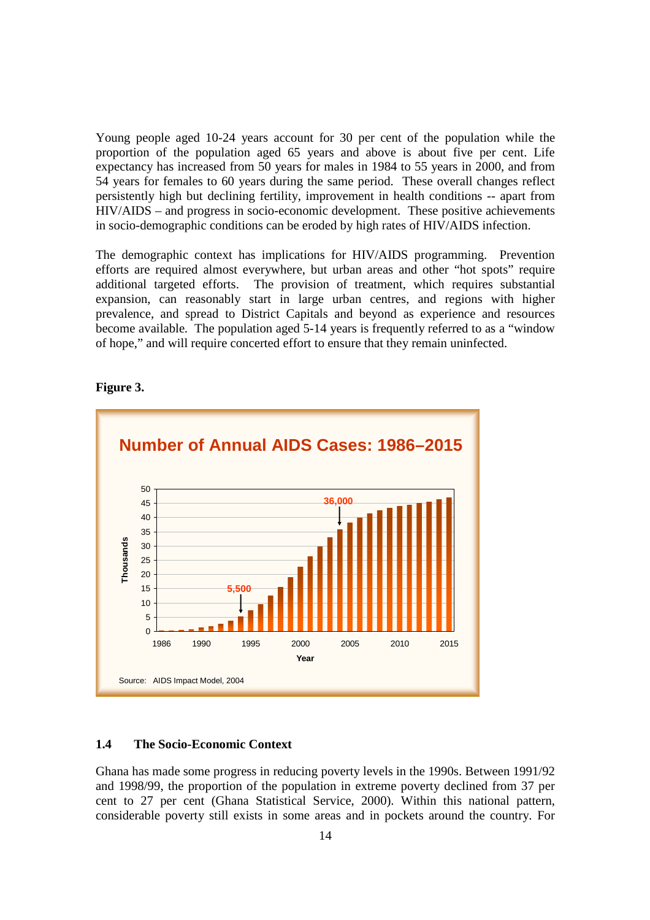Young people aged 10-24 years account for 30 per cent of the population while the proportion of the population aged 65 years and above is about five per cent. Life expectancy has increased from 50 years for males in 1984 to 55 years in 2000, and from 54 years for females to 60 years during the same period. These overall changes reflect persistently high but declining fertility, improvement in health conditions -- apart from HIV/AIDS – and progress in socio-economic development. These positive achievements in socio-demographic conditions can be eroded by high rates of HIV/AIDS infection.

The demographic context has implications for HIV/AIDS programming. Prevention efforts are required almost everywhere, but urban areas and other “hot spots” require additional targeted efforts. The provision of treatment, which requires substantial expansion, can reasonably start in large urban centres, and regions with higher prevalence, and spread to District Capitals and beyond as experience and resources become available. The population aged 5-14 years is frequently referred to as a “window of hope,” and will require concerted effort to ensure that they remain uninfected.

**Figure 3.**

**Number of Annual AIDS Cases: 1986–2015**

Source: AIDS Impact Model, 2004

### 1.4 The Socio-Economic Context

Ghana has made some progress in reducing poverty levels in the 1990s. Between 1991/92 and 1998/99, the proportion of the population in extreme poverty declined from 37 per cent to 27 per cent (Ghana Statistical Service, 2000). Within this national pattern, considerable poverty still exists in some areas and in pockets around the country. For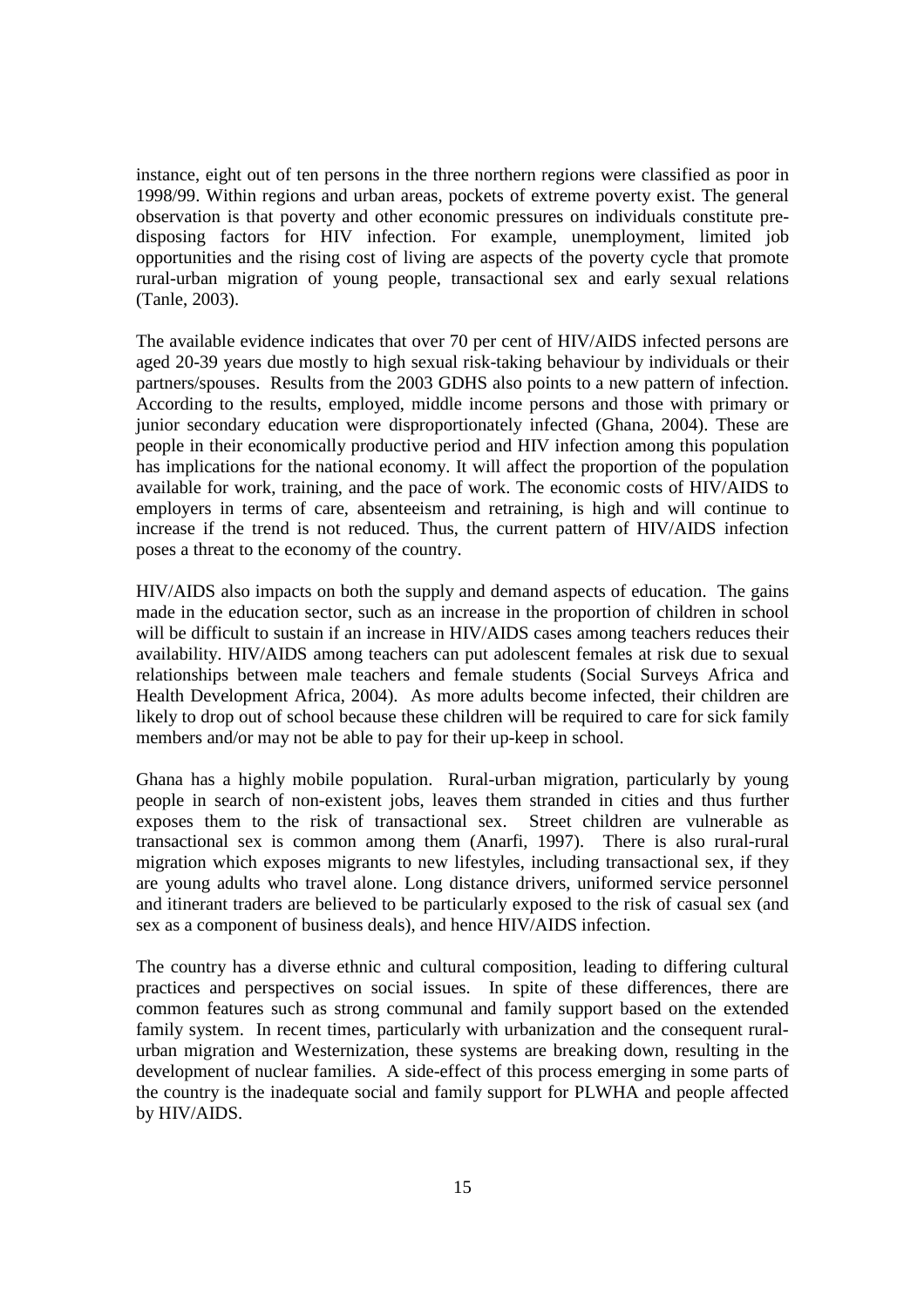instance, eight out of ten persons in the three northern regions were classified as poor in 1998/99. Within regions and urban areas, pockets of extreme poverty exist. The general observation is that poverty and other economic pressures on individuals constitute pre-disposing factors for HIV infection. For example, unemployment, limited job opportunities and the rising cost of living are aspects of the poverty cycle that promote rural-urban migration of young people, transactional sex and early sexual relations (Tanle, 2003).

The available evidence indicates that over 70 per cent of HIV/AIDS infected persons are aged 20-39 years due mostly to high sexual risk-taking behaviour by individuals or their partners/spouses. Results from the 2003 GDHS also points to a new pattern of infection. According to the results, employed, middle income persons and those with primary or junior secondary education were disproportionately infected (Ghana, 2004). These are people in their economically productive period and HIV infection among this population has implications for the national economy. It will affect the proportion of the population available for work, training, and the pace of work. The economic costs of HIV/AIDS to employers in terms of care, absenteeism and retraining, is high and will continue to increase if the trend is not reduced. Thus, the current pattern of HIV/AIDS infection poses a threat to the economy of the country.

HIV/AIDS also impacts on both the supply and demand aspects of education. The gains made in the education sector, such as an increase in the proportion of children in school will be difficult to sustain if an increase in HIV/AIDS cases among teachers reduces their availability. HIV/AIDS among teachers can put adolescent females at risk due to sexual relationships between male teachers and female students (Social Surveys Africa and Health Development Africa, 2004). As more adults become infected, their children are likely to drop out of school because these children will be required to care for sick family members and/or may not be able to pay for their up-keep in school.

Ghana has a highly mobile population. Rural-urban migration, particularly by young people in search of non-existent jobs, leaves them stranded in cities and thus further exposes them to the risk of transactional sex. Street children are vulnerable as transactional sex is common among them (Anarfi, 1997). There is also rural-rural migration which exposes migrants to new lifestyles, including transactional sex, if they are young adults who travel alone. Long distance drivers, uniformed service personnel and itinerant traders are believed to be particularly exposed to the risk of casual sex (and sex as a component of business deals), and hence HIV/AIDS infection.

The country has a diverse ethnic and cultural composition, leading to differing cultural practices and perspectives on social issues. In spite of these differences, there are common features such as strong communal and family support based on the extended family system. In recent times, particularly with urbanization and the consequent rural-urban migration and Westernization, these systems are breaking down, resulting in the development of nuclear families. A side-effect of this process emerging in some parts of the country is the inadequate social and family support for PLWHA and people affected by HIV/AIDS.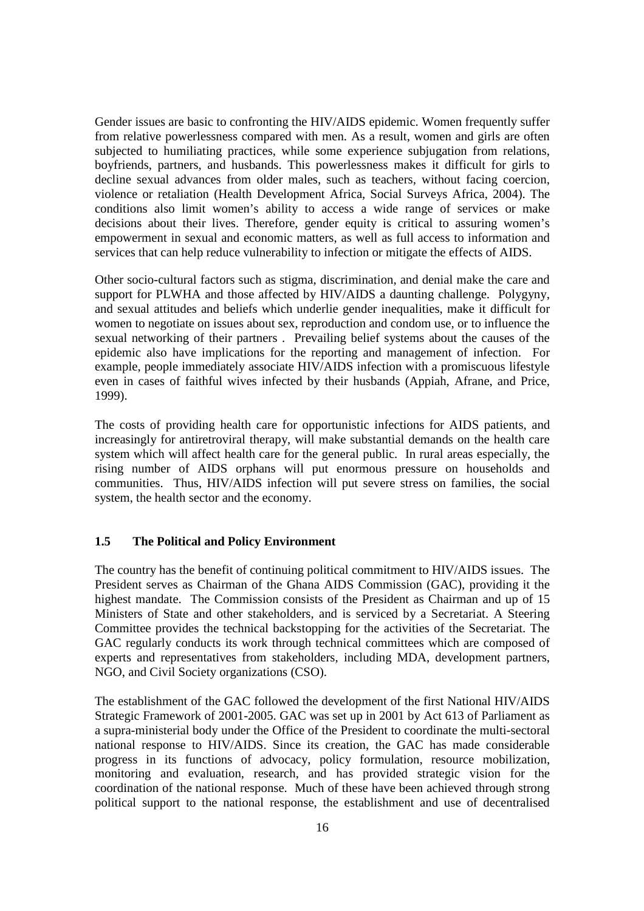Gender issues are basic to confronting the HIV/AIDS epidemic. Women frequently suffer from relative powerlessness compared with men. As a result, women and girls are often subjected to humiliating practices, while some experience subjugation from relations, boyfriends, partners, and husbands. This powerlessness makes it difficult for girls to decline sexual advances from older males, such as teachers, without facing coercion, violence or retaliation (Health Development Africa, Social Surveys Africa, 2004). The conditions also limit women's ability to access a wide range of services or make decisions about their lives. Therefore, gender equity is critical to assuring women's empowerment in sexual and economic matters, as well as full access to information and services that can help reduce vulnerability to infection or mitigate the effects of AIDS.

Other socio-cultural factors such as stigma, discrimination, and denial make the care and support for PLWHA and those affected by HIV/AIDS a daunting challenge. Polygyny, and sexual attitudes and beliefs which underlie gender inequalities, make it difficult for women to negotiate on issues about sex, reproduction and condom use, or to influence the sexual networking of their partners . Prevailing belief systems about the causes of the epidemic also have implications for the reporting and management of infection. For example, people immediately associate HIV/AIDS infection with a promiscuous lifestyle even in cases of faithful wives infected by their husbands (Appiah, Afrane, and Price, 1999).

The costs of providing health care for opportunistic infections for AIDS patients, and increasingly for antiretroviral therapy, will make substantial demands on the health care system which will affect health care for the general public. In rural areas especially, the rising number of AIDS orphans will put enormous pressure on households and communities. Thus, HIV/AIDS infection will put severe stress on families, the social system, the health sector and the economy.

### 1.5 The Political and Policy Environment

The country has the benefit of continuing political commitment to HIV/AIDS issues. The President serves as Chairman of the Ghana AIDS Commission (GAC), providing it the highest mandate. The Commission consists of the President as Chairman and up of 15 Ministers of State and other stakeholders, and is serviced by a Secretariat. A Steering Committee provides the technical backstopping for the activities of the Secretariat. The GAC regularly conducts its work through technical committees which are composed of experts and representatives from stakeholders, including MDA, development partners, NGO, and Civil Society organizations (CSO).

The establishment of the GAC followed the development of the first National HIV/AIDS Strategic Framework of 2001-2005. GAC was set up in 2001 by Act 613 of Parliament as a supra-ministerial body under the Office of the President to coordinate the multi-sectoral national response to HIV/AIDS. Since its creation, the GAC has made considerable progress in its functions of advocacy, policy formulation, resource mobilization, monitoring and evaluation, research, and has provided strategic vision for the coordination of the national response. Much of these have been achieved through strong political support to the national response, the establishment and use of decentralised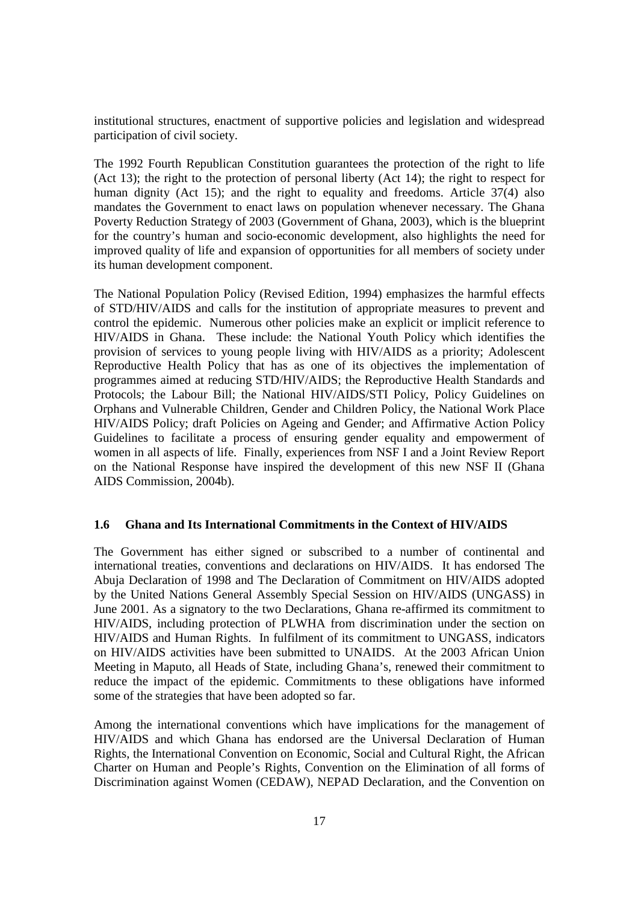institutional structures, enactment of supportive policies and legislation and widespread participation of civil society.

The 1992 Fourth Republican Constitution guarantees the protection of the right to life (Act 13); the right to the protection of personal liberty (Act 14); the right to respect for human dignity (Act 15); and the right to equality and freedoms. Article 37(4) also mandates the Government to enact laws on population whenever necessary. The Ghana Poverty Reduction Strategy of 2003 (Government of Ghana, 2003), which is the blueprint for the country's human and socio-economic development, also highlights the need for improved quality of life and expansion of opportunities for all members of society under its human development component.

The National Population Policy (Revised Edition, 1994) emphasizes the harmful effects of STD/HIV/AIDS and calls for the institution of appropriate measures to prevent and control the epidemic. Numerous other policies make an explicit or implicit reference to HIV/AIDS in Ghana. These include: the National Youth Policy which identifies the provision of services to young people living with HIV/AIDS as a priority; Adolescent Reproductive Health Policy that has as one of its objectives the implementation of programmes aimed at reducing STD/HIV/AIDS; the Reproductive Health Standards and Protocols; the Labour Bill; the National HIV/AIDS/STI Policy, Policy Guidelines on Orphans and Vulnerable Children, Gender and Children Policy, the National Work Place HIV/AIDS Policy; draft Policies on Ageing and Gender; and Affirmative Action Policy Guidelines to facilitate a process of ensuring gender equality and empowerment of women in all aspects of life. Finally, experiences from NSF I and a Joint Review Report on the National Response have inspired the development of this new NSF II (Ghana AIDS Commission, 2004b).

### 1.6 Ghana and Its International Commitments in the Context of HIV/AIDS

The Government has either signed or subscribed to a number of continental and international treaties, conventions and declarations on HIV/AIDS. It has endorsed The Abuja Declaration of 1998 and The Declaration of Commitment on HIV/AIDS adopted by the United Nations General Assembly Special Session on HIV/AIDS (UNGASS) in June 2001. As a signatory to the two Declarations, Ghana re-affirmed its commitment to HIV/AIDS, including protection of PLWHA from discrimination under the section on HIV/AIDS and Human Rights. In fulfilment of its commitment to UNGASS, indicators on HIV/AIDS activities have been submitted to UNAIDS. At the 2003 African Union Meeting in Maputo, all Heads of State, including Ghana's, renewed their commitment to reduce the impact of the epidemic. Commitments to these obligations have informed some of the strategies that have been adopted so far.

Among the international conventions which have implications for the management of HIV/AIDS and which Ghana has endorsed are the Universal Declaration of Human Rights, the International Convention on Economic, Social and Cultural Right, the African Charter on Human and People's Rights, Convention on the Elimination of all forms of Discrimination against Women (CEDAW), NEPAD Declaration, and the Convention on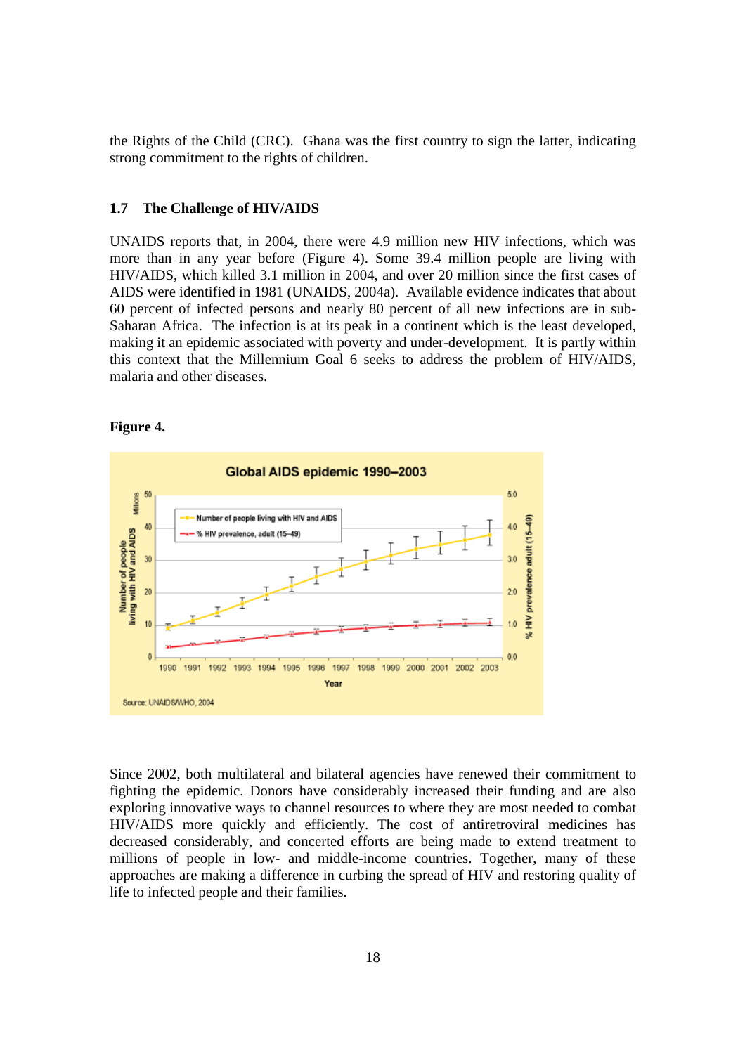the Rights of the Child (CRC). Ghana was the first country to sign the latter, indicating strong commitment to the rights of children.

### 1.7 The Challenge of HIV/AIDS

UNAIDS reports that, in 2004, there were 4.9 million new HIV infections, which was more than in any year before (Figure 4). Some 39.4 million people are living with HIV/AIDS, which killed 3.1 million in 2004, and over 20 million since the first cases of AIDS were identified in 1981 (UNAIDS, 2004a). Available evidence indicates that about 60 percent of infected persons and nearly 80 percent of all new infections are in sub-Saharan Africa. The infection is at its peak in a continent which is the least developed, making it an epidemic associated with poverty and under-development. It is partly within this context that the Millennium Goal 6 seeks to address the problem of HIV/AIDS, malaria and other diseases.

**Figure 4.**

Since 2002, both multilateral and bilateral agencies have renewed their commitment to fighting the epidemic. Donors have considerably increased their funding and are also exploring innovative ways to channel resources to where they are most needed to combat HIV/AIDS more quickly and efficiently. The cost of antiretroviral medicines has decreased considerably, and concerted efforts are being made to extend treatment to millions of people in low- and middle-income countries. Together, many of these approaches are making a difference in curbing the spread of HIV and restoring quality of life to infected people and their families.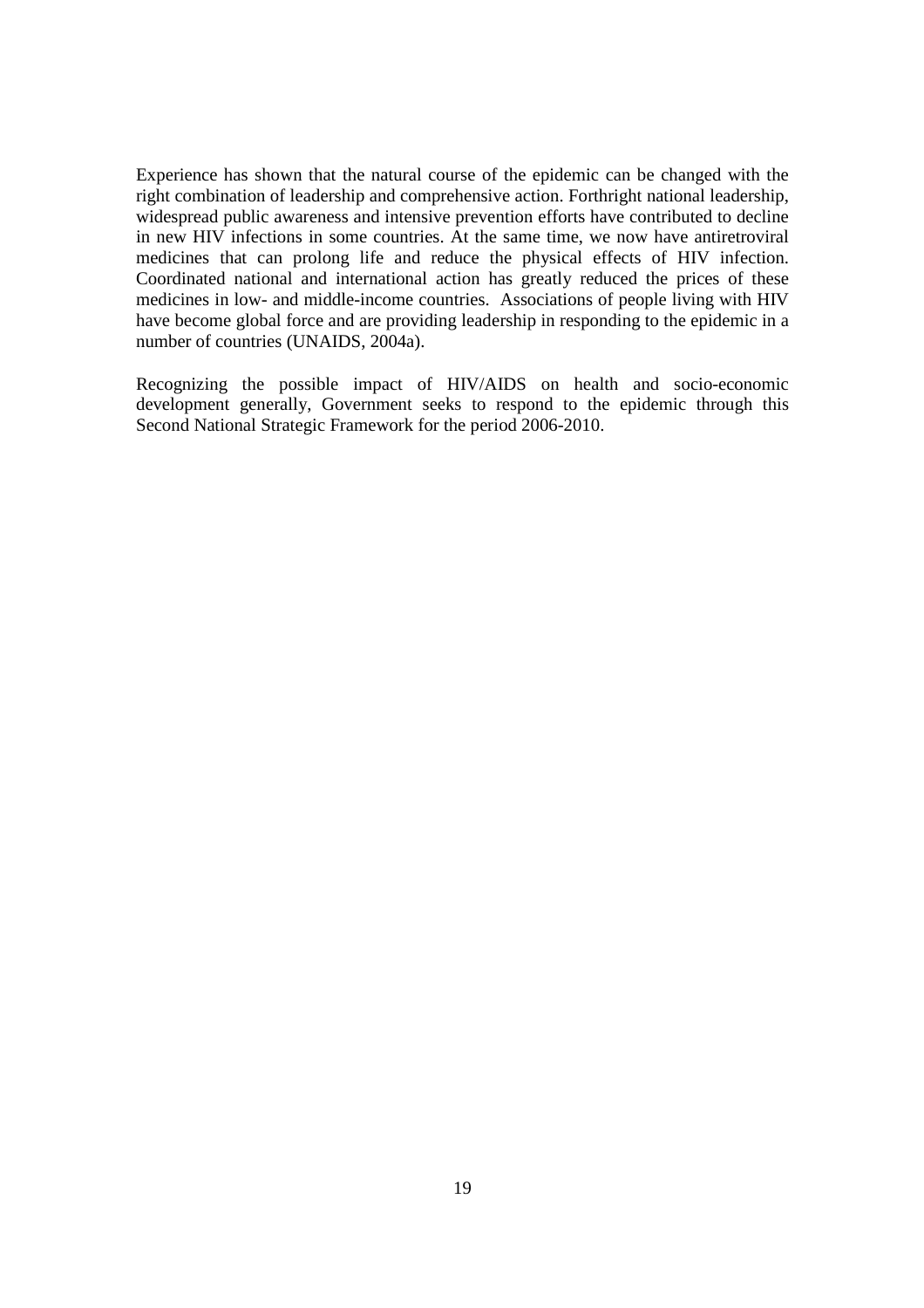Experience has shown that the natural course of the epidemic can be changed with the right combination of leadership and comprehensive action. Forthright national leadership, widespread public awareness and intensive prevention efforts have contributed to decline in new HIV infections in some countries. At the same time, we now have antiretroviral medicines that can prolong life and reduce the physical effects of HIV infection. Coordinated national and international action has greatly reduced the prices of these medicines in low- and middle-income countries. Associations of people living with HIV have become global force and are providing leadership in responding to the epidemic in a number of countries (UNAIDS, 2004a).

Recognizing the possible impact of HIV/AIDS on health and socio-economic development generally, Government seeks to respond to the epidemic through this Second National Strategic Framework for the period 2006-2010.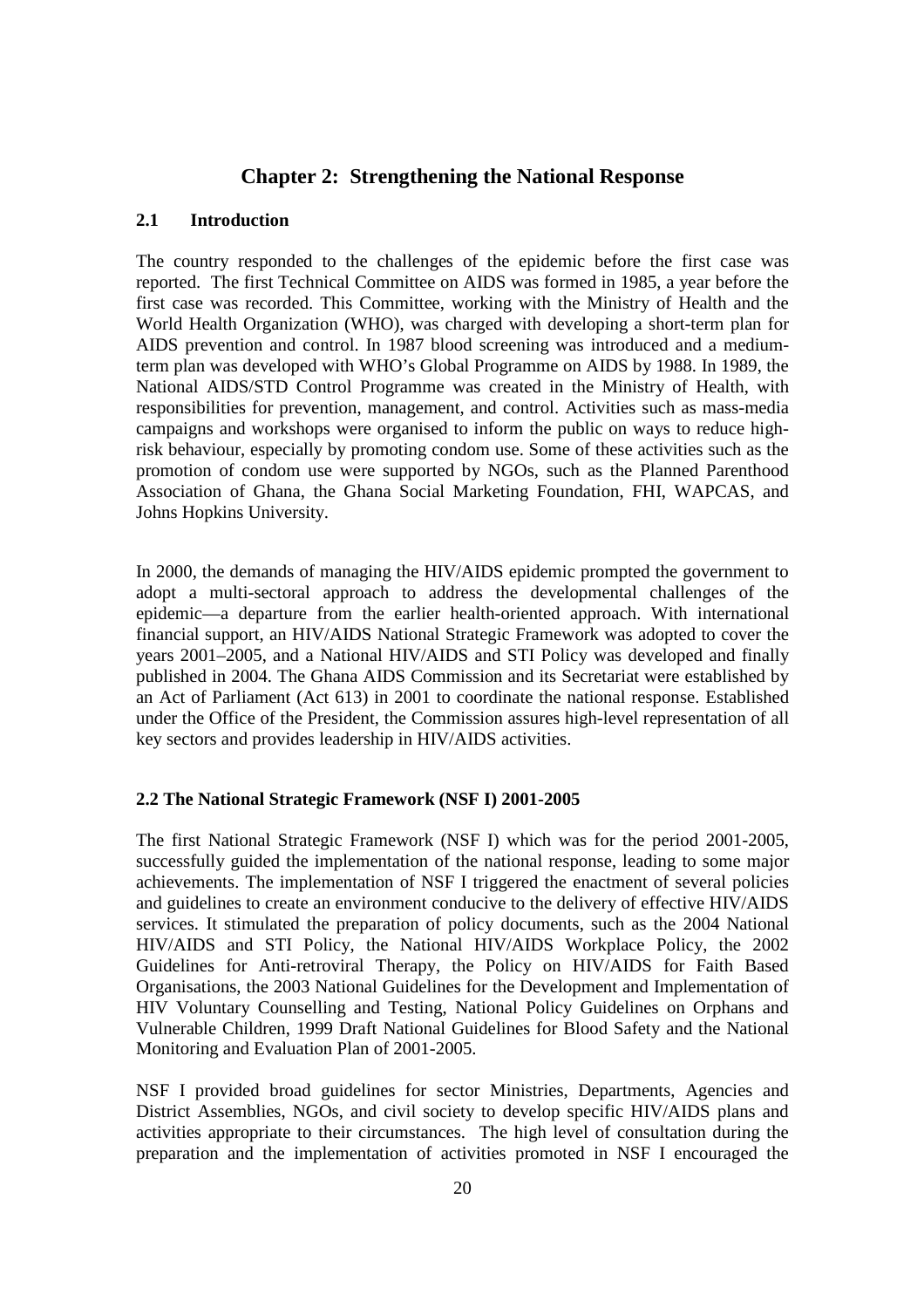## Chapter 2: Strengthening the National Response

### 2.1 Introduction

The country responded to the challenges of the epidemic before the first case was reported. The first Technical Committee on AIDS was formed in 1985, a year before the first case was recorded. This Committee, working with the Ministry of Health and the World Health Organization (WHO), was charged with developing a short-term plan for AIDS prevention and control. In 1987 blood screening was introduced and a medium-term plan was developed with WHO's Global Programme on AIDS by 1988. In 1989, the National AIDS/STD Control Programme was created in the Ministry of Health, with responsibilities for prevention, management, and control. Activities such as mass-media campaigns and workshops were organised to inform the public on ways to reduce high-risk behaviour, especially by promoting condom use. Some of these activities such as the promotion of condom use were supported by NGOs, such as the Planned Parenthood Association of Ghana, the Ghana Social Marketing Foundation, FHI, WAPCAS, and Johns Hopkins University.

In 2000, the demands of managing the HIV/AIDS epidemic prompted the government to adopt a multi-sectoral approach to address the developmental challenges of the epidemic—a departure from the earlier health-oriented approach. With international financial support, an HIV/AIDS National Strategic Framework was adopted to cover the years 2001–2005, and a National HIV/AIDS and STI Policy was developed and finally published in 2004. The Ghana AIDS Commission and its Secretariat were established by an Act of Parliament (Act 613) in 2001 to coordinate the national response. Established under the Office of the President, the Commission assures high-level representation of all key sectors and provides leadership in HIV/AIDS activities.

### 2.2 The National Strategic Framework (NSF I) 2001-2005

The first National Strategic Framework (NSF I) which was for the period 2001-2005, successfully guided the implementation of the national response, leading to some major achievements. The implementation of NSF I triggered the enactment of several policies and guidelines to create an environment conducive to the delivery of effective HIV/AIDS services. It stimulated the preparation of policy documents, such as the 2004 National HIV/AIDS and STI Policy, the National HIV/AIDS Workplace Policy, the 2002 Guidelines for Anti-retroviral Therapy, the Policy on HIV/AIDS for Faith Based Organisations, the 2003 National Guidelines for the Development and Implementation of HIV Voluntary Counselling and Testing, National Policy Guidelines on Orphans and Vulnerable Children, 1999 Draft National Guidelines for Blood Safety and the National Monitoring and Evaluation Plan of 2001-2005.

NSF I provided broad guidelines for sector Ministries, Departments, Agencies and District Assemblies, NGOs, and civil society to develop specific HIV/AIDS plans and activities appropriate to their circumstances. The high level of consultation during the preparation and the implementation of activities promoted in NSF I encouraged the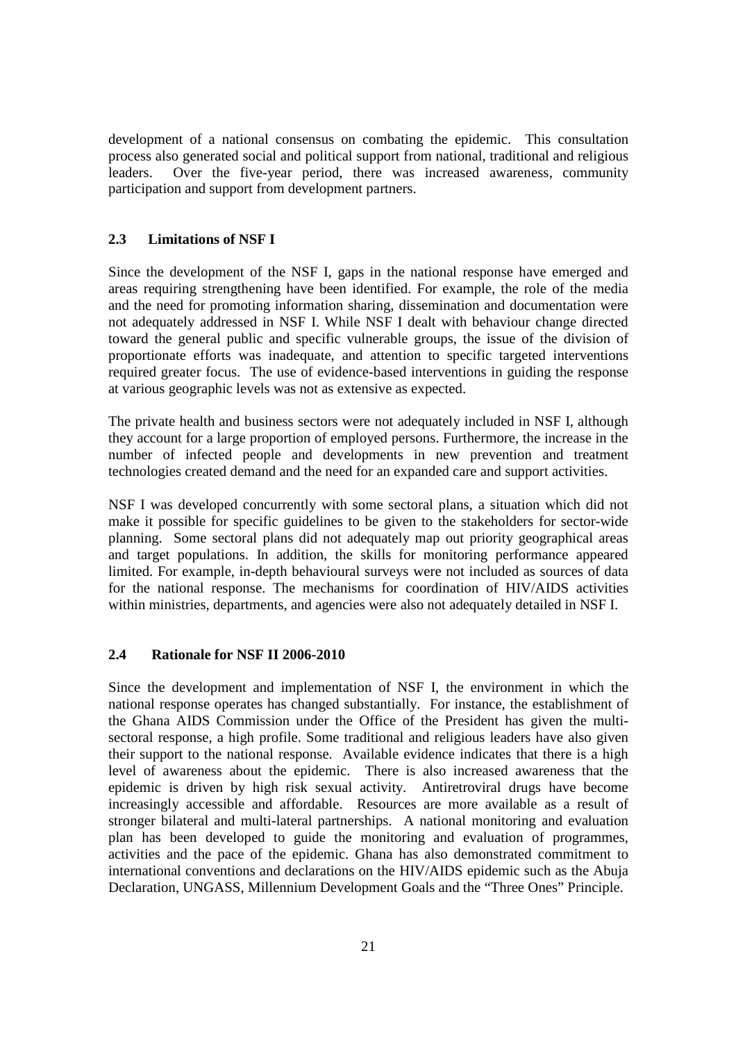development of a national consensus on combating the epidemic. This consultation process also generated social and political support from national, traditional and religious leaders. Over the five-year period, there was increased awareness, community participation and support from development partners.

## 2.3 Limitations of NSF I

Since the development of the NSF I, gaps in the national response have emerged and areas requiring strengthening have been identified. For example, the role of the media and the need for promoting information sharing, dissemination and documentation were not adequately addressed in NSF I. While NSF I dealt with behaviour change directed toward the general public and specific vulnerable groups, the issue of the division of proportionate efforts was inadequate, and attention to specific targeted interventions required greater focus. The use of evidence-based interventions in guiding the response at various geographic levels was not as extensive as expected.

The private health and business sectors were not adequately included in NSF I, although they account for a large proportion of employed persons. Furthermore, the increase in the number of infected people and developments in new prevention and treatment technologies created demand and the need for an expanded care and support activities.

NSF I was developed concurrently with some sectoral plans, a situation which did not make it possible for specific guidelines to be given to the stakeholders for sector-wide planning. Some sectoral plans did not adequately map out priority geographical areas and target populations. In addition, the skills for monitoring performance appeared limited. For example, in-depth behavioural surveys were not included as sources of data for the national response. The mechanisms for coordination of HIV/AIDS activities within ministries, departments, and agencies were also not adequately detailed in NSF I.

## 2.4 Rationale for NSF II 2006-2010

Since the development and implementation of NSF I, the environment in which the national response operates has changed substantially. For instance, the establishment of the Ghana AIDS Commission under the Office of the President has given the multi-sectoral response, a high profile. Some traditional and religious leaders have also given their support to the national response. Available evidence indicates that there is a high level of awareness about the epidemic. There is also increased awareness that the epidemic is driven by high risk sexual activity. Antiretroviral drugs have become increasingly accessible and affordable. Resources are more available as a result of stronger bilateral and multi-lateral partnerships. A national monitoring and evaluation plan has been developed to guide the monitoring and evaluation of programmes, activities and the pace of the epidemic. Ghana has also demonstrated commitment to international conventions and declarations on the HIV/AIDS epidemic such as the Abuja Declaration, UNGASS, Millennium Development Goals and the "Three Ones" Principle.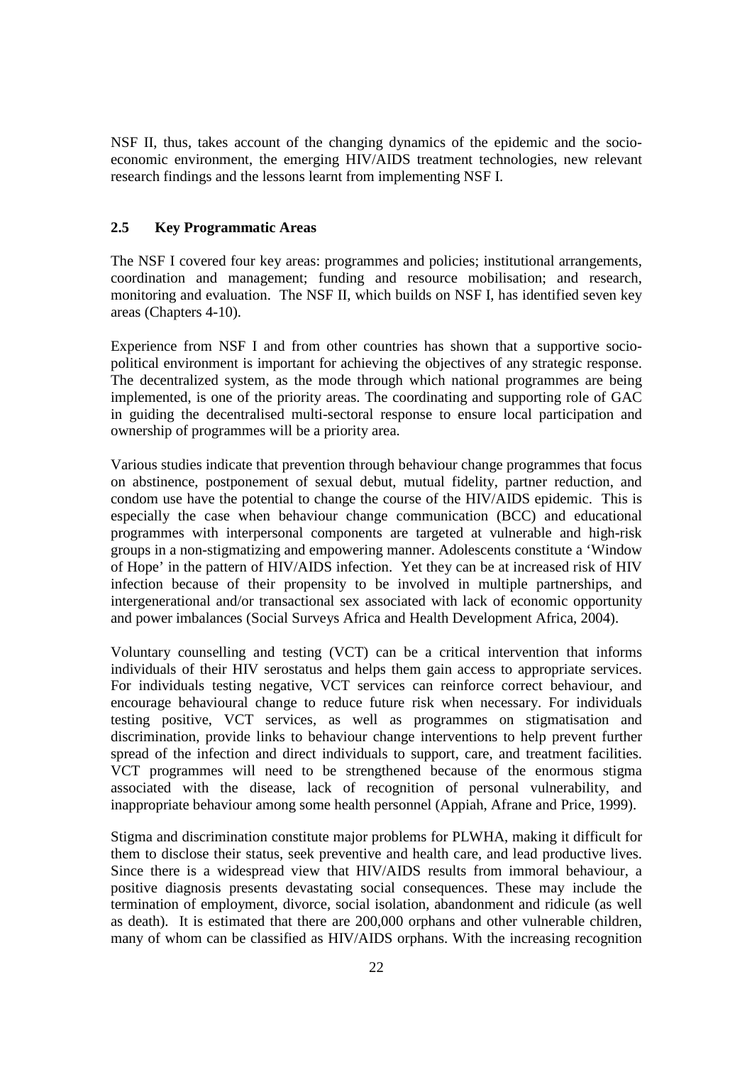NSF II, thus, takes account of the changing dynamics of the epidemic and the socio-economic environment, the emerging HIV/AIDS treatment technologies, new relevant research findings and the lessons learnt from implementing NSF I.

### 2.5 Key Programmatic Areas

The NSF I covered four key areas: programmes and policies; institutional arrangements, coordination and management; funding and resource mobilisation; and research, monitoring and evaluation. The NSF II, which builds on NSF I, has identified seven key areas (Chapters 4-10).

Experience from NSF I and from other countries has shown that a supportive socio-political environment is important for achieving the objectives of any strategic response. The decentralized system, as the mode through which national programmes are being implemented, is one of the priority areas. The coordinating and supporting role of GAC in guiding the decentralised multi-sectoral response to ensure local participation and ownership of programmes will be a priority area.

Various studies indicate that prevention through behaviour change programmes that focus on abstinence, postponement of sexual debut, mutual fidelity, partner reduction, and condom use have the potential to change the course of the HIV/AIDS epidemic. This is especially the case when behaviour change communication (BCC) and educational programmes with interpersonal components are targeted at vulnerable and high-risk groups in a non-stigmatizing and empowering manner. Adolescents constitute a 'Window of Hope' in the pattern of HIV/AIDS infection. Yet they can be at increased risk of HIV infection because of their propensity to be involved in multiple partnerships, and intergenerational and/or transactional sex associated with lack of economic opportunity and power imbalances (Social Surveys Africa and Health Development Africa, 2004).

Voluntary counselling and testing (VCT) can be a critical intervention that informs individuals of their HIV serostatus and helps them gain access to appropriate services. For individuals testing negative, VCT services can reinforce correct behaviour, and encourage behavioural change to reduce future risk when necessary. For individuals testing positive, VCT services, as well as programmes on stigmatisation and discrimination, provide links to behaviour change interventions to help prevent further spread of the infection and direct individuals to support, care, and treatment facilities. VCT programmes will need to be strengthened because of the enormous stigma associated with the disease, lack of recognition of personal vulnerability, and inappropriate behaviour among some health personnel (Appiah, Afrane and Price, 1999).

Stigma and discrimination constitute major problems for PLWHA, making it difficult for them to disclose their status, seek preventive and health care, and lead productive lives. Since there is a widespread view that HIV/AIDS results from immoral behaviour, a positive diagnosis presents devastating social consequences. These may include the termination of employment, divorce, social isolation, abandonment and ridicule (as well as death). It is estimated that there are 200,000 orphans and other vulnerable children, many of whom can be classified as HIV/AIDS orphans. With the increasing recognition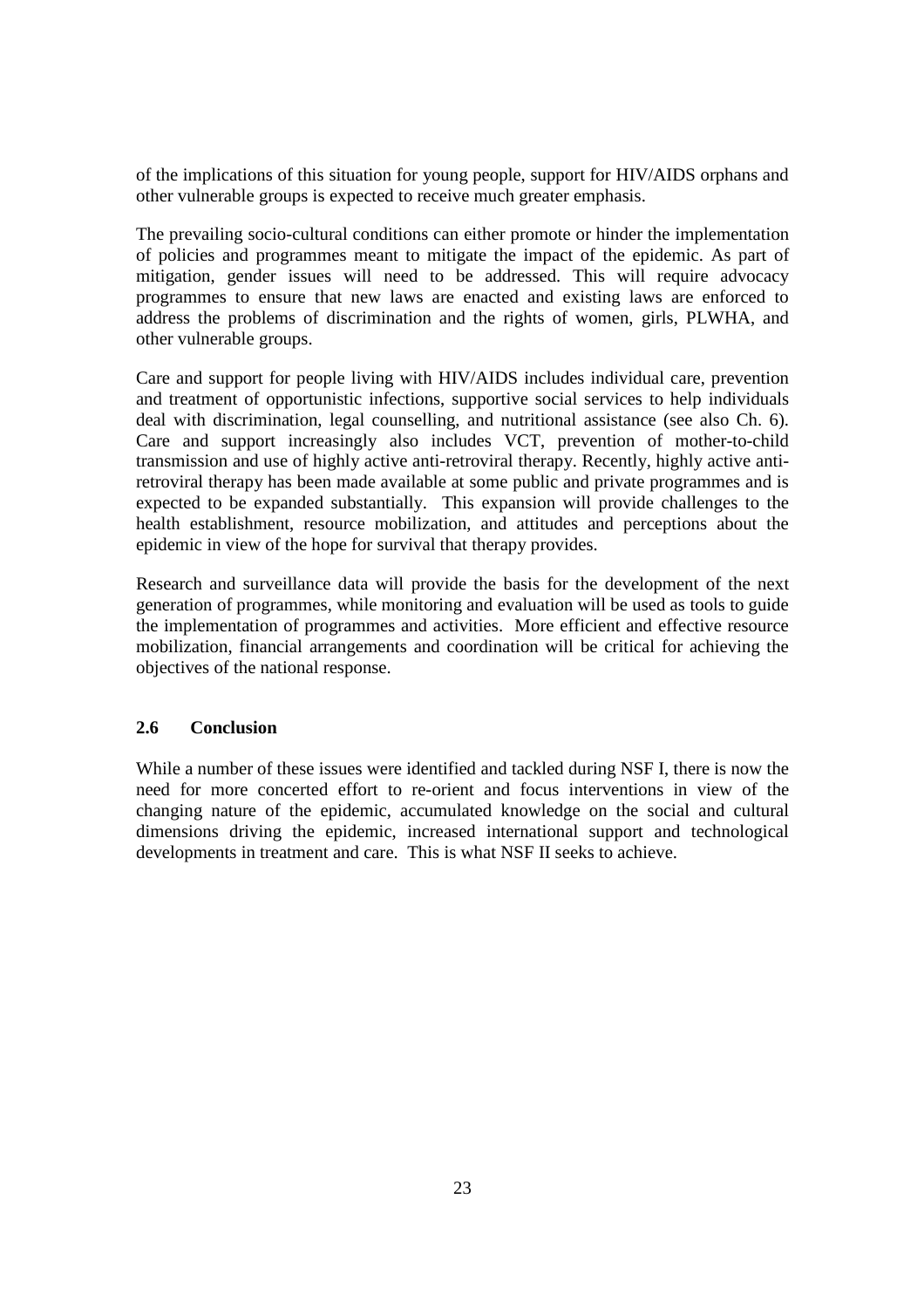of the implications of this situation for young people, support for HIV/AIDS orphans and other vulnerable groups is expected to receive much greater emphasis.

The prevailing socio-cultural conditions can either promote or hinder the implementation of policies and programmes meant to mitigate the impact of the epidemic. As part of mitigation, gender issues will need to be addressed. This will require advocacy programmes to ensure that new laws are enacted and existing laws are enforced to address the problems of discrimination and the rights of women, girls, PLWHA, and other vulnerable groups.

Care and support for people living with HIV/AIDS includes individual care, prevention and treatment of opportunistic infections, supportive social services to help individuals deal with discrimination, legal counselling, and nutritional assistance (see also Ch. 6). Care and support increasingly also includes VCT, prevention of mother-to-child transmission and use of highly active anti-retroviral therapy. Recently, highly active anti-retroviral therapy has been made available at some public and private programmes and is expected to be expanded substantially. This expansion will provide challenges to the health establishment, resource mobilization, and attitudes and perceptions about the epidemic in view of the hope for survival that therapy provides.

Research and surveillance data will provide the basis for the development of the next generation of programmes, while monitoring and evaluation will be used as tools to guide the implementation of programmes and activities. More efficient and effective resource mobilization, financial arrangements and coordination will be critical for achieving the objectives of the national response.

### 2.6 Conclusion

While a number of these issues were identified and tackled during NSF I, there is now the need for more concerted effort to re-orient and focus interventions in view of the changing nature of the epidemic, accumulated knowledge on the social and cultural dimensions driving the epidemic, increased international support and technological developments in treatment and care. This is what NSF II seeks to achieve.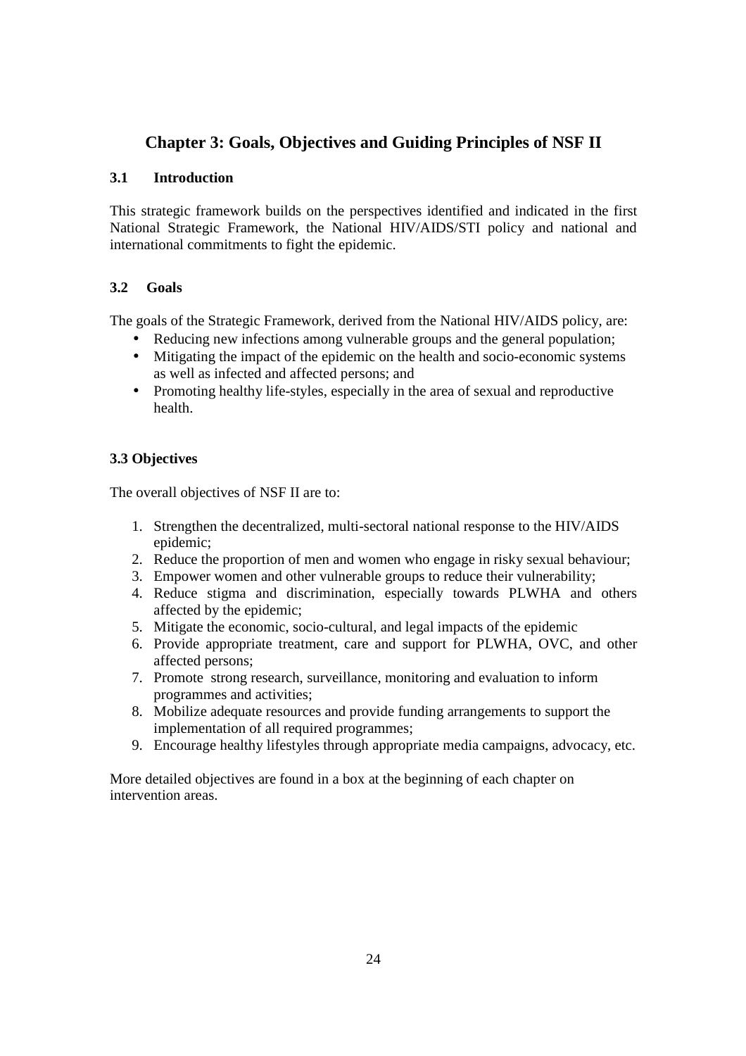# Chapter 3: Goals, Objectives and Guiding Principles of NSF II

## 3.1 Introduction

This strategic framework builds on the perspectives identified and indicated in the first National Strategic Framework, the National HIV/AIDS/STI policy and national and international commitments to fight the epidemic.

## 3.2 Goals

The goals of the Strategic Framework, derived from the National HIV/AIDS policy, are:

- Reducing new infections among vulnerable groups and the general population;
- Mitigating the impact of the epidemic on the health and socio-economic systems as well as infected and affected persons; and
- Promoting healthy life-styles, especially in the area of sexual and reproductive health.

## 3.3 Objectives

The overall objectives of NSF II are to:

1. Strengthen the decentralized, multi-sectoral national response to the HIV/AIDS epidemic;
2. Reduce the proportion of men and women who engage in risky sexual behaviour;
3. Empower women and other vulnerable groups to reduce their vulnerability;
4. Reduce stigma and discrimination, especially towards PLWHA and others affected by the epidemic;
5. Mitigate the economic, socio-cultural, and legal impacts of the epidemic
6. Provide appropriate treatment, care and support for PLWHA, OVC, and other affected persons;
7. Promote strong research, surveillance, monitoring and evaluation to inform programmes and activities;
8. Mobilize adequate resources and provide funding arrangements to support the implementation of all required programmes;
9. Encourage healthy lifestyles through appropriate media campaigns, advocacy, etc.

More detailed objectives are found in a box at the beginning of each chapter on intervention areas.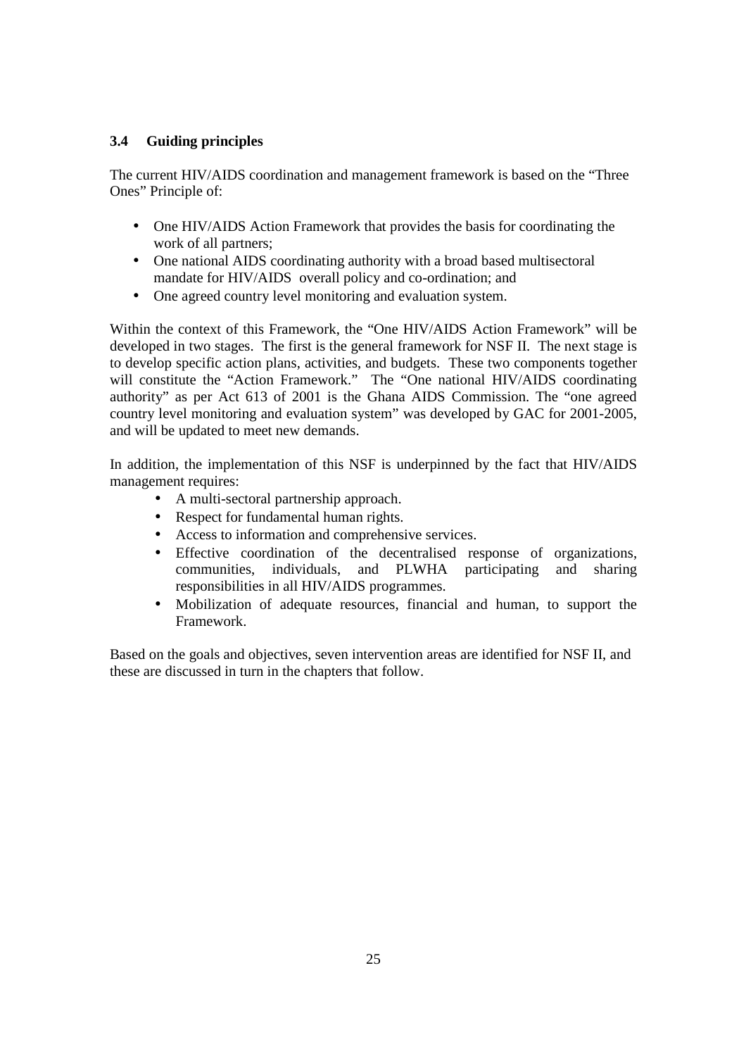### 3.4 Guiding principles

The current HIV/AIDS coordination and management framework is based on the "Three Ones" Principle of:

- One HIV/AIDS Action Framework that provides the basis for coordinating the work of all partners;
- One national AIDS coordinating authority with a broad based multisectoral mandate for HIV/AIDS overall policy and co-ordination; and
- One agreed country level monitoring and evaluation system.

Within the context of this Framework, the "One HIV/AIDS Action Framework" will be developed in two stages. The first is the general framework for NSF II. The next stage is to develop specific action plans, activities, and budgets. These two components together will constitute the "Action Framework." The "One national HIV/AIDS coordinating authority" as per Act 613 of 2001 is the Ghana AIDS Commission. The "one agreed country level monitoring and evaluation system" was developed by GAC for 2001-2005, and will be updated to meet new demands.

In addition, the implementation of this NSF is underpinned by the fact that HIV/AIDS management requires:

- A multi-sectoral partnership approach.
- Respect for fundamental human rights.
- Access to information and comprehensive services.
- Effective coordination of the decentralised response of organizations, communities, individuals, and PLWHA participating and sharing responsibilities in all HIV/AIDS programmes.
- Mobilization of adequate resources, financial and human, to support the Framework.

Based on the goals and objectives, seven intervention areas are identified for NSF II, and these are discussed in turn in the chapters that follow.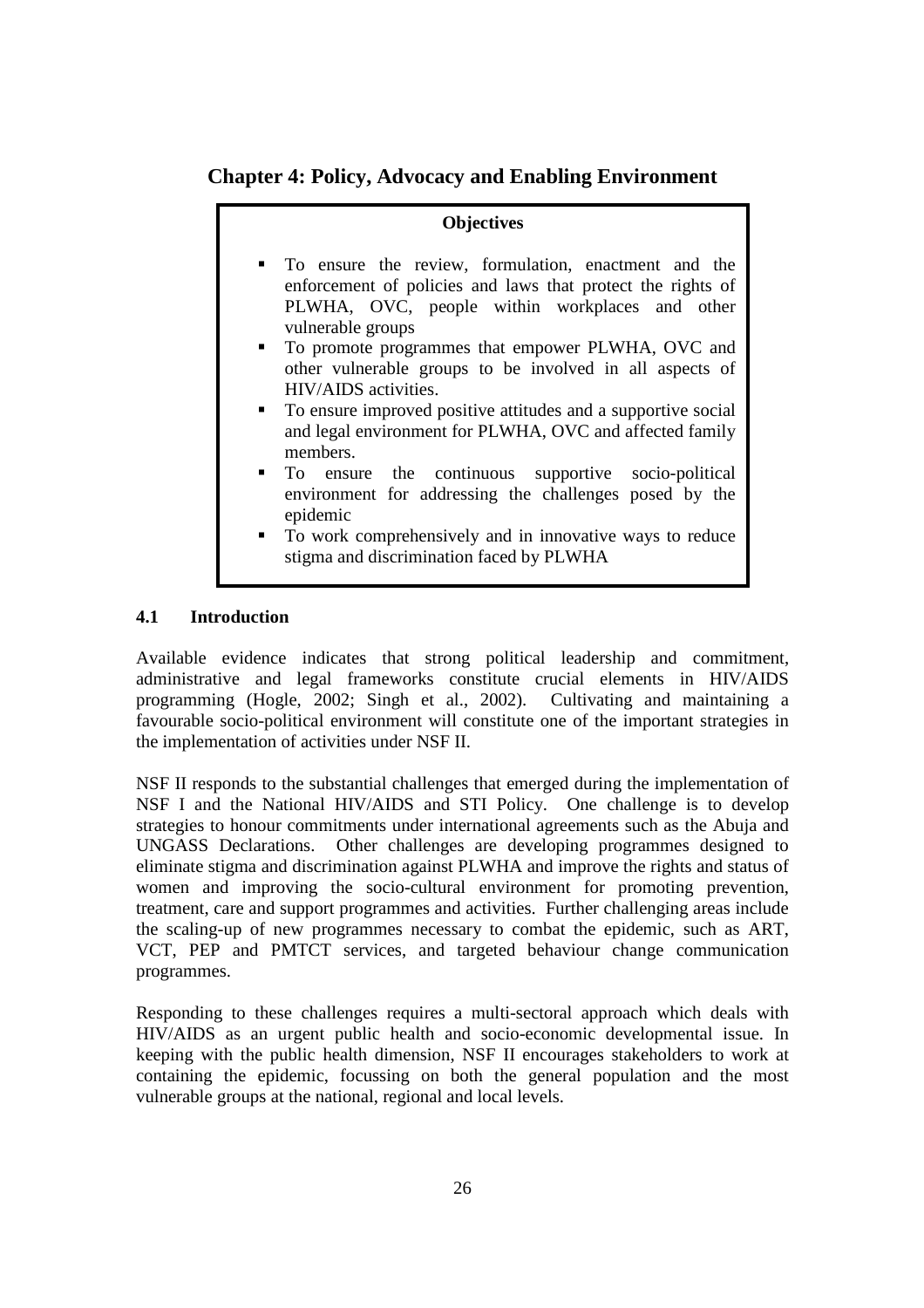# Chapter 4: Policy, Advocacy and Enabling Environment

**Objectives**

- To ensure the review, formulation, enactment and the enforcement of policies and laws that protect the rights of PLWHA, OVC, people within workplaces and other vulnerable groups
- To promote programmes that empower PLWHA, OVC and other vulnerable groups to be involved in all aspects of HIV/AIDS activities.
- To ensure improved positive attitudes and a supportive social and legal environment for PLWHA, OVC and affected family members.
- To ensure the continuous supportive socio-political environment for addressing the challenges posed by the epidemic
- To work comprehensively and in innovative ways to reduce stigma and discrimination faced by PLWHA

## 4.1 Introduction

Available evidence indicates that strong political leadership and commitment, administrative and legal frameworks constitute crucial elements in HIV/AIDS programming (Hogle, 2002; Singh et al., 2002). Cultivating and maintaining a favourable socio-political environment will constitute one of the important strategies in the implementation of activities under NSF II.

NSF II responds to the substantial challenges that emerged during the implementation of NSF I and the National HIV/AIDS and STI Policy. One challenge is to develop strategies to honour commitments under international agreements such as the Abuja and UNGASS Declarations. Other challenges are developing programmes designed to eliminate stigma and discrimination against PLWHA and improve the rights and status of women and improving the socio-cultural environment for promoting prevention, treatment, care and support programmes and activities. Further challenging areas include the scaling-up of new programmes necessary to combat the epidemic, such as ART, VCT, PEP and PMTCT services, and targeted behaviour change communication programmes.

Responding to these challenges requires a multi-sectoral approach which deals with HIV/AIDS as an urgent public health and socio-economic developmental issue. In keeping with the public health dimension, NSF II encourages stakeholders to work at containing the epidemic, focussing on both the general population and the most vulnerable groups at the national, regional and local levels.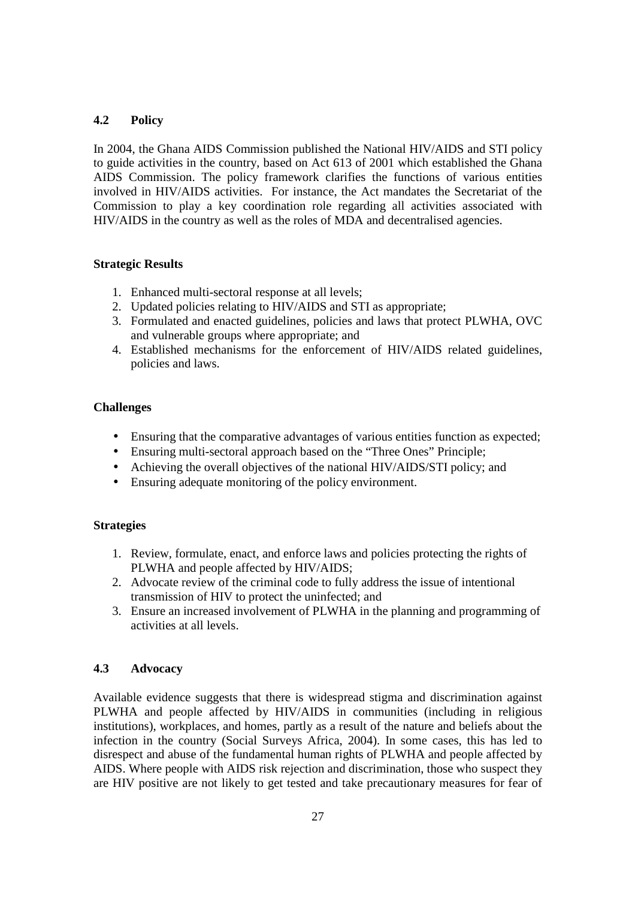## 4.2 Policy

In 2004, the Ghana AIDS Commission published the National HIV/AIDS and STI policy to guide activities in the country, based on Act 613 of 2001 which established the Ghana AIDS Commission. The policy framework clarifies the functions of various entities involved in HIV/AIDS activities. For instance, the Act mandates the Secretariat of the Commission to play a key coordination role regarding all activities associated with HIV/AIDS in the country as well as the roles of MDA and decentralised agencies.

**Strategic Results**

1. Enhanced multi-sectoral response at all levels;
2. Updated policies relating to HIV/AIDS and STI as appropriate;
3. Formulated and enacted guidelines, policies and laws that protect PLWHA, OVC and vulnerable groups where appropriate; and
4. Established mechanisms for the enforcement of HIV/AIDS related guidelines, policies and laws.

**Challenges**

- Ensuring that the comparative advantages of various entities function as expected;
- Ensuring multi-sectoral approach based on the "Three Ones" Principle;
- Achieving the overall objectives of the national HIV/AIDS/STI policy; and
- Ensuring adequate monitoring of the policy environment.

**Strategies**

1. Review, formulate, enact, and enforce laws and policies protecting the rights of PLWHA and people affected by HIV/AIDS;
2. Advocate review of the criminal code to fully address the issue of intentional transmission of HIV to protect the uninfected; and
3. Ensure an increased involvement of PLWHA in the planning and programming of activities at all levels.

## 4.3 Advocacy

Available evidence suggests that there is widespread stigma and discrimination against PLWHA and people affected by HIV/AIDS in communities (including in religious institutions), workplaces, and homes, partly as a result of the nature and beliefs about the infection in the country (Social Surveys Africa, 2004). In some cases, this has led to disrespect and abuse of the fundamental human rights of PLWHA and people affected by AIDS. Where people with AIDS risk rejection and discrimination, those who suspect they are HIV positive are not likely to get tested and take precautionary measures for fear of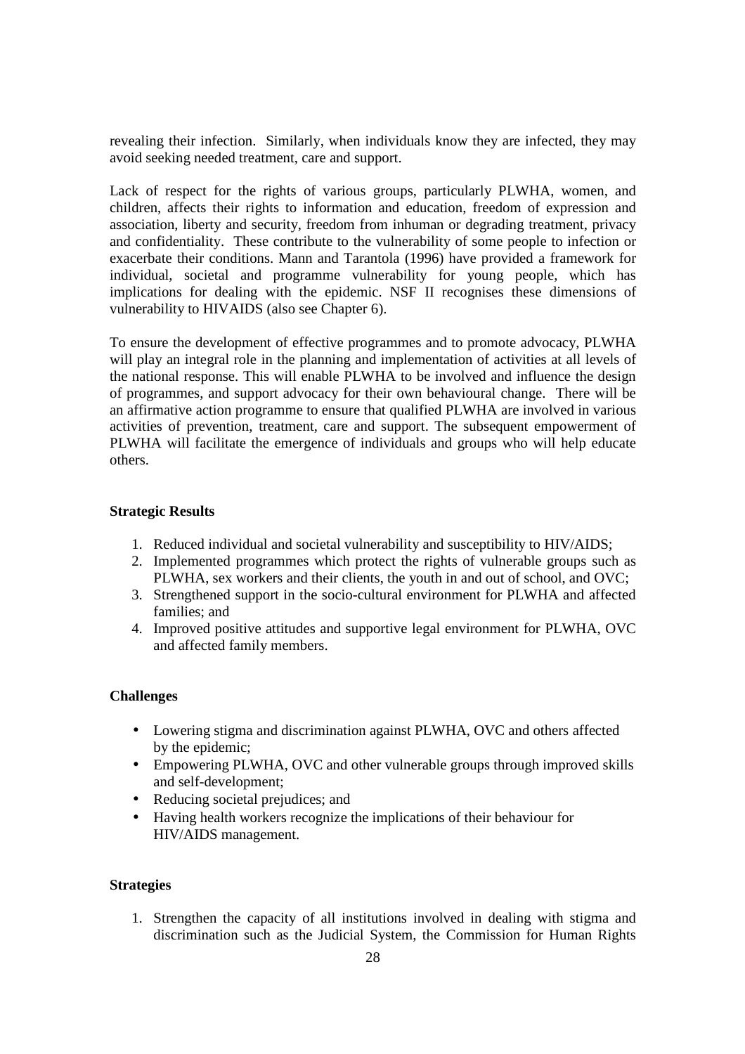revealing their infection. Similarly, when individuals know they are infected, they may avoid seeking needed treatment, care and support.

Lack of respect for the rights of various groups, particularly PLWHA, women, and children, affects their rights to information and education, freedom of expression and association, liberty and security, freedom from inhuman or degrading treatment, privacy and confidentiality. These contribute to the vulnerability of some people to infection or exacerbate their conditions. Mann and Tarantola (1996) have provided a framework for individual, societal and programme vulnerability for young people, which has implications for dealing with the epidemic. NSF II recognises these dimensions of vulnerability to HIVAIDS (also see Chapter 6).

To ensure the development of effective programmes and to promote advocacy, PLWHA will play an integral role in the planning and implementation of activities at all levels of the national response. This will enable PLWHA to be involved and influence the design of programmes, and support advocacy for their own behavioural change. There will be an affirmative action programme to ensure that qualified PLWHA are involved in various activities of prevention, treatment, care and support. The subsequent empowerment of PLWHA will facilitate the emergence of individuals and groups who will help educate others.

**Strategic Results**

1. Reduced individual and societal vulnerability and susceptibility to HIV/AIDS;
2. Implemented programmes which protect the rights of vulnerable groups such as PLWHA, sex workers and their clients, the youth in and out of school, and OVC;
3. Strengthened support in the socio-cultural environment for PLWHA and affected families; and
4. Improved positive attitudes and supportive legal environment for PLWHA, OVC and affected family members.

**Challenges**

- Lowering stigma and discrimination against PLWHA, OVC and others affected by the epidemic;
- Empowering PLWHA, OVC and other vulnerable groups through improved skills and self-development;
- Reducing societal prejudices; and
- Having health workers recognize the implications of their behaviour for HIV/AIDS management.

**Strategies**

1. Strengthen the capacity of all institutions involved in dealing with stigma and discrimination such as the Judicial System, the Commission for Human Rights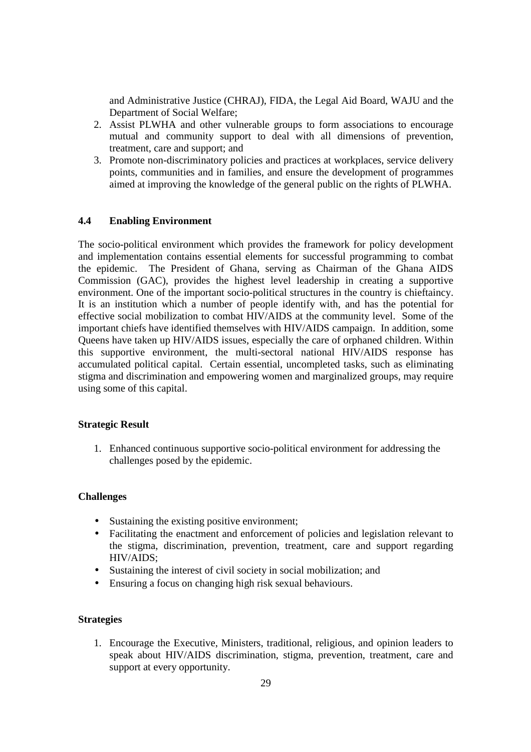and Administrative Justice (CHRAJ), FIDA, the Legal Aid Board, WAJU and the Department of Social Welfare;

2. Assist PLWHA and other vulnerable groups to form associations to encourage mutual and community support to deal with all dimensions of prevention, treatment, care and support; and
3. Promote non-discriminatory policies and practices at workplaces, service delivery points, communities and in families, and ensure the development of programmes aimed at improving the knowledge of the general public on the rights of PLWHA.

### 4.4 Enabling Environment

The socio-political environment which provides the framework for policy development and implementation contains essential elements for successful programming to combat the epidemic. The President of Ghana, serving as Chairman of the Ghana AIDS Commission (GAC), provides the highest level leadership in creating a supportive environment. One of the important socio-political structures in the country is chieftaincy. It is an institution which a number of people identify with, and has the potential for effective social mobilization to combat HIV/AIDS at the community level. Some of the important chiefs have identified themselves with HIV/AIDS campaign. In addition, some Queens have taken up HIV/AIDS issues, especially the care of orphaned children. Within this supportive environment, the multi-sectoral national HIV/AIDS response has accumulated political capital. Certain essential, uncompleted tasks, such as eliminating stigma and discrimination and empowering women and marginalized groups, may require using some of this capital.

**Strategic Result**

1. Enhanced continuous supportive socio-political environment for addressing the challenges posed by the epidemic.

**Challenges**

- Sustaining the existing positive environment;
- Facilitating the enactment and enforcement of policies and legislation relevant to the stigma, discrimination, prevention, treatment, care and support regarding HIV/AIDS;
- Sustaining the interest of civil society in social mobilization; and
- Ensuring a focus on changing high risk sexual behaviours.

**Strategies**

1. Encourage the Executive, Ministers, traditional, religious, and opinion leaders to speak about HIV/AIDS discrimination, stigma, prevention, treatment, care and support at every opportunity.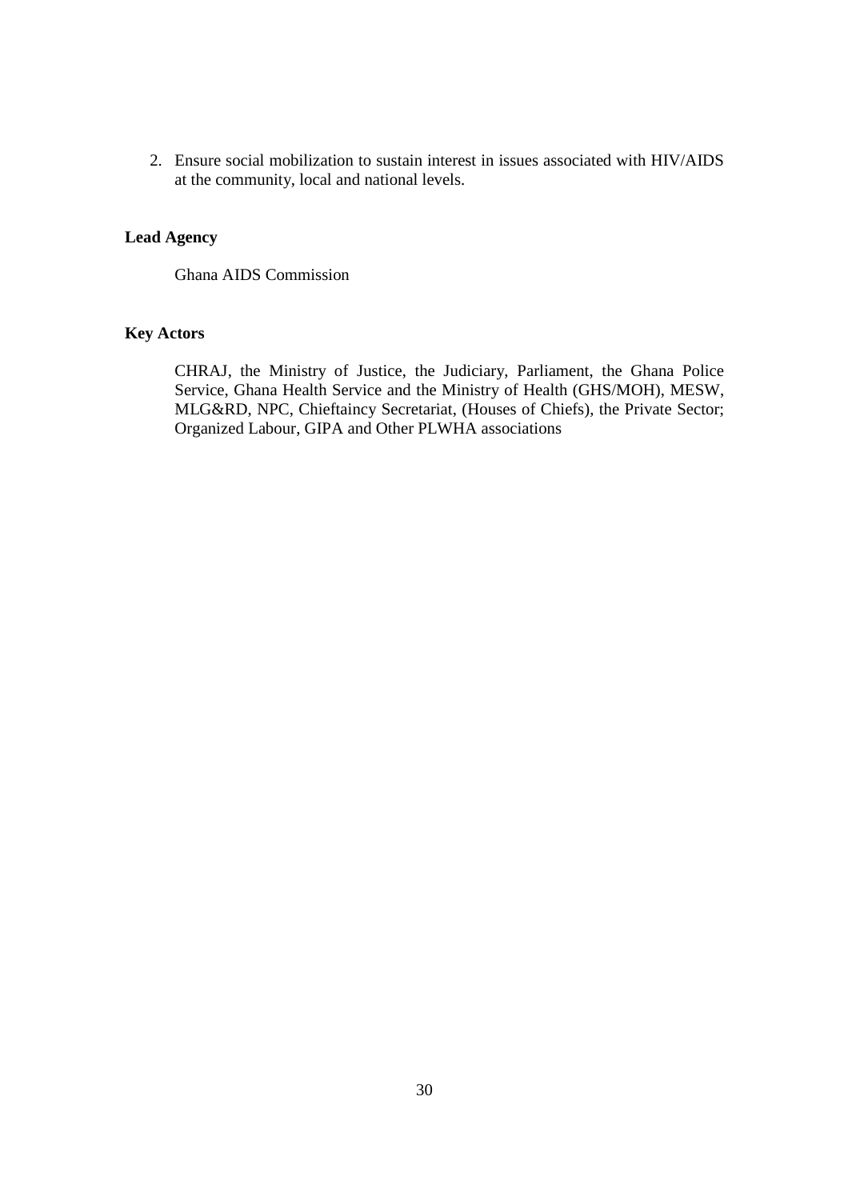2. Ensure social mobilization to sustain interest in issues associated with HIV/AIDS at the community, local and national levels.

**Lead Agency**

Ghana AIDS Commission

**Key Actors**

CHRAJ, the Ministry of Justice, the Judiciary, Parliament, the Ghana Police Service, Ghana Health Service and the Ministry of Health (GHS/MOH), MESW, MLG&RD, NPC, Chieftaincy Secretariat, (Houses of Chiefs), the Private Sector; Organized Labour, GIPA and Other PLWHA associations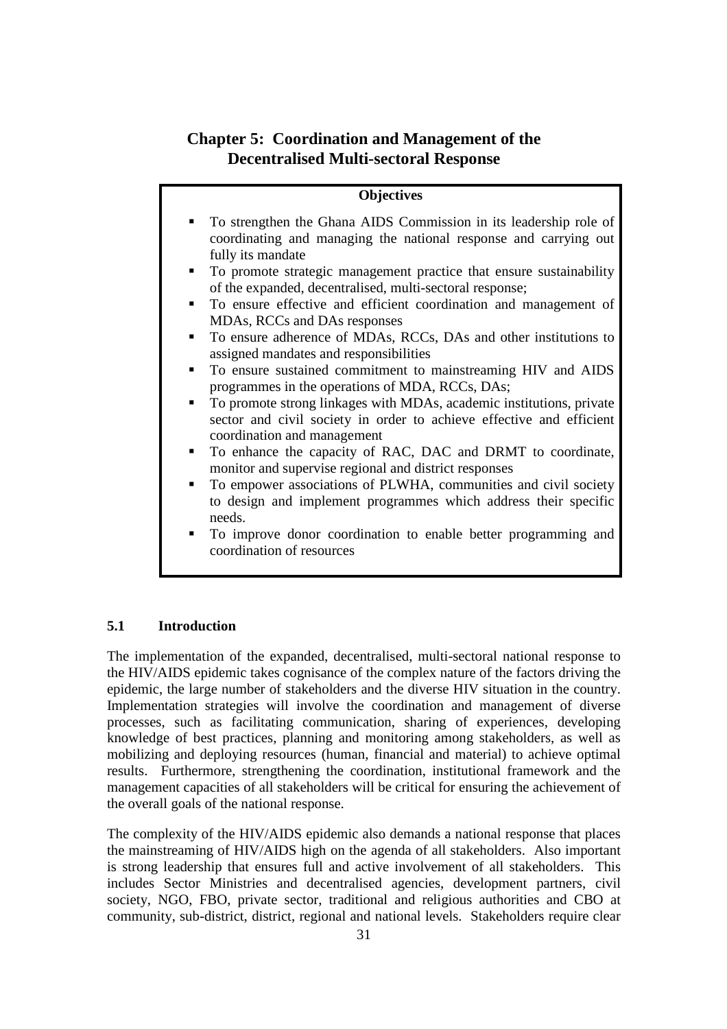# Chapter 5: Coordination and Management of the Decentralised Multi-sectoral Response

**Objectives**

- To strengthen the Ghana AIDS Commission in its leadership role of coordinating and managing the national response and carrying out fully its mandate
- To promote strategic management practice that ensure sustainability of the expanded, decentralised, multi-sectoral response;
- To ensure effective and efficient coordination and management of MDAs, RCCs and DAs responses
- To ensure adherence of MDAs, RCCs, DAs and other institutions to assigned mandates and responsibilities
- To ensure sustained commitment to mainstreaming HIV and AIDS programmes in the operations of MDA, RCCs, DAs;
- To promote strong linkages with MDAs, academic institutions, private sector and civil society in order to achieve effective and efficient coordination and management
- To enhance the capacity of RAC, DAC and DRMT to coordinate, monitor and supervise regional and district responses
- To empower associations of PLWHA, communities and civil society to design and implement programmes which address their specific needs.
- To improve donor coordination to enable better programming and coordination of resources

## 5.1 Introduction

The implementation of the expanded, decentralised, multi-sectoral national response to the HIV/AIDS epidemic takes cognisance of the complex nature of the factors driving the epidemic, the large number of stakeholders and the diverse HIV situation in the country. Implementation strategies will involve the coordination and management of diverse processes, such as facilitating communication, sharing of experiences, developing knowledge of best practices, planning and monitoring among stakeholders, as well as mobilizing and deploying resources (human, financial and material) to achieve optimal results. Furthermore, strengthening the coordination, institutional framework and the management capacities of all stakeholders will be critical for ensuring the achievement of the overall goals of the national response.

The complexity of the HIV/AIDS epidemic also demands a national response that places the mainstreaming of HIV/AIDS high on the agenda of all stakeholders. Also important is strong leadership that ensures full and active involvement of all stakeholders. This includes Sector Ministries and decentralised agencies, development partners, civil society, NGO, FBO, private sector, traditional and religious authorities and CBO at community, sub-district, district, regional and national levels. Stakeholders require clear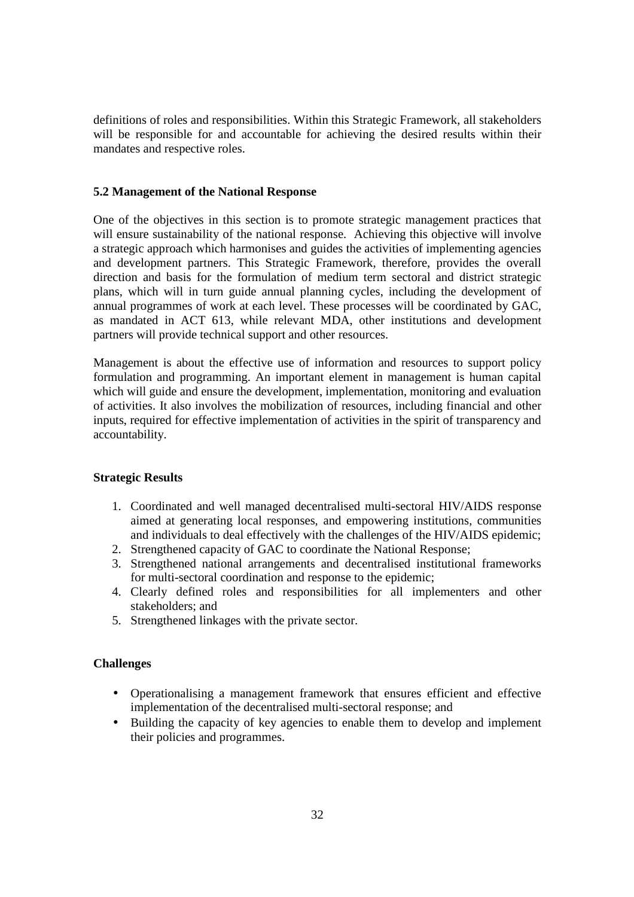definitions of roles and responsibilities. Within this Strategic Framework, all stakeholders will be responsible for and accountable for achieving the desired results within their mandates and respective roles.

### 5.2 Management of the National Response

One of the objectives in this section is to promote strategic management practices that will ensure sustainability of the national response. Achieving this objective will involve a strategic approach which harmonises and guides the activities of implementing agencies and development partners. This Strategic Framework, therefore, provides the overall direction and basis for the formulation of medium term sectoral and district strategic plans, which will in turn guide annual planning cycles, including the development of annual programmes of work at each level. These processes will be coordinated by GAC, as mandated in ACT 613, while relevant MDA, other institutions and development partners will provide technical support and other resources.

Management is about the effective use of information and resources to support policy formulation and programming. An important element in management is human capital which will guide and ensure the development, implementation, monitoring and evaluation of activities. It also involves the mobilization of resources, including financial and other inputs, required for effective implementation of activities in the spirit of transparency and accountability.

**Strategic Results**

1. Coordinated and well managed decentralised multi-sectoral HIV/AIDS response aimed at generating local responses, and empowering institutions, communities and individuals to deal effectively with the challenges of the HIV/AIDS epidemic;
2. Strengthened capacity of GAC to coordinate the National Response;
3. Strengthened national arrangements and decentralised institutional frameworks for multi-sectoral coordination and response to the epidemic;
4. Clearly defined roles and responsibilities for all implementers and other stakeholders; and
5. Strengthened linkages with the private sector.

**Challenges**

- Operationalising a management framework that ensures efficient and effective implementation of the decentralised multi-sectoral response; and
- Building the capacity of key agencies to enable them to develop and implement their policies and programmes.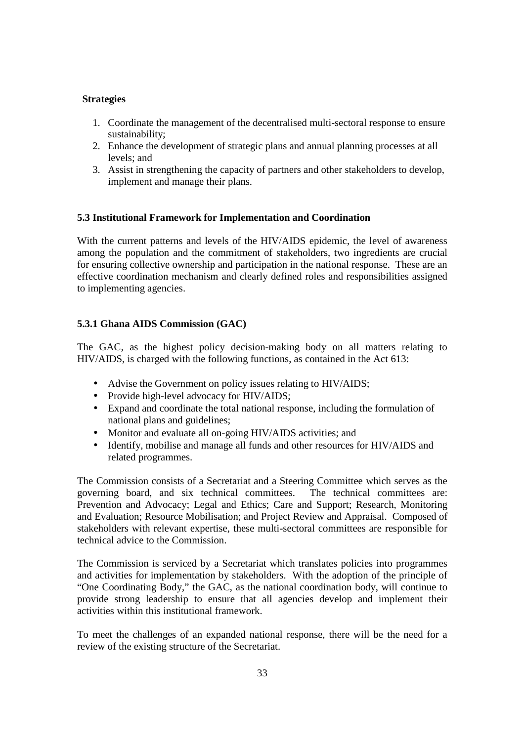**Strategies**

1. Coordinate the management of the decentralised multi-sectoral response to ensure sustainability;
2. Enhance the development of strategic plans and annual planning processes at all levels; and
3. Assist in strengthening the capacity of partners and other stakeholders to develop, implement and manage their plans.

### 5.3 Institutional Framework for Implementation and Coordination

With the current patterns and levels of the HIV/AIDS epidemic, the level of awareness among the population and the commitment of stakeholders, two ingredients are crucial for ensuring collective ownership and participation in the national response. These are an effective coordination mechanism and clearly defined roles and responsibilities assigned to implementing agencies.

#### 5.3.1 Ghana AIDS Commission (GAC)

The GAC, as the highest policy decision-making body on all matters relating to HIV/AIDS, is charged with the following functions, as contained in the Act 613:

- Advise the Government on policy issues relating to HIV/AIDS;
- Provide high-level advocacy for HIV/AIDS;
- Expand and coordinate the total national response, including the formulation of national plans and guidelines;
- Monitor and evaluate all on-going HIV/AIDS activities; and
- Identify, mobilise and manage all funds and other resources for HIV/AIDS and related programmes.

The Commission consists of a Secretariat and a Steering Committee which serves as the governing board, and six technical committees. The technical committees are: Prevention and Advocacy; Legal and Ethics; Care and Support; Research, Monitoring and Evaluation; Resource Mobilisation; and Project Review and Appraisal. Composed of stakeholders with relevant expertise, these multi-sectoral committees are responsible for technical advice to the Commission.

The Commission is serviced by a Secretariat which translates policies into programmes and activities for implementation by stakeholders. With the adoption of the principle of "One Coordinating Body," the GAC, as the national coordination body, will continue to provide strong leadership to ensure that all agencies develop and implement their activities within this institutional framework.

To meet the challenges of an expanded national response, there will be the need for a review of the existing structure of the Secretariat.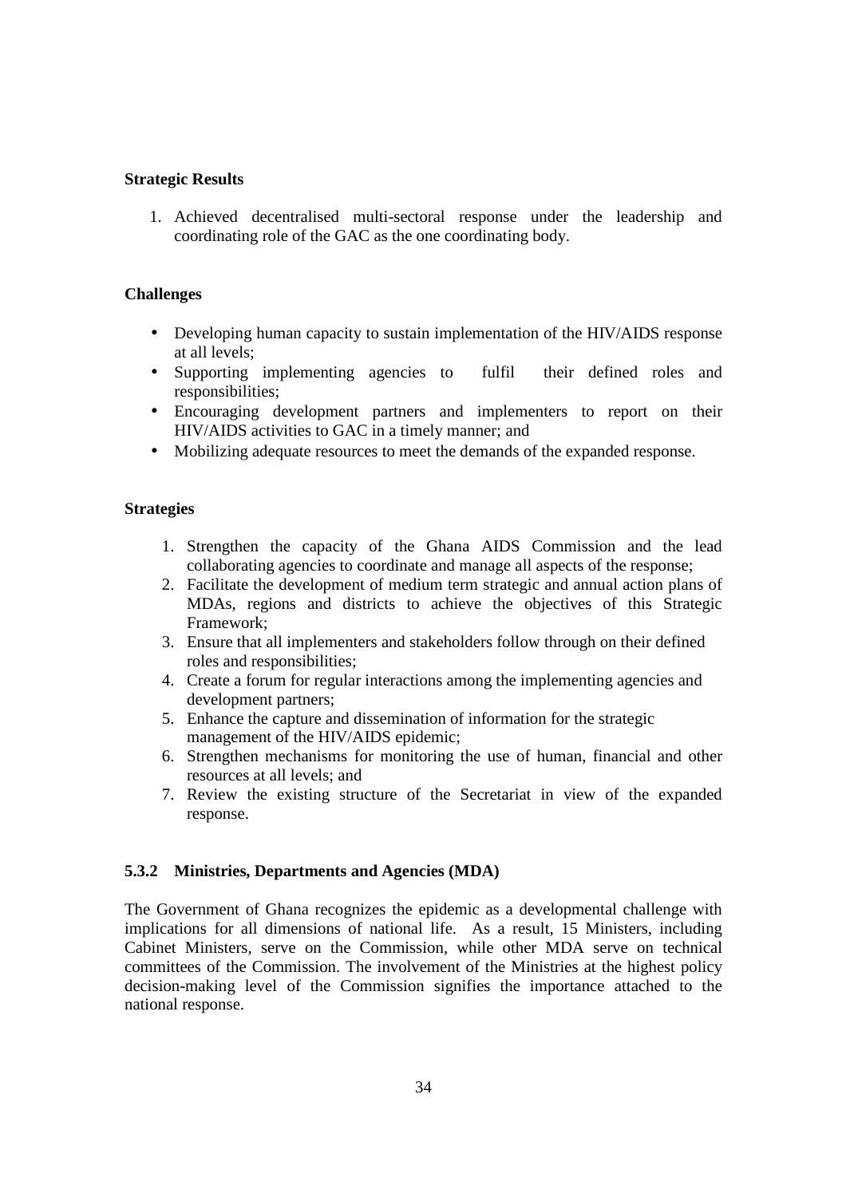**Strategic Results**

1. Achieved decentralised multi-sectoral response under the leadership and coordinating role of the GAC as the one coordinating body.

**Challenges**

- Developing human capacity to sustain implementation of the HIV/AIDS response at all levels;
- Supporting implementing agencies to fulfil their defined roles and responsibilities;
- Encouraging development partners and implementers to report on their HIV/AIDS activities to GAC in a timely manner; and
- Mobilizing adequate resources to meet the demands of the expanded response.

**Strategies**

1. Strengthen the capacity of the Ghana AIDS Commission and the lead collaborating agencies to coordinate and manage all aspects of the response;
2. Facilitate the development of medium term strategic and annual action plans of MDAs, regions and districts to achieve the objectives of this Strategic Framework;
3. Ensure that all implementers and stakeholders follow through on their defined roles and responsibilities;
4. Create a forum for regular interactions among the implementing agencies and development partners;
5. Enhance the capture and dissemination of information for the strategic management of the HIV/AIDS epidemic;
6. Strengthen mechanisms for monitoring the use of human, financial and other resources at all levels; and
7. Review the existing structure of the Secretariat in view of the expanded response.

### 5.3.2 Ministries, Departments and Agencies (MDA)

The Government of Ghana recognizes the epidemic as a developmental challenge with implications for all dimensions of national life. As a result, 15 Ministers, including Cabinet Ministers, serve on the Commission, while other MDA serve on technical committees of the Commission. The involvement of the Ministries at the highest policy decision-making level of the Commission signifies the importance attached to the national response.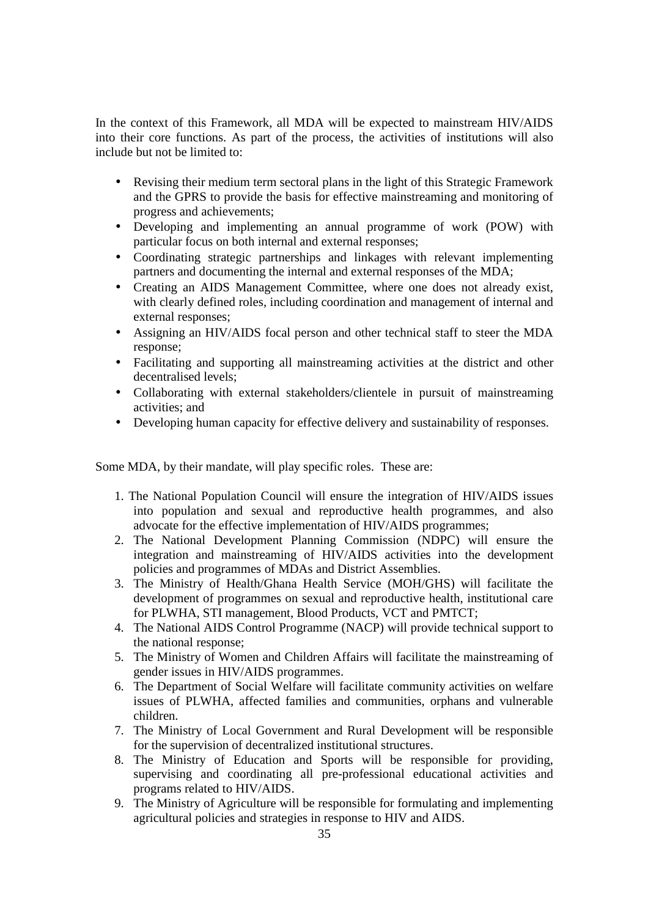In the context of this Framework, all MDA will be expected to mainstream HIV/AIDS into their core functions. As part of the process, the activities of institutions will also include but not be limited to:

- Revising their medium term sectoral plans in the light of this Strategic Framework and the GPRS to provide the basis for effective mainstreaming and monitoring of progress and achievements;
- Developing and implementing an annual programme of work (POW) with particular focus on both internal and external responses;
- Coordinating strategic partnerships and linkages with relevant implementing partners and documenting the internal and external responses of the MDA;
- Creating an AIDS Management Committee, where one does not already exist, with clearly defined roles, including coordination and management of internal and external responses;
- Assigning an HIV/AIDS focal person and other technical staff to steer the MDA response;
- Facilitating and supporting all mainstreaming activities at the district and other decentralised levels;
- Collaborating with external stakeholders/clientele in pursuit of mainstreaming activities; and
- Developing human capacity for effective delivery and sustainability of responses.

Some MDA, by their mandate, will play specific roles. These are:

1. The National Population Council will ensure the integration of HIV/AIDS issues into population and sexual and reproductive health programmes, and also advocate for the effective implementation of HIV/AIDS programmes;
2. The National Development Planning Commission (NDPC) will ensure the integration and mainstreaming of HIV/AIDS activities into the development policies and programmes of MDAs and District Assemblies.
3. The Ministry of Health/Ghana Health Service (MOH/GHS) will facilitate the development of programmes on sexual and reproductive health, institutional care for PLWHA, STI management, Blood Products, VCT and PMTCT;
4. The National AIDS Control Programme (NACP) will provide technical support to the national response;
5. The Ministry of Women and Children Affairs will facilitate the mainstreaming of gender issues in HIV/AIDS programmes.
6. The Department of Social Welfare will facilitate community activities on welfare issues of PLWHA, affected families and communities, orphans and vulnerable children.
7. The Ministry of Local Government and Rural Development will be responsible for the supervision of decentralized institutional structures.
8. The Ministry of Education and Sports will be responsible for providing, supervising and coordinating all pre-professional educational activities and programs related to HIV/AIDS.
9. The Ministry of Agriculture will be responsible for formulating and implementing agricultural policies and strategies in response to HIV and AIDS.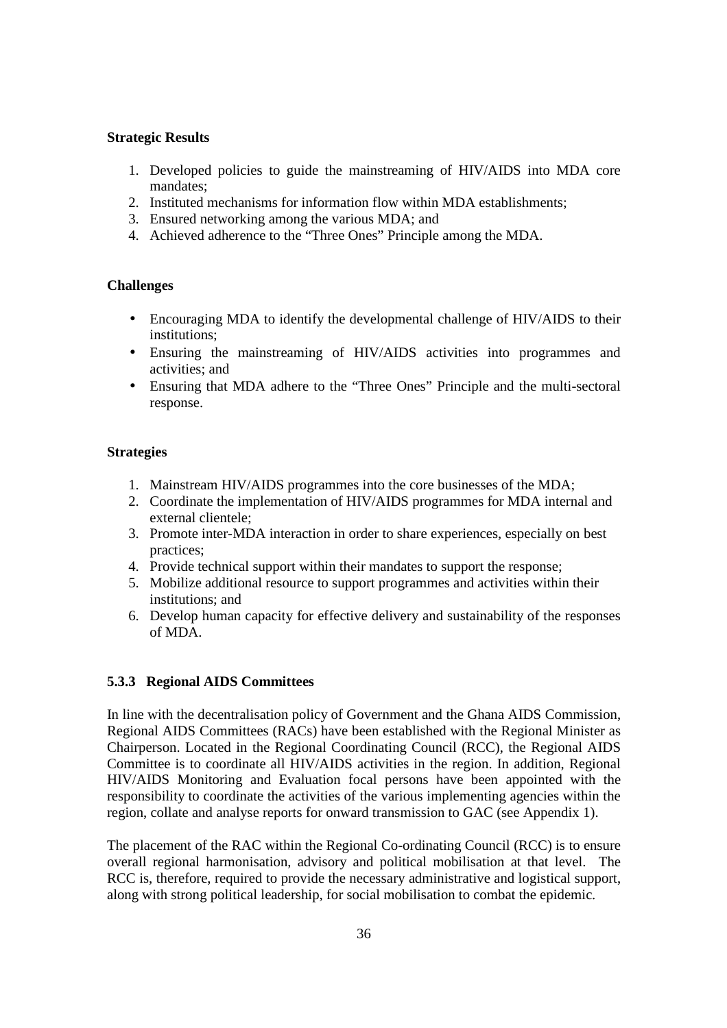**Strategic Results**

1. Developed policies to guide the mainstreaming of HIV/AIDS into MDA core mandates;
2. Instituted mechanisms for information flow within MDA establishments;
3. Ensured networking among the various MDA; and
4. Achieved adherence to the "Three Ones" Principle among the MDA.

**Challenges**

- Encouraging MDA to identify the developmental challenge of HIV/AIDS to their institutions;
- Ensuring the mainstreaming of HIV/AIDS activities into programmes and activities; and
- Ensuring that MDA adhere to the "Three Ones" Principle and the multi-sectoral response.

**Strategies**

1. Mainstream HIV/AIDS programmes into the core businesses of the MDA;
2. Coordinate the implementation of HIV/AIDS programmes for MDA internal and external clientele;
3. Promote inter-MDA interaction in order to share experiences, especially on best practices;
4. Provide technical support within their mandates to support the response;
5. Mobilize additional resource to support programmes and activities within their institutions; and
6. Develop human capacity for effective delivery and sustainability of the responses of MDA.

### 5.3.3 Regional AIDS Committees

In line with the decentralisation policy of Government and the Ghana AIDS Commission, Regional AIDS Committees (RACs) have been established with the Regional Minister as Chairperson. Located in the Regional Coordinating Council (RCC), the Regional AIDS Committee is to coordinate all HIV/AIDS activities in the region. In addition, Regional HIV/AIDS Monitoring and Evaluation focal persons have been appointed with the responsibility to coordinate the activities of the various implementing agencies within the region, collate and analyse reports for onward transmission to GAC (see Appendix 1).

The placement of the RAC within the Regional Co-ordinating Council (RCC) is to ensure overall regional harmonisation, advisory and political mobilisation at that level. The RCC is, therefore, required to provide the necessary administrative and logistical support, along with strong political leadership, for social mobilisation to combat the epidemic.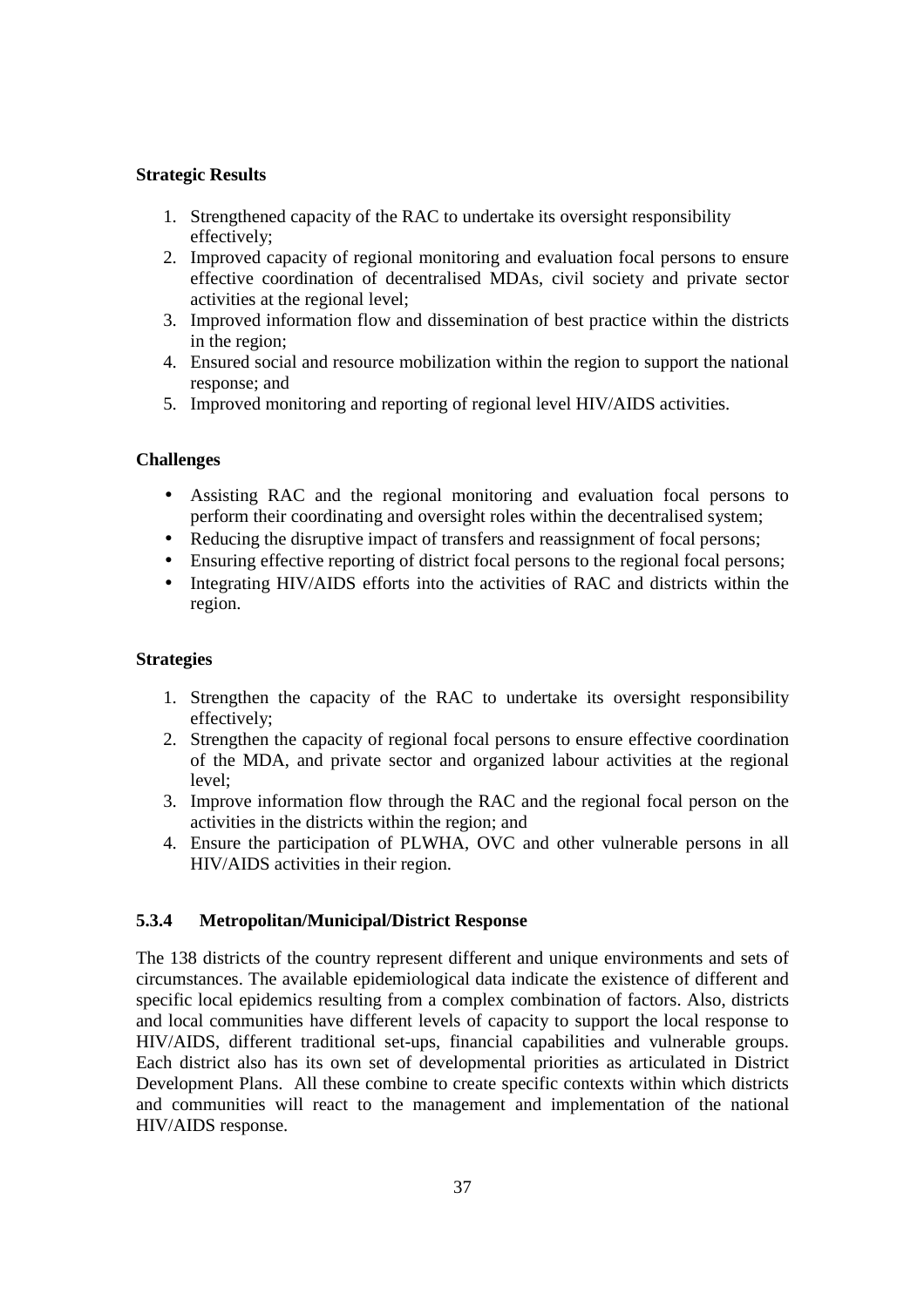**Strategic Results**

1. Strengthened capacity of the RAC to undertake its oversight responsibility effectively;
2. Improved capacity of regional monitoring and evaluation focal persons to ensure effective coordination of decentralised MDAs, civil society and private sector activities at the regional level;
3. Improved information flow and dissemination of best practice within the districts in the region;
4. Ensured social and resource mobilization within the region to support the national response; and
5. Improved monitoring and reporting of regional level HIV/AIDS activities.

**Challenges**

- Assisting RAC and the regional monitoring and evaluation focal persons to perform their coordinating and oversight roles within the decentralised system;
- Reducing the disruptive impact of transfers and reassignment of focal persons;
- Ensuring effective reporting of district focal persons to the regional focal persons;
- Integrating HIV/AIDS efforts into the activities of RAC and districts within the region.

**Strategies**

1. Strengthen the capacity of the RAC to undertake its oversight responsibility effectively;
2. Strengthen the capacity of regional focal persons to ensure effective coordination of the MDA, and private sector and organized labour activities at the regional level;
3. Improve information flow through the RAC and the regional focal person on the activities in the districts within the region; and
4. Ensure the participation of PLWHA, OVC and other vulnerable persons in all HIV/AIDS activities in their region.

### 5.3.4 Metropolitan/Municipal/District Response

The 138 districts of the country represent different and unique environments and sets of circumstances. The available epidemiological data indicate the existence of different and specific local epidemics resulting from a complex combination of factors. Also, districts and local communities have different levels of capacity to support the local response to HIV/AIDS, different traditional set-ups, financial capabilities and vulnerable groups. Each district also has its own set of developmental priorities as articulated in District Development Plans. All these combine to create specific contexts within which districts and communities will react to the management and implementation of the national HIV/AIDS response.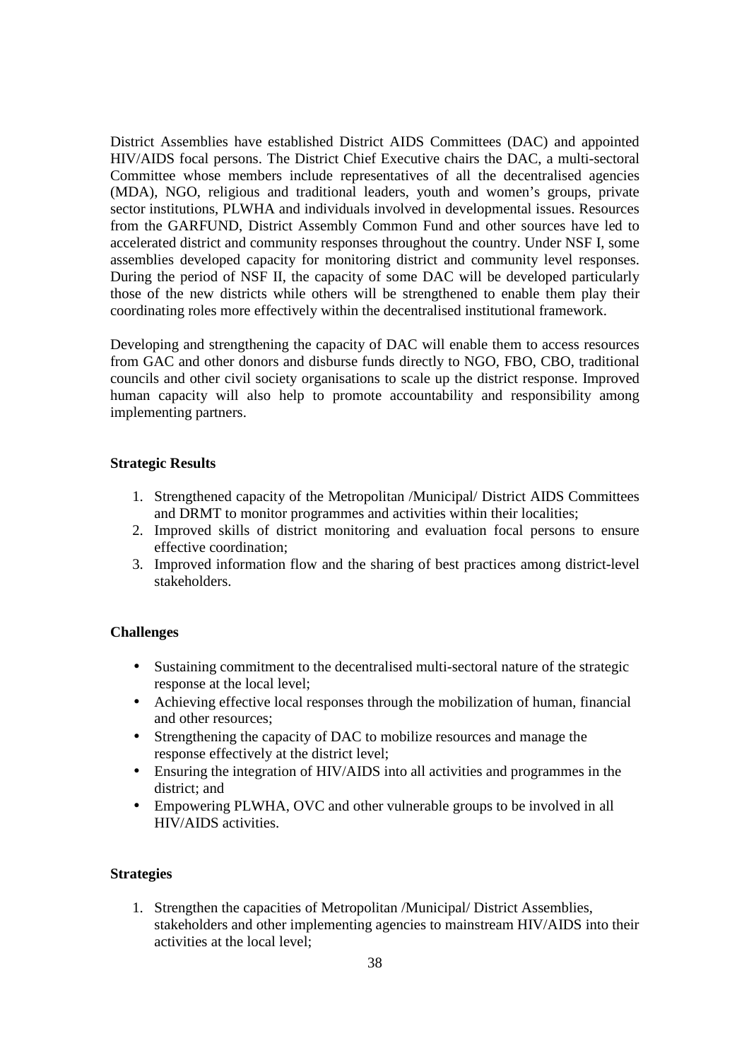District Assemblies have established District AIDS Committees (DAC) and appointed HIV/AIDS focal persons. The District Chief Executive chairs the DAC, a multi-sectoral Committee whose members include representatives of all the decentralised agencies (MDA), NGO, religious and traditional leaders, youth and women's groups, private sector institutions, PLWHA and individuals involved in developmental issues. Resources from the GARFUND, District Assembly Common Fund and other sources have led to accelerated district and community responses throughout the country. Under NSF I, some assemblies developed capacity for monitoring district and community level responses. During the period of NSF II, the capacity of some DAC will be developed particularly those of the new districts while others will be strengthened to enable them play their coordinating roles more effectively within the decentralised institutional framework.

Developing and strengthening the capacity of DAC will enable them to access resources from GAC and other donors and disburse funds directly to NGO, FBO, CBO, traditional councils and other civil society organisations to scale up the district response. Improved human capacity will also help to promote accountability and responsibility among implementing partners.

**Strategic Results**

1. Strengthened capacity of the Metropolitan /Municipal/ District AIDS Committees and DRMT to monitor programmes and activities within their localities;
2. Improved skills of district monitoring and evaluation focal persons to ensure effective coordination;
3. Improved information flow and the sharing of best practices among district-level stakeholders.

**Challenges**

- Sustaining commitment to the decentralised multi-sectoral nature of the strategic response at the local level;
- Achieving effective local responses through the mobilization of human, financial and other resources;
- Strengthening the capacity of DAC to mobilize resources and manage the response effectively at the district level;
- Ensuring the integration of HIV/AIDS into all activities and programmes in the district; and
- Empowering PLWHA, OVC and other vulnerable groups to be involved in all HIV/AIDS activities.

**Strategies**

1. Strengthen the capacities of Metropolitan /Municipal/ District Assemblies, stakeholders and other implementing agencies to mainstream HIV/AIDS into their activities at the local level;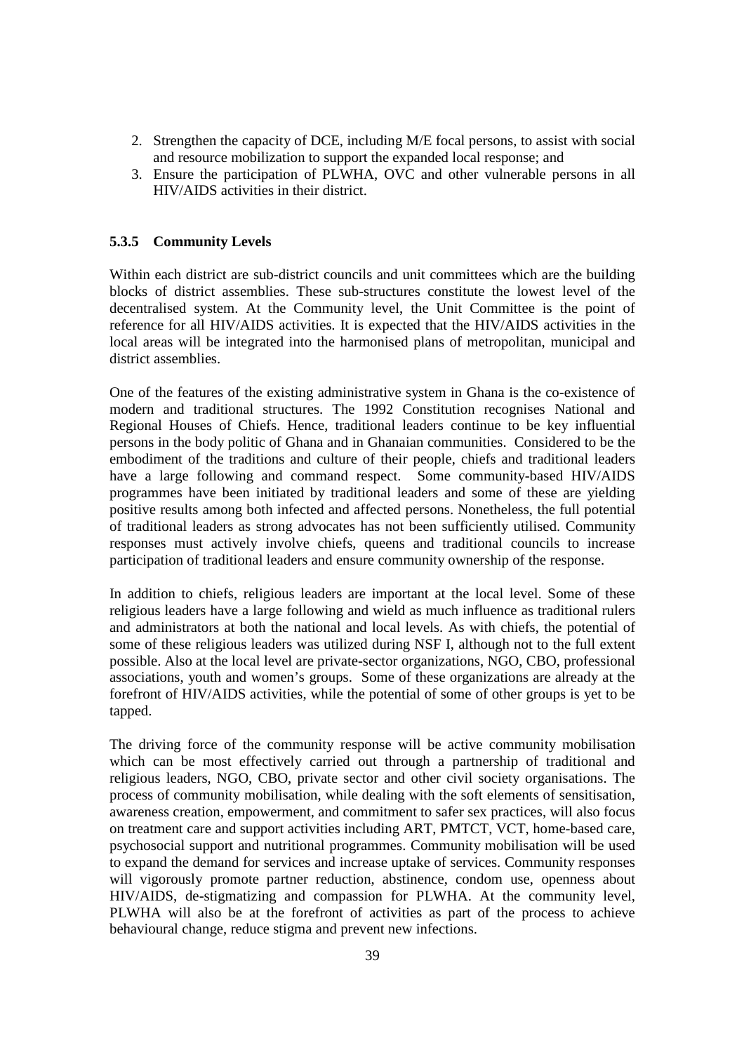2. Strengthen the capacity of DCE, including M/E focal persons, to assist with social and resource mobilization to support the expanded local response; and
3. Ensure the participation of PLWHA, OVC and other vulnerable persons in all HIV/AIDS activities in their district.

### 5.3.5 Community Levels

Within each district are sub-district councils and unit committees which are the building blocks of district assemblies. These sub-structures constitute the lowest level of the decentralised system. At the Community level, the Unit Committee is the point of reference for all HIV/AIDS activities. It is expected that the HIV/AIDS activities in the local areas will be integrated into the harmonised plans of metropolitan, municipal and district assemblies.

One of the features of the existing administrative system in Ghana is the co-existence of modern and traditional structures. The 1992 Constitution recognises National and Regional Houses of Chiefs. Hence, traditional leaders continue to be key influential persons in the body politic of Ghana and in Ghanaian communities. Considered to be the embodiment of the traditions and culture of their people, chiefs and traditional leaders have a large following and command respect. Some community-based HIV/AIDS programmes have been initiated by traditional leaders and some of these are yielding positive results among both infected and affected persons. Nonetheless, the full potential of traditional leaders as strong advocates has not been sufficiently utilised. Community responses must actively involve chiefs, queens and traditional councils to increase participation of traditional leaders and ensure community ownership of the response.

In addition to chiefs, religious leaders are important at the local level. Some of these religious leaders have a large following and wield as much influence as traditional rulers and administrators at both the national and local levels. As with chiefs, the potential of some of these religious leaders was utilized during NSF I, although not to the full extent possible. Also at the local level are private-sector organizations, NGO, CBO, professional associations, youth and women's groups. Some of these organizations are already at the forefront of HIV/AIDS activities, while the potential of some of other groups is yet to be tapped.

The driving force of the community response will be active community mobilisation which can be most effectively carried out through a partnership of traditional and religious leaders, NGO, CBO, private sector and other civil society organisations. The process of community mobilisation, while dealing with the soft elements of sensitisation, awareness creation, empowerment, and commitment to safer sex practices, will also focus on treatment care and support activities including ART, PMTCT, VCT, home-based care, psychosocial support and nutritional programmes. Community mobilisation will be used to expand the demand for services and increase uptake of services. Community responses will vigorously promote partner reduction, abstinence, condom use, openness about HIV/AIDS, de-stigmatizing and compassion for PLWHA. At the community level, PLWHA will also be at the forefront of activities as part of the process to achieve behavioural change, reduce stigma and prevent new infections.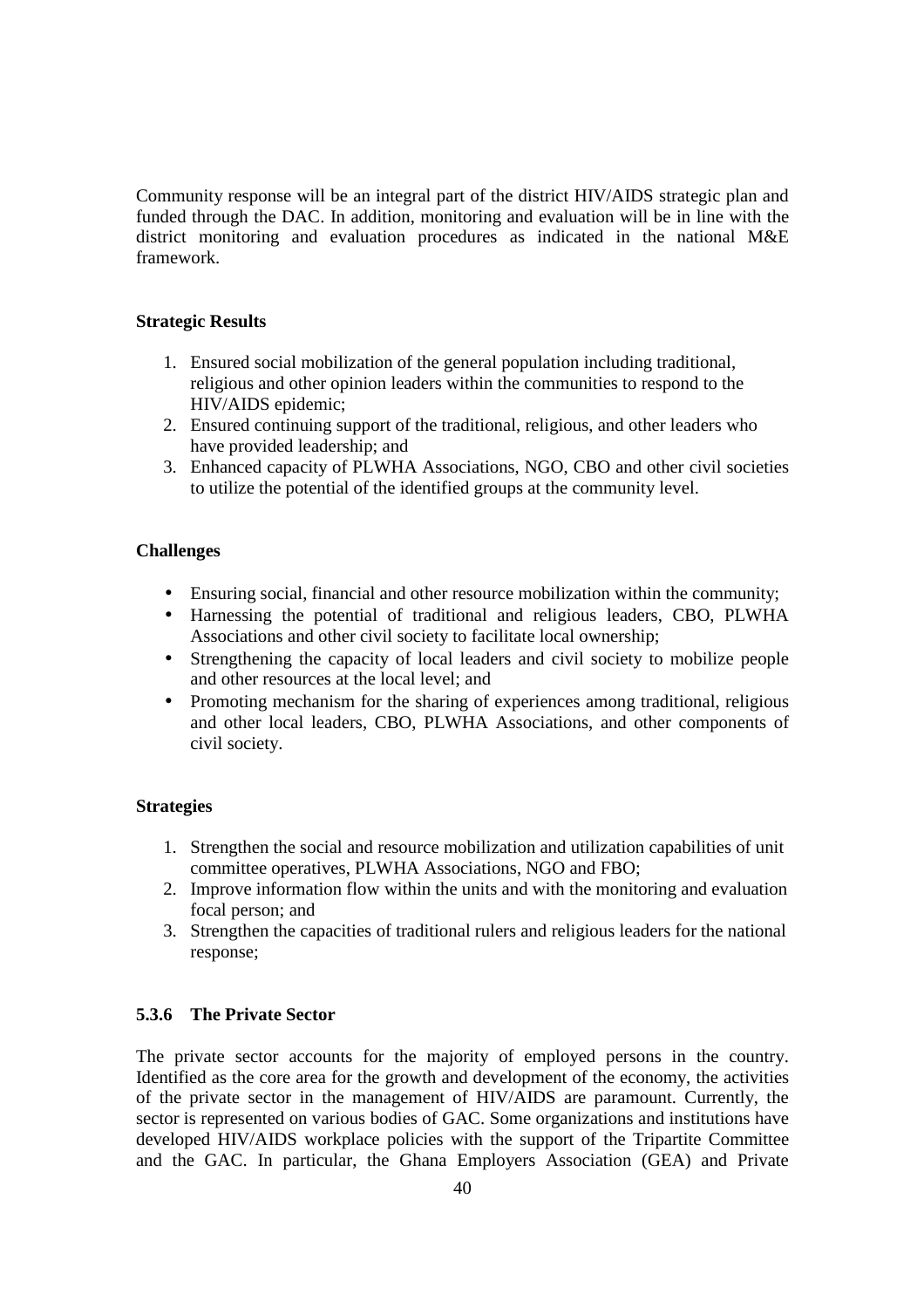Community response will be an integral part of the district HIV/AIDS strategic plan and funded through the DAC. In addition, monitoring and evaluation will be in line with the district monitoring and evaluation procedures as indicated in the national M&E framework.

**Strategic Results**

1. Ensured social mobilization of the general population including traditional, religious and other opinion leaders within the communities to respond to the HIV/AIDS epidemic;
2. Ensured continuing support of the traditional, religious, and other leaders who have provided leadership; and
3. Enhanced capacity of PLWHA Associations, NGO, CBO and other civil societies to utilize the potential of the identified groups at the community level.

**Challenges**

- Ensuring social, financial and other resource mobilization within the community;
- Harnessing the potential of traditional and religious leaders, CBO, PLWHA Associations and other civil society to facilitate local ownership;
- Strengthening the capacity of local leaders and civil society to mobilize people and other resources at the local level; and
- Promoting mechanism for the sharing of experiences among traditional, religious and other local leaders, CBO, PLWHA Associations, and other components of civil society.

**Strategies**

1. Strengthen the social and resource mobilization and utilization capabilities of unit committee operatives, PLWHA Associations, NGO and FBO;
2. Improve information flow within the units and with the monitoring and evaluation focal person; and
3. Strengthen the capacities of traditional rulers and religious leaders for the national response;

### 5.3.6 The Private Sector

The private sector accounts for the majority of employed persons in the country. Identified as the core area for the growth and development of the economy, the activities of the private sector in the management of HIV/AIDS are paramount. Currently, the sector is represented on various bodies of GAC. Some organizations and institutions have developed HIV/AIDS workplace policies with the support of the Tripartite Committee and the GAC. In particular, the Ghana Employers Association (GEA) and Private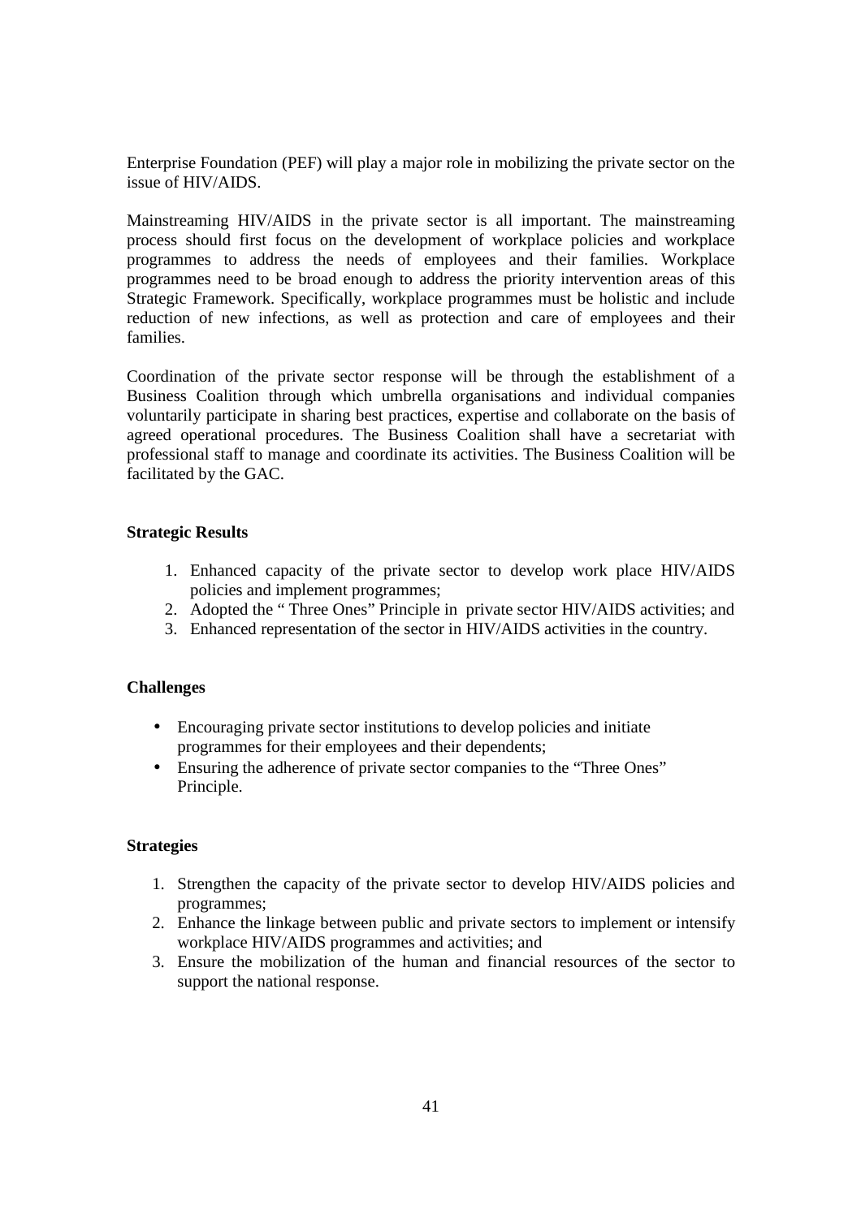Enterprise Foundation (PEF) will play a major role in mobilizing the private sector on the issue of HIV/AIDS.

Mainstreaming HIV/AIDS in the private sector is all important. The mainstreaming process should first focus on the development of workplace policies and workplace programmes to address the needs of employees and their families. Workplace programmes need to be broad enough to address the priority intervention areas of this Strategic Framework. Specifically, workplace programmes must be holistic and include reduction of new infections, as well as protection and care of employees and their families.

Coordination of the private sector response will be through the establishment of a Business Coalition through which umbrella organisations and individual companies voluntarily participate in sharing best practices, expertise and collaborate on the basis of agreed operational procedures. The Business Coalition shall have a secretariat with professional staff to manage and coordinate its activities. The Business Coalition will be facilitated by the GAC.

**Strategic Results**

1. Enhanced capacity of the private sector to develop work place HIV/AIDS policies and implement programmes;
2. Adopted the " Three Ones" Principle in private sector HIV/AIDS activities; and
3. Enhanced representation of the sector in HIV/AIDS activities in the country.

**Challenges**

- Encouraging private sector institutions to develop policies and initiate programmes for their employees and their dependents;
- Ensuring the adherence of private sector companies to the "Three Ones" Principle.

**Strategies**

1. Strengthen the capacity of the private sector to develop HIV/AIDS policies and programmes;
2. Enhance the linkage between public and private sectors to implement or intensify workplace HIV/AIDS programmes and activities; and
3. Ensure the mobilization of the human and financial resources of the sector to support the national response.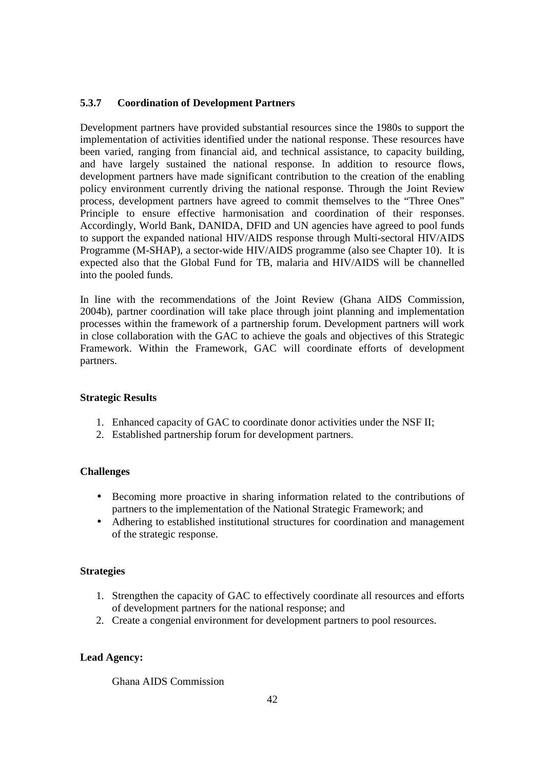### 5.3.7 Coordination of Development Partners

Development partners have provided substantial resources since the 1980s to support the implementation of activities identified under the national response. These resources have been varied, ranging from financial aid, and technical assistance, to capacity building, and have largely sustained the national response. In addition to resource flows, development partners have made significant contribution to the creation of the enabling policy environment currently driving the national response. Through the Joint Review process, development partners have agreed to commit themselves to the "Three Ones" Principle to ensure effective harmonisation and coordination of their responses. Accordingly, World Bank, DANIDA, DFID and UN agencies have agreed to pool funds to support the expanded national HIV/AIDS response through Multi-sectoral HIV/AIDS Programme (M-SHAP), a sector-wide HIV/AIDS programme (also see Chapter 10). It is expected also that the Global Fund for TB, malaria and HIV/AIDS will be channelled into the pooled funds.

In line with the recommendations of the Joint Review (Ghana AIDS Commission, 2004b), partner coordination will take place through joint planning and implementation processes within the framework of a partnership forum. Development partners will work in close collaboration with the GAC to achieve the goals and objectives of this Strategic Framework. Within the Framework, GAC will coordinate efforts of development partners.

**Strategic Results**

1. Enhanced capacity of GAC to coordinate donor activities under the NSF II;
2. Established partnership forum for development partners.

**Challenges**

- Becoming more proactive in sharing information related to the contributions of partners to the implementation of the National Strategic Framework; and
- Adhering to established institutional structures for coordination and management of the strategic response.

**Strategies**

1. Strengthen the capacity of GAC to effectively coordinate all resources and efforts of development partners for the national response; and
2. Create a congenial environment for development partners to pool resources.

**Lead Agency:**

Ghana AIDS Commission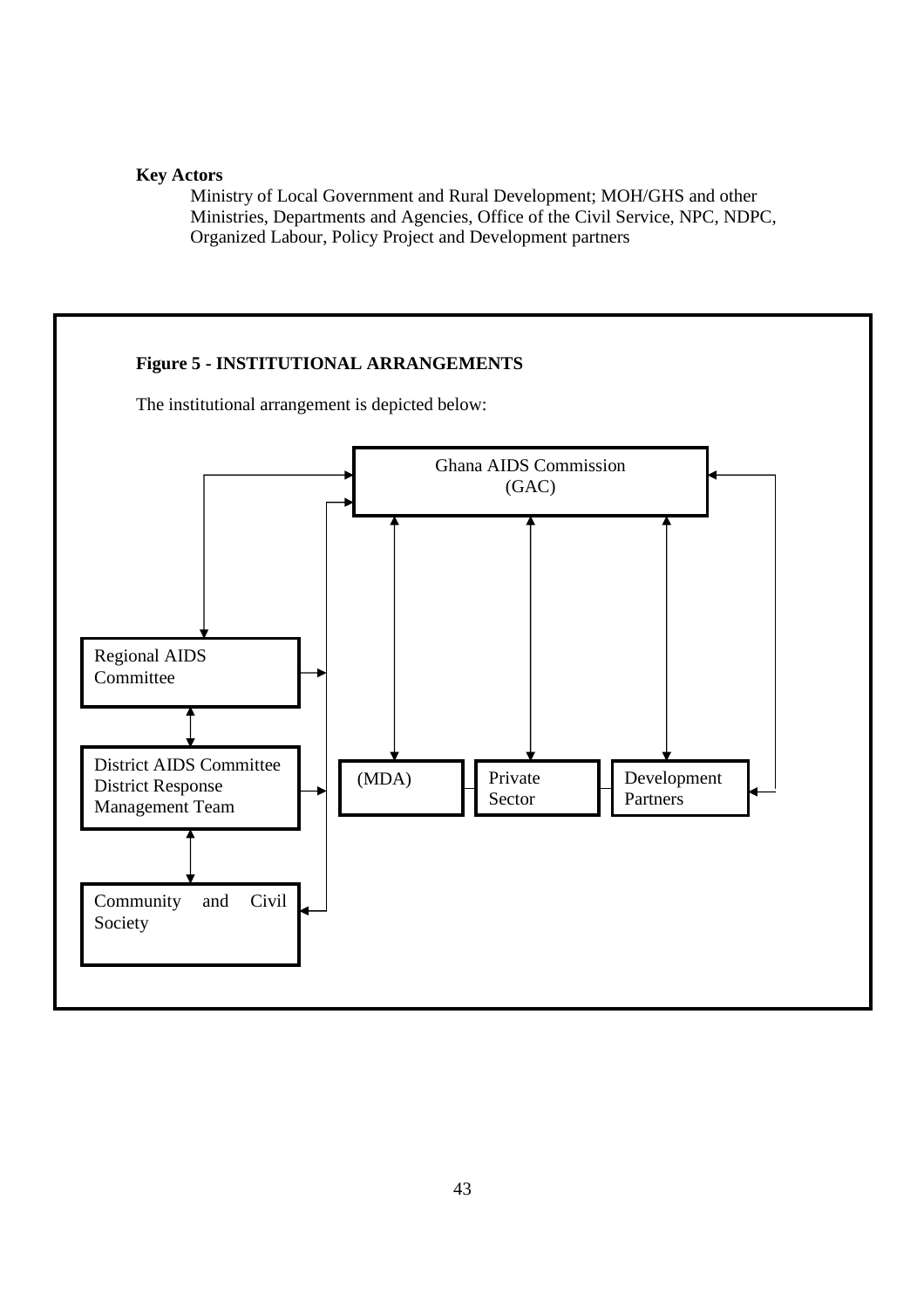**Key Actors**

Ministry of Local Government and Rural Development; MOH/GHS and other Ministries, Departments and Agencies, Office of the Civil Service, NPC, NDPC, Organized Labour, Policy Project and Development partners

**Figure 5 - INSTITUTIONAL ARRANGEMENTS**

The institutional arrangement is depicted below:

Ghana AIDS Commission (GAC)

Regional AIDS Committee

District AIDS Committee District Response Management Team

Community and Civil Society

(MDA)

Private Sector

Development Partners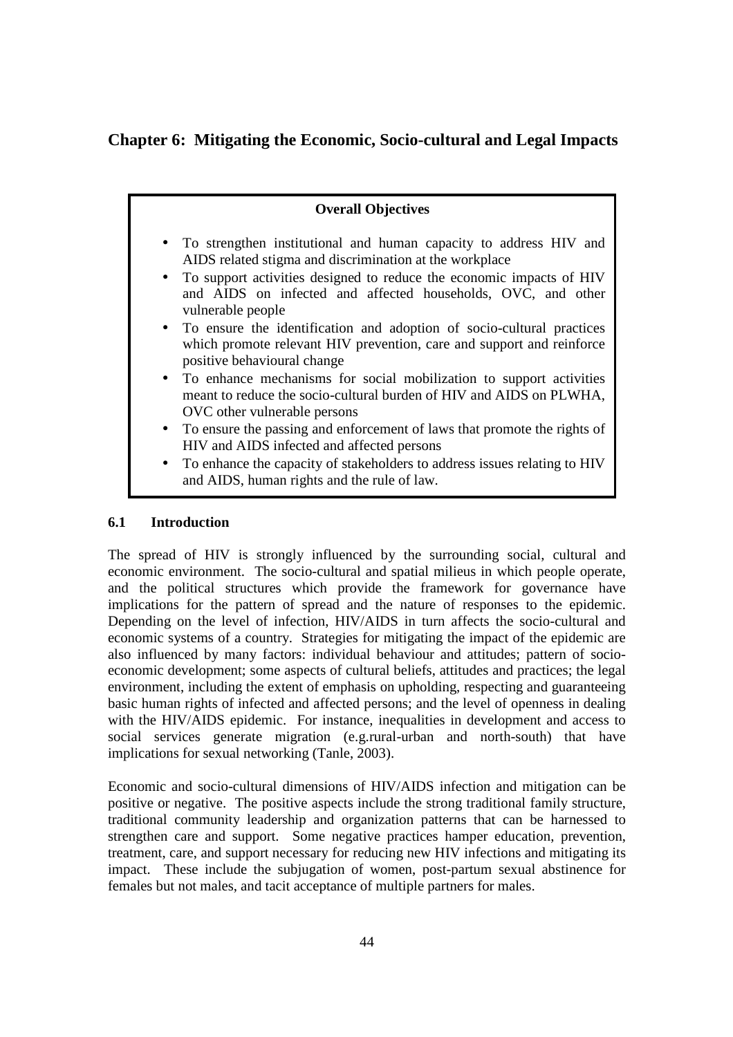# Chapter 6: Mitigating the Economic, Socio-cultural and Legal Impacts

**Overall Objectives**

- To strengthen institutional and human capacity to address HIV and AIDS related stigma and discrimination at the workplace
- To support activities designed to reduce the economic impacts of HIV and AIDS on infected and affected households, OVC, and other vulnerable people
- To ensure the identification and adoption of socio-cultural practices which promote relevant HIV prevention, care and support and reinforce positive behavioural change
- To enhance mechanisms for social mobilization to support activities meant to reduce the socio-cultural burden of HIV and AIDS on PLWHA, OVC other vulnerable persons
- To ensure the passing and enforcement of laws that promote the rights of HIV and AIDS infected and affected persons
- To enhance the capacity of stakeholders to address issues relating to HIV and AIDS, human rights and the rule of law.

## 6.1 Introduction

The spread of HIV is strongly influenced by the surrounding social, cultural and economic environment. The socio-cultural and spatial milieus in which people operate, and the political structures which provide the framework for governance have implications for the pattern of spread and the nature of responses to the epidemic. Depending on the level of infection, HIV/AIDS in turn affects the socio-cultural and economic systems of a country. Strategies for mitigating the impact of the epidemic are also influenced by many factors: individual behaviour and attitudes; pattern of socio-economic development; some aspects of cultural beliefs, attitudes and practices; the legal environment, including the extent of emphasis on upholding, respecting and guaranteeing basic human rights of infected and affected persons; and the level of openness in dealing with the HIV/AIDS epidemic. For instance, inequalities in development and access to social services generate migration (e.g.rural-urban and north-south) that have implications for sexual networking (Tanle, 2003).

Economic and socio-cultural dimensions of HIV/AIDS infection and mitigation can be positive or negative. The positive aspects include the strong traditional family structure, traditional community leadership and organization patterns that can be harnessed to strengthen care and support. Some negative practices hamper education, prevention, treatment, care, and support necessary for reducing new HIV infections and mitigating its impact. These include the subjugation of women, post-partum sexual abstinence for females but not males, and tacit acceptance of multiple partners for males.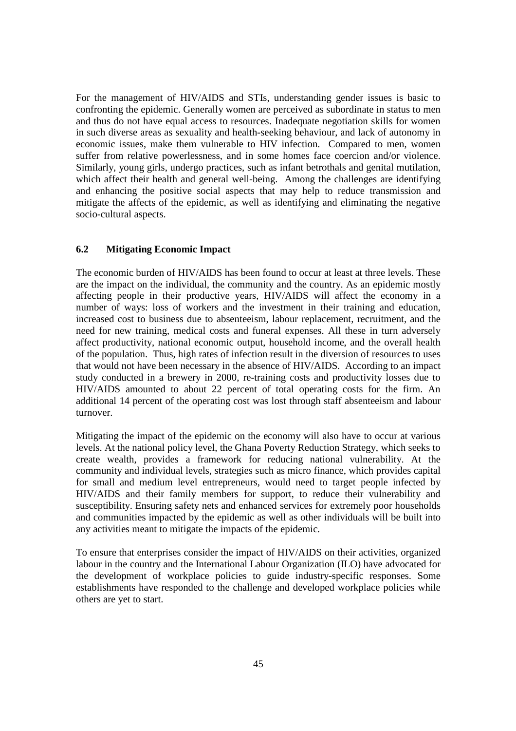For the management of HIV/AIDS and STIs, understanding gender issues is basic to confronting the epidemic. Generally women are perceived as subordinate in status to men and thus do not have equal access to resources. Inadequate negotiation skills for women in such diverse areas as sexuality and health-seeking behaviour, and lack of autonomy in economic issues, make them vulnerable to HIV infection. Compared to men, women suffer from relative powerlessness, and in some homes face coercion and/or violence. Similarly, young girls, undergo practices, such as infant betrothals and genital mutilation, which affect their health and general well-being. Among the challenges are identifying and enhancing the positive social aspects that may help to reduce transmission and mitigate the affects of the epidemic, as well as identifying and eliminating the negative socio-cultural aspects.

### 6.2 Mitigating Economic Impact

The economic burden of HIV/AIDS has been found to occur at least at three levels. These are the impact on the individual, the community and the country. As an epidemic mostly affecting people in their productive years, HIV/AIDS will affect the economy in a number of ways: loss of workers and the investment in their training and education, increased cost to business due to absenteeism, labour replacement, recruitment, and the need for new training, medical costs and funeral expenses. All these in turn adversely affect productivity, national economic output, household income, and the overall health of the population. Thus, high rates of infection result in the diversion of resources to uses that would not have been necessary in the absence of HIV/AIDS. According to an impact study conducted in a brewery in 2000, re-training costs and productivity losses due to HIV/AIDS amounted to about 22 percent of total operating costs for the firm. An additional 14 percent of the operating cost was lost through staff absenteeism and labour turnover.

Mitigating the impact of the epidemic on the economy will also have to occur at various levels. At the national policy level, the Ghana Poverty Reduction Strategy, which seeks to create wealth, provides a framework for reducing national vulnerability. At the community and individual levels, strategies such as micro finance, which provides capital for small and medium level entrepreneurs, would need to target people infected by HIV/AIDS and their family members for support, to reduce their vulnerability and susceptibility. Ensuring safety nets and enhanced services for extremely poor households and communities impacted by the epidemic as well as other individuals will be built into any activities meant to mitigate the impacts of the epidemic.

To ensure that enterprises consider the impact of HIV/AIDS on their activities, organized labour in the country and the International Labour Organization (ILO) have advocated for the development of workplace policies to guide industry-specific responses. Some establishments have responded to the challenge and developed workplace policies while others are yet to start.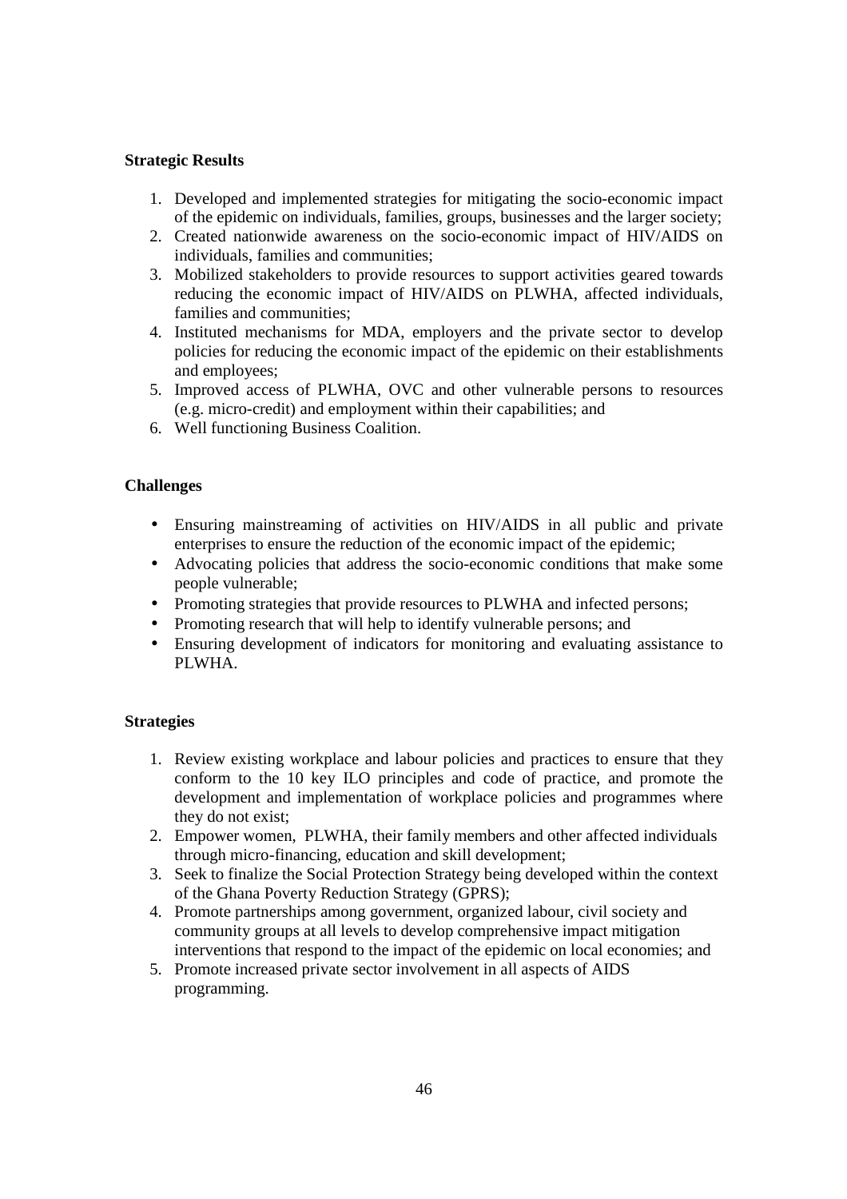**Strategic Results**

1. Developed and implemented strategies for mitigating the socio-economic impact of the epidemic on individuals, families, groups, businesses and the larger society;
2. Created nationwide awareness on the socio-economic impact of HIV/AIDS on individuals, families and communities;
3. Mobilized stakeholders to provide resources to support activities geared towards reducing the economic impact of HIV/AIDS on PLWHA, affected individuals, families and communities;
4. Instituted mechanisms for MDA, employers and the private sector to develop policies for reducing the economic impact of the epidemic on their establishments and employees;
5. Improved access of PLWHA, OVC and other vulnerable persons to resources (e.g. micro-credit) and employment within their capabilities; and
6. Well functioning Business Coalition.

**Challenges**

- Ensuring mainstreaming of activities on HIV/AIDS in all public and private enterprises to ensure the reduction of the economic impact of the epidemic;
- Advocating policies that address the socio-economic conditions that make some people vulnerable;
- Promoting strategies that provide resources to PLWHA and infected persons;
- Promoting research that will help to identify vulnerable persons; and
- Ensuring development of indicators for monitoring and evaluating assistance to PLWHA.

**Strategies**

1. Review existing workplace and labour policies and practices to ensure that they conform to the 10 key ILO principles and code of practice, and promote the development and implementation of workplace policies and programmes where they do not exist;
2. Empower women, PLWHA, their family members and other affected individuals through micro-financing, education and skill development;
3. Seek to finalize the Social Protection Strategy being developed within the context of the Ghana Poverty Reduction Strategy (GPRS);
4. Promote partnerships among government, organized labour, civil society and community groups at all levels to develop comprehensive impact mitigation interventions that respond to the impact of the epidemic on local economies; and
5. Promote increased private sector involvement in all aspects of AIDS programming.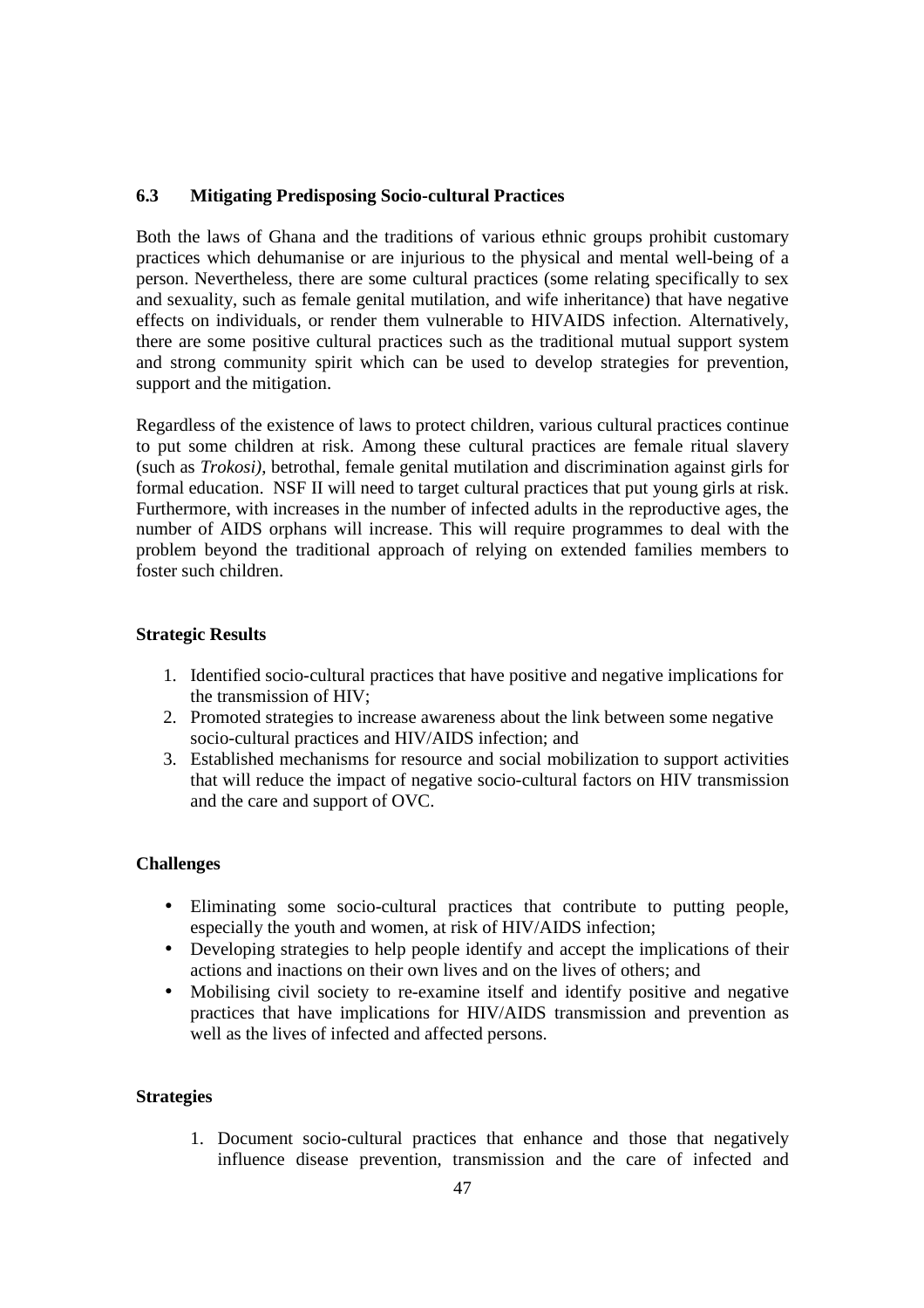### 6.3 Mitigating Predisposing Socio-cultural Practices

Both the laws of Ghana and the traditions of various ethnic groups prohibit customary practices which dehumanise or are injurious to the physical and mental well-being of a person. Nevertheless, there are some cultural practices (some relating specifically to sex and sexuality, such as female genital mutilation, and wife inheritance) that have negative effects on individuals, or render them vulnerable to HIVAIDS infection. Alternatively, there are some positive cultural practices such as the traditional mutual support system and strong community spirit which can be used to develop strategies for prevention, support and the mitigation.

Regardless of the existence of laws to protect children, various cultural practices continue to put some children at risk. Among these cultural practices are female ritual slavery (such as *Trokosi)*, betrothal, female genital mutilation and discrimination against girls for formal education. NSF II will need to target cultural practices that put young girls at risk. Furthermore, with increases in the number of infected adults in the reproductive ages, the number of AIDS orphans will increase. This will require programmes to deal with the problem beyond the traditional approach of relying on extended families members to foster such children.

**Strategic Results**

1. Identified socio-cultural practices that have positive and negative implications for the transmission of HIV;
2. Promoted strategies to increase awareness about the link between some negative socio-cultural practices and HIV/AIDS infection; and
3. Established mechanisms for resource and social mobilization to support activities that will reduce the impact of negative socio-cultural factors on HIV transmission and the care and support of OVC.

**Challenges**

- Eliminating some socio-cultural practices that contribute to putting people, especially the youth and women, at risk of HIV/AIDS infection;
- Developing strategies to help people identify and accept the implications of their actions and inactions on their own lives and on the lives of others; and
- Mobilising civil society to re-examine itself and identify positive and negative practices that have implications for HIV/AIDS transmission and prevention as well as the lives of infected and affected persons.

**Strategies**

1. Document socio-cultural practices that enhance and those that negatively influence disease prevention, transmission and the care of infected and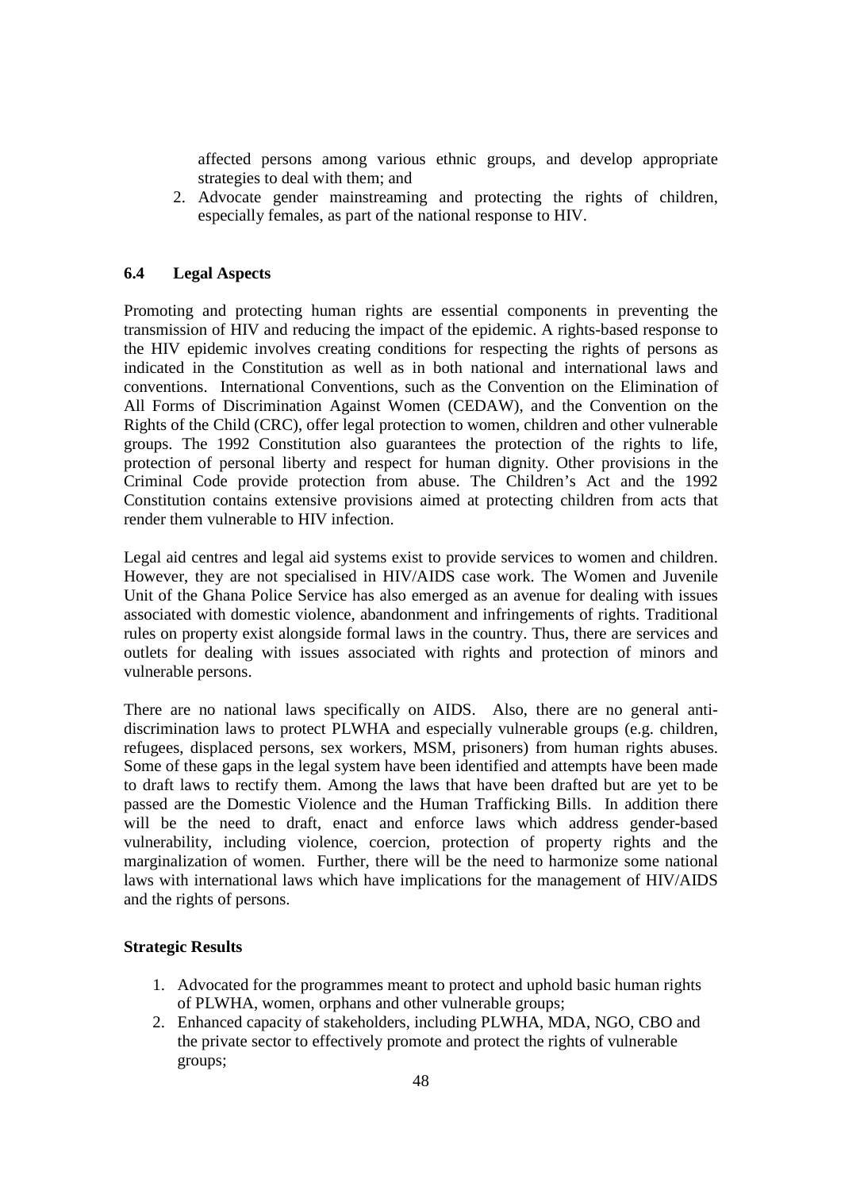affected persons among various ethnic groups, and develop appropriate strategies to deal with them; and

2. Advocate gender mainstreaming and protecting the rights of children, especially females, as part of the national response to HIV.

### 6.4 Legal Aspects

Promoting and protecting human rights are essential components in preventing the transmission of HIV and reducing the impact of the epidemic. A rights-based response to the HIV epidemic involves creating conditions for respecting the rights of persons as indicated in the Constitution as well as in both national and international laws and conventions. International Conventions, such as the Convention on the Elimination of All Forms of Discrimination Against Women (CEDAW), and the Convention on the Rights of the Child (CRC), offer legal protection to women, children and other vulnerable groups. The 1992 Constitution also guarantees the protection of the rights to life, protection of personal liberty and respect for human dignity. Other provisions in the Criminal Code provide protection from abuse. The Children's Act and the 1992 Constitution contains extensive provisions aimed at protecting children from acts that render them vulnerable to HIV infection.

Legal aid centres and legal aid systems exist to provide services to women and children. However, they are not specialised in HIV/AIDS case work. The Women and Juvenile Unit of the Ghana Police Service has also emerged as an avenue for dealing with issues associated with domestic violence, abandonment and infringements of rights. Traditional rules on property exist alongside formal laws in the country. Thus, there are services and outlets for dealing with issues associated with rights and protection of minors and vulnerable persons.

There are no national laws specifically on AIDS. Also, there are no general anti-discrimination laws to protect PLWHA and especially vulnerable groups (e.g. children, refugees, displaced persons, sex workers, MSM, prisoners) from human rights abuses. Some of these gaps in the legal system have been identified and attempts have been made to draft laws to rectify them. Among the laws that have been drafted but are yet to be passed are the Domestic Violence and the Human Trafficking Bills. In addition there will be the need to draft, enact and enforce laws which address gender-based vulnerability, including violence, coercion, protection of property rights and the marginalization of women. Further, there will be the need to harmonize some national laws with international laws which have implications for the management of HIV/AIDS and the rights of persons.

**Strategic Results**

1. Advocated for the programmes meant to protect and uphold basic human rights of PLWHA, women, orphans and other vulnerable groups;
2. Enhanced capacity of stakeholders, including PLWHA, MDA, NGO, CBO and the private sector to effectively promote and protect the rights of vulnerable groups;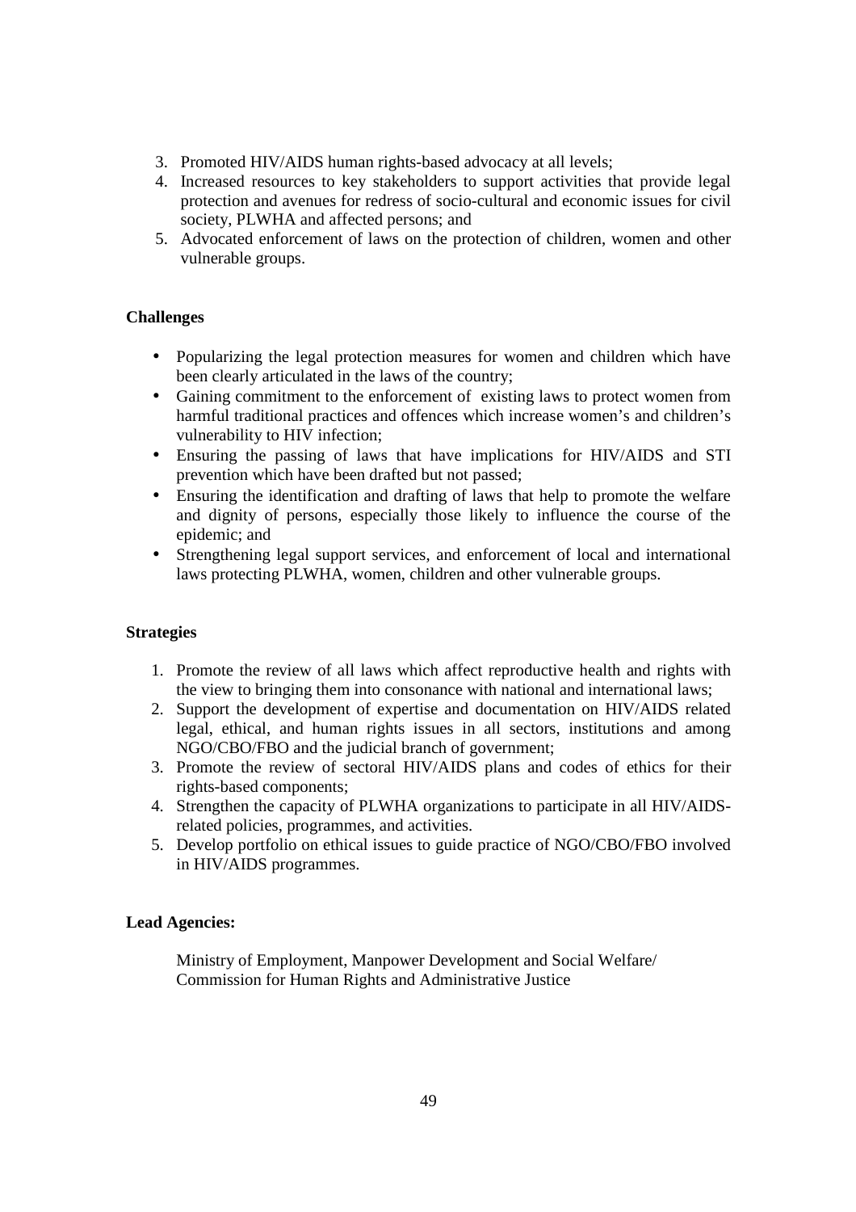3. Promoted HIV/AIDS human rights-based advocacy at all levels;
4. Increased resources to key stakeholders to support activities that provide legal protection and avenues for redress of socio-cultural and economic issues for civil society, PLWHA and affected persons; and
5. Advocated enforcement of laws on the protection of children, women and other vulnerable groups.

**Challenges**

- Popularizing the legal protection measures for women and children which have been clearly articulated in the laws of the country;
- Gaining commitment to the enforcement of existing laws to protect women from harmful traditional practices and offences which increase women's and children's vulnerability to HIV infection;
- Ensuring the passing of laws that have implications for HIV/AIDS and STI prevention which have been drafted but not passed;
- Ensuring the identification and drafting of laws that help to promote the welfare and dignity of persons, especially those likely to influence the course of the epidemic; and
- Strengthening legal support services, and enforcement of local and international laws protecting PLWHA, women, children and other vulnerable groups.

**Strategies**

1. Promote the review of all laws which affect reproductive health and rights with the view to bringing them into consonance with national and international laws;
2. Support the development of expertise and documentation on HIV/AIDS related legal, ethical, and human rights issues in all sectors, institutions and among NGO/CBO/FBO and the judicial branch of government;
3. Promote the review of sectoral HIV/AIDS plans and codes of ethics for their rights-based components;
4. Strengthen the capacity of PLWHA organizations to participate in all HIV/AIDS-related policies, programmes, and activities.
5. Develop portfolio on ethical issues to guide practice of NGO/CBO/FBO involved in HIV/AIDS programmes.

**Lead Agencies:**

Ministry of Employment, Manpower Development and Social Welfare/ Commission for Human Rights and Administrative Justice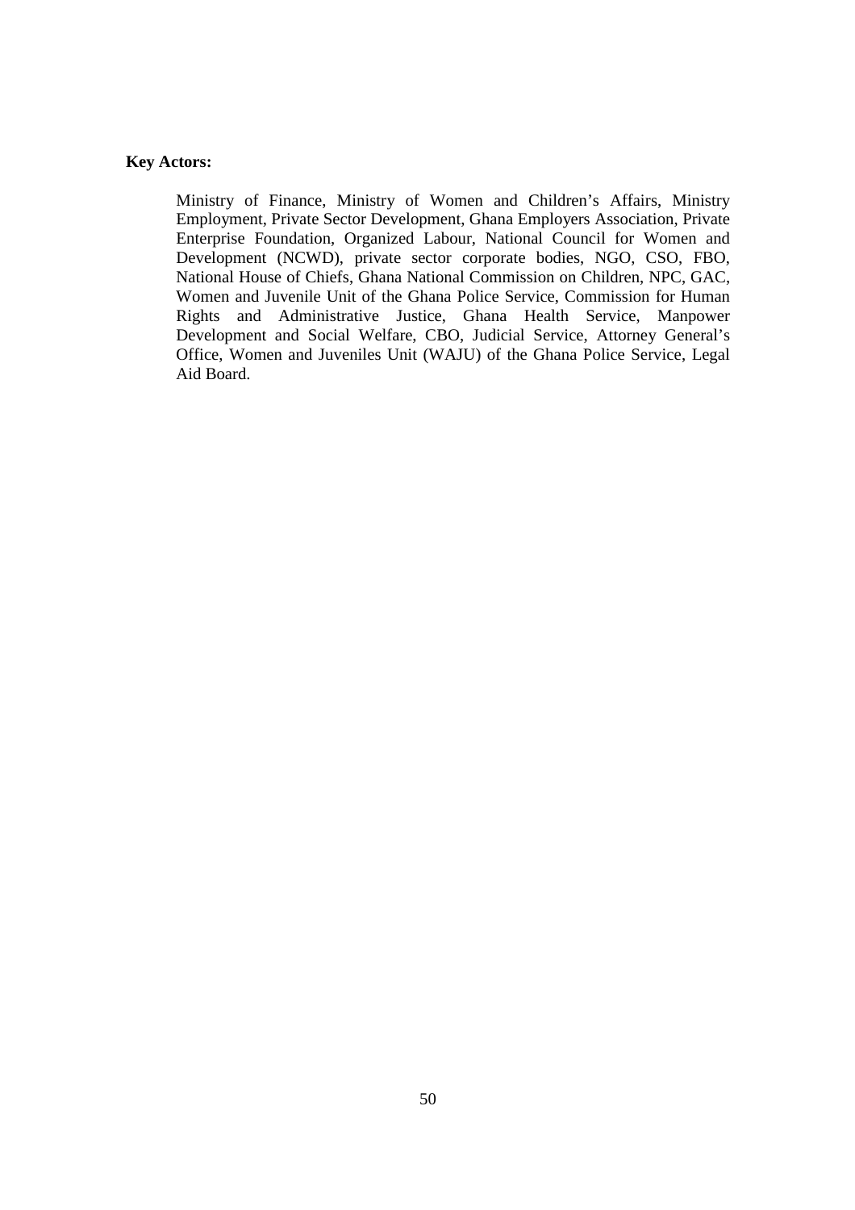**Key Actors:**

Ministry of Finance, Ministry of Women and Children's Affairs, Ministry Employment, Private Sector Development, Ghana Employers Association, Private Enterprise Foundation, Organized Labour, National Council for Women and Development (NCWD), private sector corporate bodies, NGO, CSO, FBO, National House of Chiefs, Ghana National Commission on Children, NPC, GAC, Women and Juvenile Unit of the Ghana Police Service, Commission for Human Rights and Administrative Justice, Ghana Health Service, Manpower Development and Social Welfare, CBO, Judicial Service, Attorney General's Office, Women and Juveniles Unit (WAJU) of the Ghana Police Service, Legal Aid Board.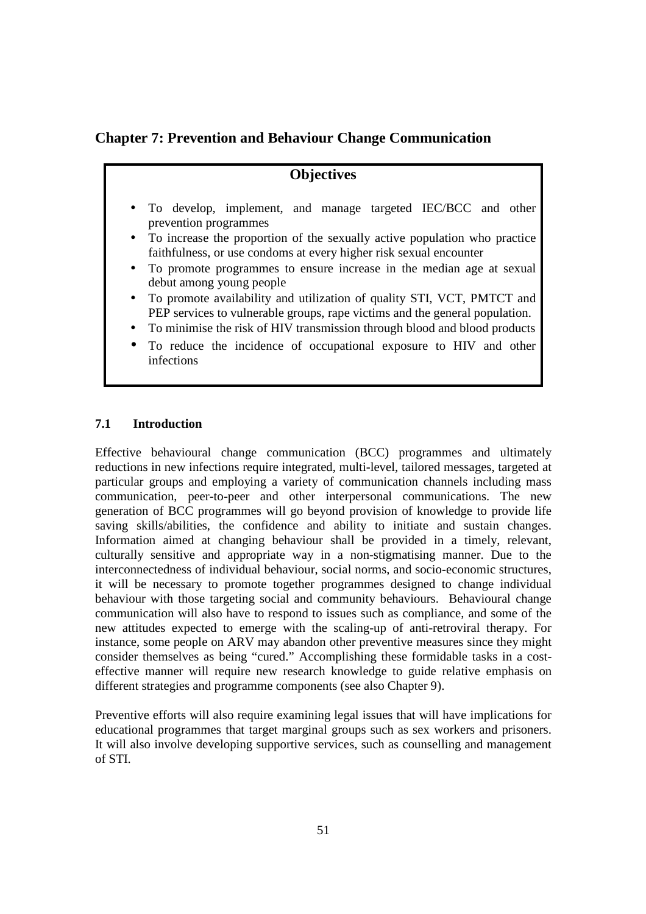## Chapter 7: Prevention and Behaviour Change Communication

### Objectives

- To develop, implement, and manage targeted IEC/BCC and other prevention programmes
- To increase the proportion of the sexually active population who practice faithfulness, or use condoms at every higher risk sexual encounter
- To promote programmes to ensure increase in the median age at sexual debut among young people
- To promote availability and utilization of quality STI, VCT, PMTCT and PEP services to vulnerable groups, rape victims and the general population.
- To minimise the risk of HIV transmission through blood and blood products
- To reduce the incidence of occupational exposure to HIV and other infections

### 7.1 Introduction

Effective behavioural change communication (BCC) programmes and ultimately reductions in new infections require integrated, multi-level, tailored messages, targeted at particular groups and employing a variety of communication channels including mass communication, peer-to-peer and other interpersonal communications. The new generation of BCC programmes will go beyond provision of knowledge to provide life saving skills/abilities, the confidence and ability to initiate and sustain changes. Information aimed at changing behaviour shall be provided in a timely, relevant, culturally sensitive and appropriate way in a non-stigmatising manner. Due to the interconnectedness of individual behaviour, social norms, and socio-economic structures, it will be necessary to promote together programmes designed to change individual behaviour with those targeting social and community behaviours. Behavioural change communication will also have to respond to issues such as compliance, and some of the new attitudes expected to emerge with the scaling-up of anti-retroviral therapy. For instance, some people on ARV may abandon other preventive measures since they might consider themselves as being "cured." Accomplishing these formidable tasks in a cost-effective manner will require new research knowledge to guide relative emphasis on different strategies and programme components (see also Chapter 9).

Preventive efforts will also require examining legal issues that will have implications for educational programmes that target marginal groups such as sex workers and prisoners. It will also involve developing supportive services, such as counselling and management of STI.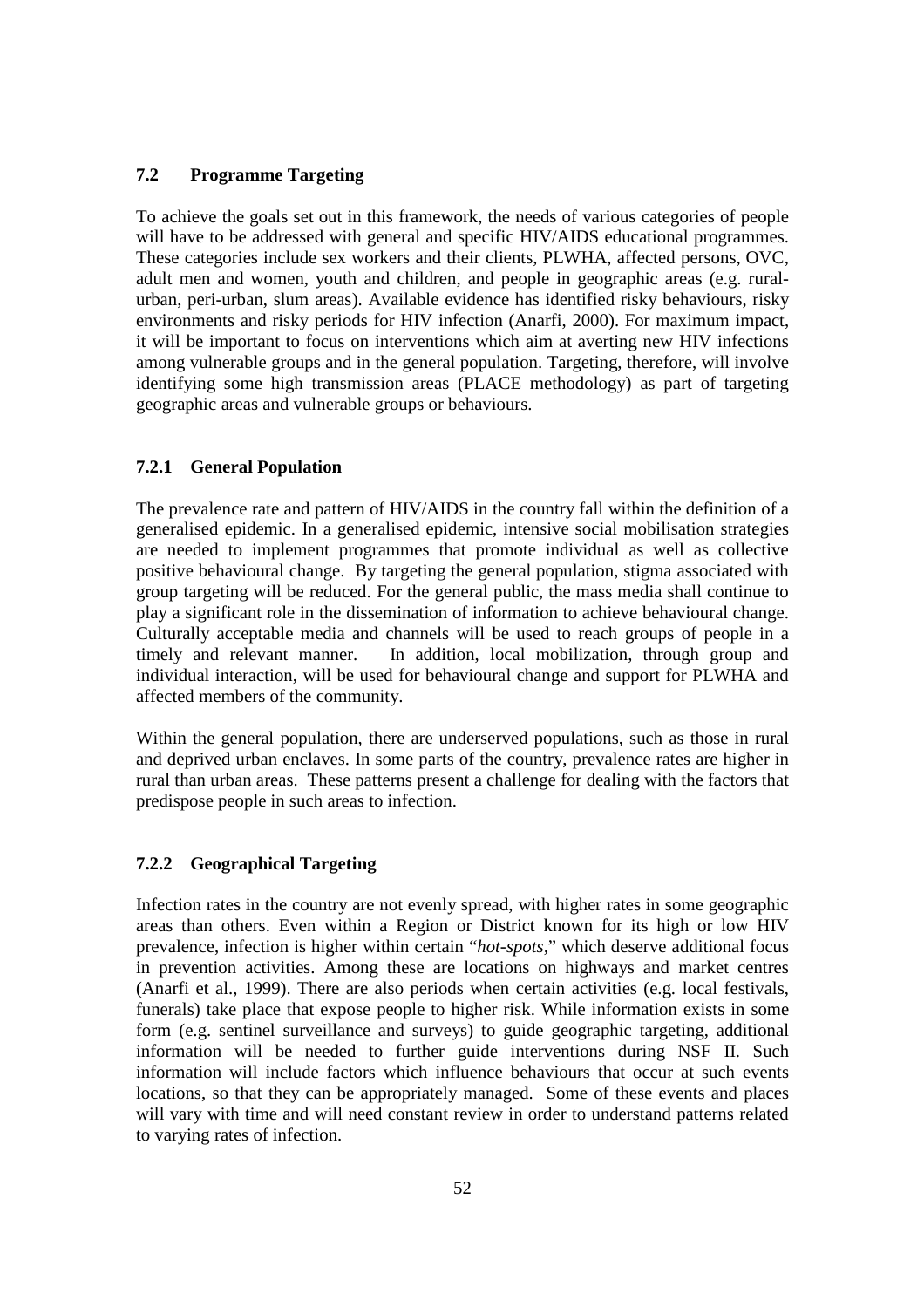### 7.2 Programme Targeting

To achieve the goals set out in this framework, the needs of various categories of people will have to be addressed with general and specific HIV/AIDS educational programmes. These categories include sex workers and their clients, PLWHA, affected persons, OVC, adult men and women, youth and children, and people in geographic areas (e.g. rural-urban, peri-urban, slum areas). Available evidence has identified risky behaviours, risky environments and risky periods for HIV infection (Anarfi, 2000). For maximum impact, it will be important to focus on interventions which aim at averting new HIV infections among vulnerable groups and in the general population. Targeting, therefore, will involve identifying some high transmission areas (PLACE methodology) as part of targeting geographic areas and vulnerable groups or behaviours.

#### 7.2.1 General Population

The prevalence rate and pattern of HIV/AIDS in the country fall within the definition of a generalised epidemic. In a generalised epidemic, intensive social mobilisation strategies are needed to implement programmes that promote individual as well as collective positive behavioural change. By targeting the general population, stigma associated with group targeting will be reduced. For the general public, the mass media shall continue to play a significant role in the dissemination of information to achieve behavioural change. Culturally acceptable media and channels will be used to reach groups of people in a timely and relevant manner. In addition, local mobilization, through group and individual interaction, will be used for behavioural change and support for PLWHA and affected members of the community.

Within the general population, there are underserved populations, such as those in rural and deprived urban enclaves. In some parts of the country, prevalence rates are higher in rural than urban areas. These patterns present a challenge for dealing with the factors that predispose people in such areas to infection.

#### 7.2.2 Geographical Targeting

Infection rates in the country are not evenly spread, with higher rates in some geographic areas than others. Even within a Region or District known for its high or low HIV prevalence, infection is higher within certain "*hot-spots*," which deserve additional focus in prevention activities. Among these are locations on highways and market centres (Anarfi et al., 1999). There are also periods when certain activities (e.g. local festivals, funerals) take place that expose people to higher risk. While information exists in some form (e.g. sentinel surveillance and surveys) to guide geographic targeting, additional information will be needed to further guide interventions during NSF II. Such information will include factors which influence behaviours that occur at such events locations, so that they can be appropriately managed. Some of these events and places will vary with time and will need constant review in order to understand patterns related to varying rates of infection.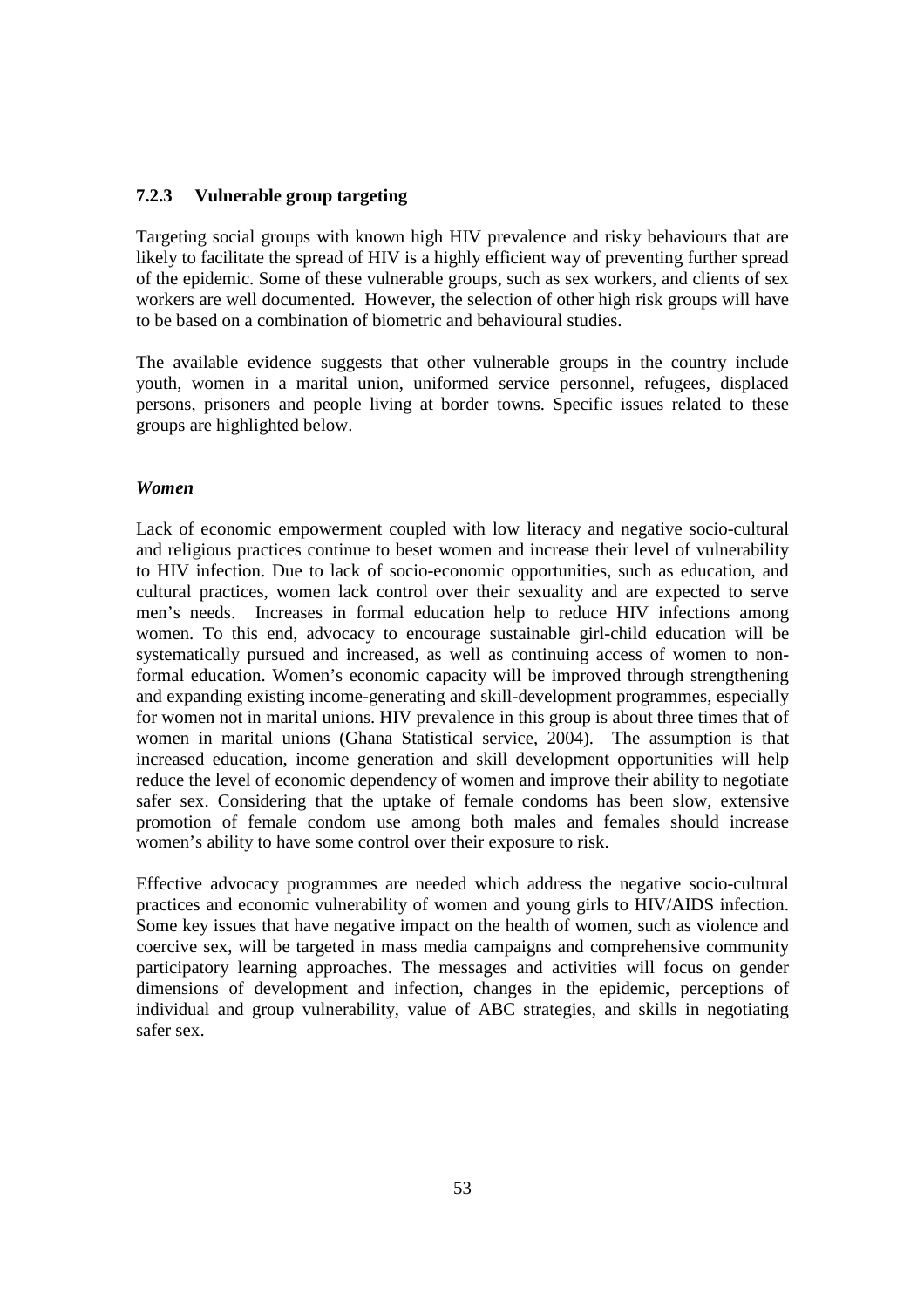### 7.2.3 Vulnerable group targeting

Targeting social groups with known high HIV prevalence and risky behaviours that are likely to facilitate the spread of HIV is a highly efficient way of preventing further spread of the epidemic. Some of these vulnerable groups, such as sex workers, and clients of sex workers are well documented. However, the selection of other high risk groups will have to be based on a combination of biometric and behavioural studies.

The available evidence suggests that other vulnerable groups in the country include youth, women in a marital union, uniformed service personnel, refugees, displaced persons, prisoners and people living at border towns. Specific issues related to these groups are highlighted below.

***Women***

Lack of economic empowerment coupled with low literacy and negative socio-cultural and religious practices continue to beset women and increase their level of vulnerability to HIV infection. Due to lack of socio-economic opportunities, such as education, and cultural practices, women lack control over their sexuality and are expected to serve men's needs. Increases in formal education help to reduce HIV infections among women. To this end, advocacy to encourage sustainable girl-child education will be systematically pursued and increased, as well as continuing access of women to non-formal education. Women's economic capacity will be improved through strengthening and expanding existing income-generating and skill-development programmes, especially for women not in marital unions. HIV prevalence in this group is about three times that of women in marital unions (Ghana Statistical service, 2004). The assumption is that increased education, income generation and skill development opportunities will help reduce the level of economic dependency of women and improve their ability to negotiate safer sex. Considering that the uptake of female condoms has been slow, extensive promotion of female condom use among both males and females should increase women's ability to have some control over their exposure to risk.

Effective advocacy programmes are needed which address the negative socio-cultural practices and economic vulnerability of women and young girls to HIV/AIDS infection. Some key issues that have negative impact on the health of women, such as violence and coercive sex, will be targeted in mass media campaigns and comprehensive community participatory learning approaches. The messages and activities will focus on gender dimensions of development and infection, changes in the epidemic, perceptions of individual and group vulnerability, value of ABC strategies, and skills in negotiating safer sex.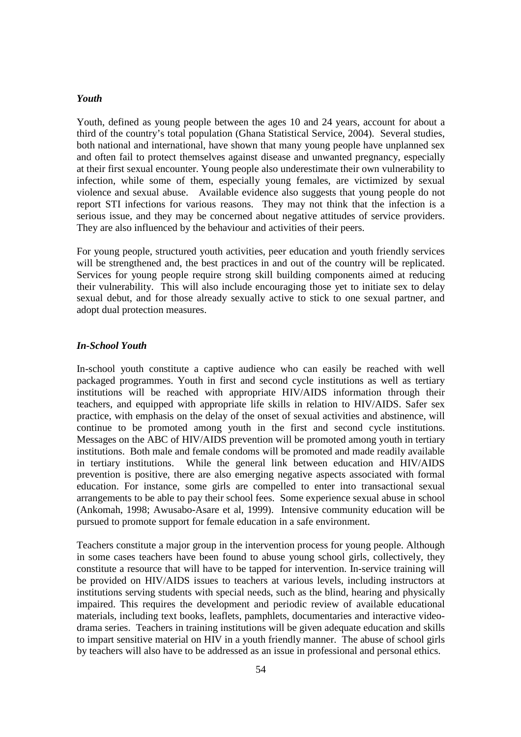### *Youth*

Youth, defined as young people between the ages 10 and 24 years, account for about a third of the country's total population (Ghana Statistical Service, 2004). Several studies, both national and international, have shown that many young people have unplanned sex and often fail to protect themselves against disease and unwanted pregnancy, especially at their first sexual encounter. Young people also underestimate their own vulnerability to infection, while some of them, especially young females, are victimized by sexual violence and sexual abuse. Available evidence also suggests that young people do not report STI infections for various reasons. They may not think that the infection is a serious issue, and they may be concerned about negative attitudes of service providers. They are also influenced by the behaviour and activities of their peers.

For young people, structured youth activities, peer education and youth friendly services will be strengthened and, the best practices in and out of the country will be replicated. Services for young people require strong skill building components aimed at reducing their vulnerability. This will also include encouraging those yet to initiate sex to delay sexual debut, and for those already sexually active to stick to one sexual partner, and adopt dual protection measures.

### *In-School Youth*

In-school youth constitute a captive audience who can easily be reached with well packaged programmes. Youth in first and second cycle institutions as well as tertiary institutions will be reached with appropriate HIV/AIDS information through their teachers, and equipped with appropriate life skills in relation to HIV/AIDS. Safer sex practice, with emphasis on the delay of the onset of sexual activities and abstinence, will continue to be promoted among youth in the first and second cycle institutions. Messages on the ABC of HIV/AIDS prevention will be promoted among youth in tertiary institutions. Both male and female condoms will be promoted and made readily available in tertiary institutions. While the general link between education and HIV/AIDS prevention is positive, there are also emerging negative aspects associated with formal education. For instance, some girls are compelled to enter into transactional sexual arrangements to be able to pay their school fees. Some experience sexual abuse in school (Ankomah, 1998; Awusabo-Asare et al, 1999). Intensive community education will be pursued to promote support for female education in a safe environment.

Teachers constitute a major group in the intervention process for young people. Although in some cases teachers have been found to abuse young school girls, collectively, they constitute a resource that will have to be tapped for intervention. In-service training will be provided on HIV/AIDS issues to teachers at various levels, including instructors at institutions serving students with special needs, such as the blind, hearing and physically impaired. This requires the development and periodic review of available educational materials, including text books, leaflets, pamphlets, documentaries and interactive video-drama series. Teachers in training institutions will be given adequate education and skills to impart sensitive material on HIV in a youth friendly manner. The abuse of school girls by teachers will also have to be addressed as an issue in professional and personal ethics.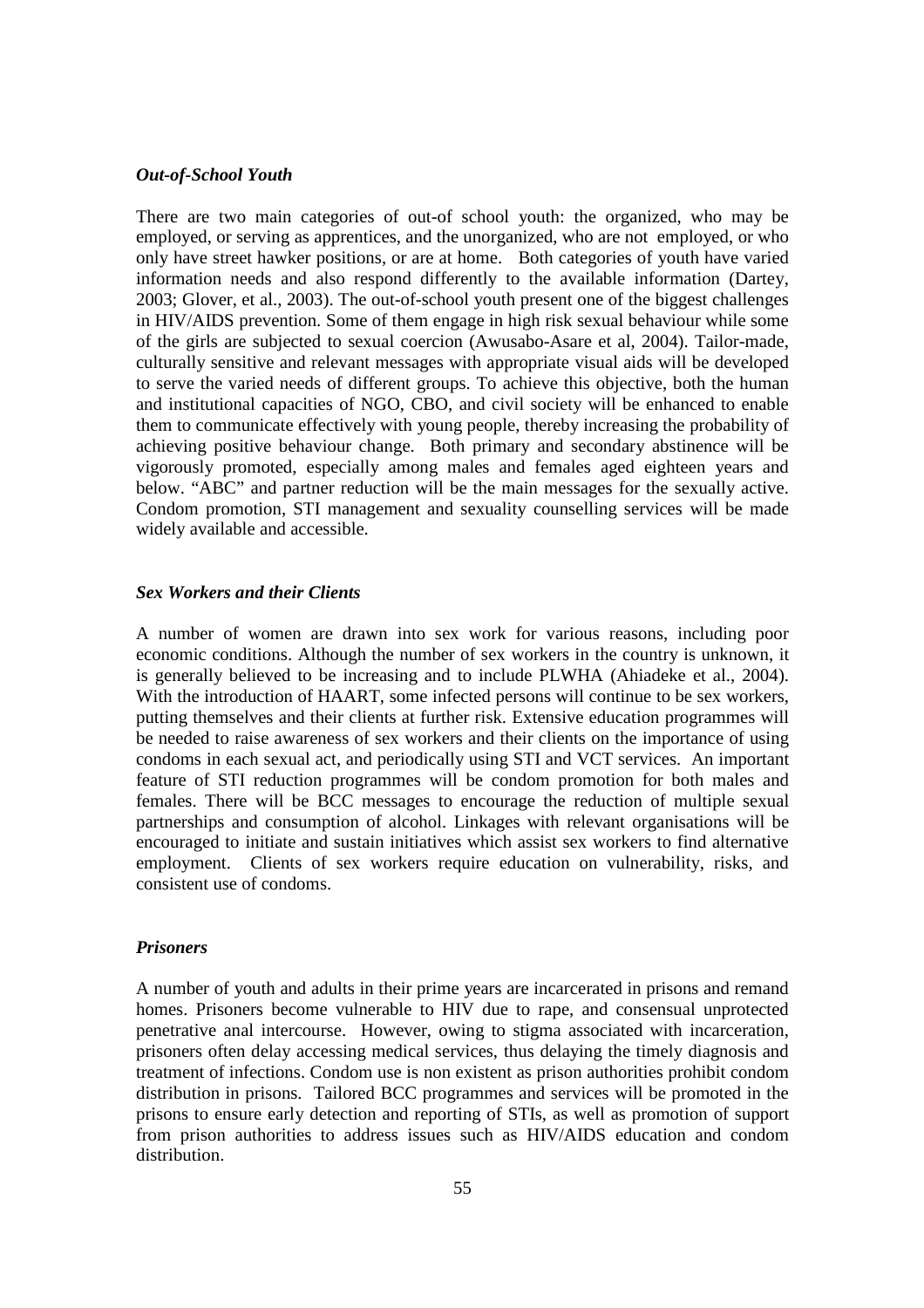***Out-of-School Youth***

There are two main categories of out-of school youth: the organized, who may be employed, or serving as apprentices, and the unorganized, who are not employed, or who only have street hawker positions, or are at home. Both categories of youth have varied information needs and also respond differently to the available information (Dartey, 2003; Glover, et al., 2003). The out-of-school youth present one of the biggest challenges in HIV/AIDS prevention. Some of them engage in high risk sexual behaviour while some of the girls are subjected to sexual coercion (Awusabo-Asare et al, 2004). Tailor-made, culturally sensitive and relevant messages with appropriate visual aids will be developed to serve the varied needs of different groups. To achieve this objective, both the human and institutional capacities of NGO, CBO, and civil society will be enhanced to enable them to communicate effectively with young people, thereby increasing the probability of achieving positive behaviour change. Both primary and secondary abstinence will be vigorously promoted, especially among males and females aged eighteen years and below. "ABC" and partner reduction will be the main messages for the sexually active. Condom promotion, STI management and sexuality counselling services will be made widely available and accessible.

***Sex Workers and their Clients***

A number of women are drawn into sex work for various reasons, including poor economic conditions. Although the number of sex workers in the country is unknown, it is generally believed to be increasing and to include PLWHA (Ahiadeke et al., 2004). With the introduction of HAART, some infected persons will continue to be sex workers, putting themselves and their clients at further risk. Extensive education programmes will be needed to raise awareness of sex workers and their clients on the importance of using condoms in each sexual act, and periodically using STI and VCT services. An important feature of STI reduction programmes will be condom promotion for both males and females. There will be BCC messages to encourage the reduction of multiple sexual partnerships and consumption of alcohol. Linkages with relevant organisations will be encouraged to initiate and sustain initiatives which assist sex workers to find alternative employment. Clients of sex workers require education on vulnerability, risks, and consistent use of condoms.

***Prisoners***

A number of youth and adults in their prime years are incarcerated in prisons and remand homes. Prisoners become vulnerable to HIV due to rape, and consensual unprotected penetrative anal intercourse. However, owing to stigma associated with incarceration, prisoners often delay accessing medical services, thus delaying the timely diagnosis and treatment of infections. Condom use is non existent as prison authorities prohibit condom distribution in prisons. Tailored BCC programmes and services will be promoted in the prisons to ensure early detection and reporting of STIs, as well as promotion of support from prison authorities to address issues such as HIV/AIDS education and condom distribution.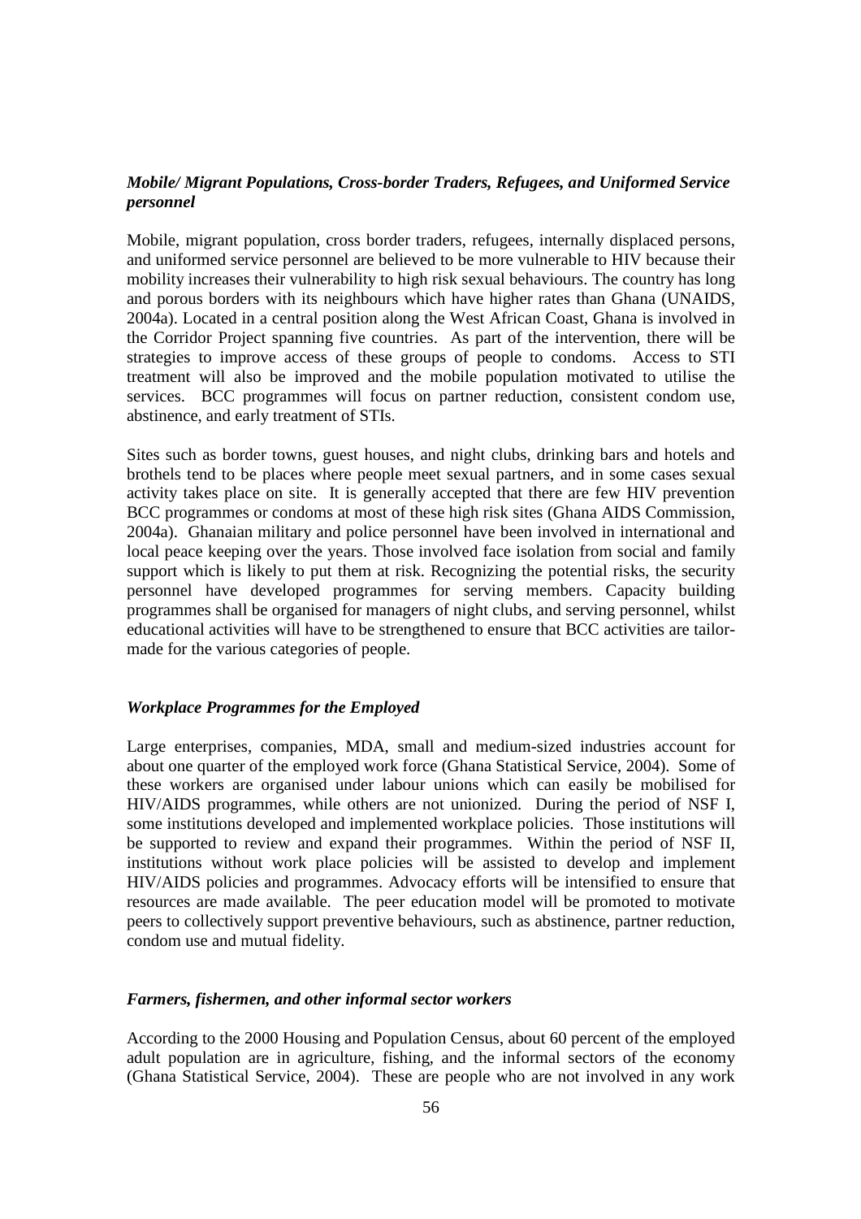### *Mobile/ Migrant Populations, Cross-border Traders, Refugees, and Uniformed Service personnel*

Mobile, migrant population, cross border traders, refugees, internally displaced persons, and uniformed service personnel are believed to be more vulnerable to HIV because their mobility increases their vulnerability to high risk sexual behaviours. The country has long and porous borders with its neighbours which have higher rates than Ghana (UNAIDS, 2004a). Located in a central position along the West African Coast, Ghana is involved in the Corridor Project spanning five countries. As part of the intervention, there will be strategies to improve access of these groups of people to condoms. Access to STI treatment will also be improved and the mobile population motivated to utilise the services. BCC programmes will focus on partner reduction, consistent condom use, abstinence, and early treatment of STIs.

Sites such as border towns, guest houses, and night clubs, drinking bars and hotels and brothels tend to be places where people meet sexual partners, and in some cases sexual activity takes place on site. It is generally accepted that there are few HIV prevention BCC programmes or condoms at most of these high risk sites (Ghana AIDS Commission, 2004a). Ghanaian military and police personnel have been involved in international and local peace keeping over the years. Those involved face isolation from social and family support which is likely to put them at risk. Recognizing the potential risks, the security personnel have developed programmes for serving members. Capacity building programmes shall be organised for managers of night clubs, and serving personnel, whilst educational activities will have to be strengthened to ensure that BCC activities are tailor-made for the various categories of people.

### *Workplace Programmes for the Employed*

Large enterprises, companies, MDA, small and medium-sized industries account for about one quarter of the employed work force (Ghana Statistical Service, 2004). Some of these workers are organised under labour unions which can easily be mobilised for HIV/AIDS programmes, while others are not unionized. During the period of NSF I, some institutions developed and implemented workplace policies. Those institutions will be supported to review and expand their programmes. Within the period of NSF II, institutions without work place policies will be assisted to develop and implement HIV/AIDS policies and programmes. Advocacy efforts will be intensified to ensure that resources are made available. The peer education model will be promoted to motivate peers to collectively support preventive behaviours, such as abstinence, partner reduction, condom use and mutual fidelity.

### *Farmers, fishermen, and other informal sector workers*

According to the 2000 Housing and Population Census, about 60 percent of the employed adult population are in agriculture, fishing, and the informal sectors of the economy (Ghana Statistical Service, 2004). These are people who are not involved in any work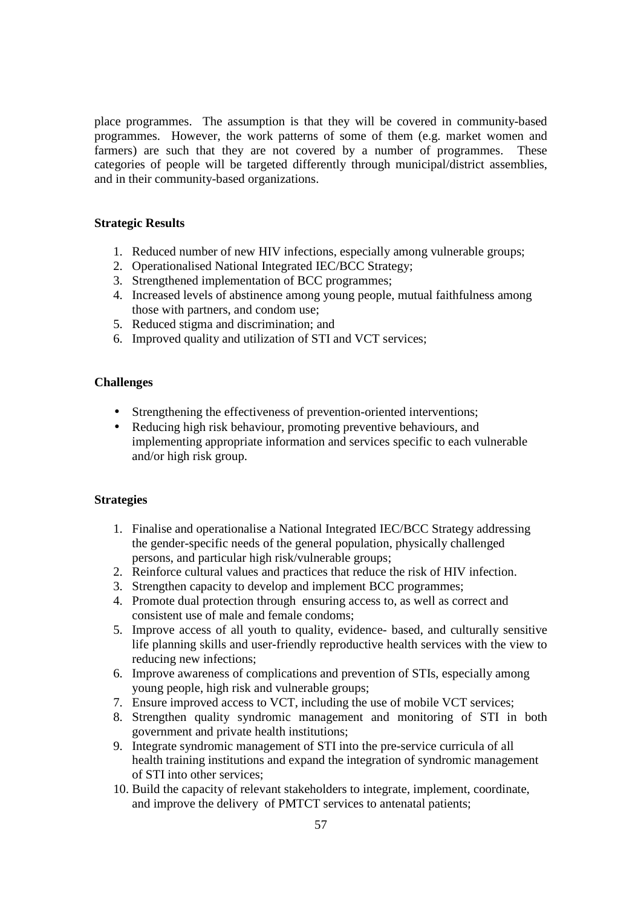place programmes. The assumption is that they will be covered in community-based programmes. However, the work patterns of some of them (e.g. market women and farmers) are such that they are not covered by a number of programmes. These categories of people will be targeted differently through municipal/district assemblies, and in their community-based organizations.

**Strategic Results**

1. Reduced number of new HIV infections, especially among vulnerable groups;
2. Operationalised National Integrated IEC/BCC Strategy;
3. Strengthened implementation of BCC programmes;
4. Increased levels of abstinence among young people, mutual faithfulness among those with partners, and condom use;
5. Reduced stigma and discrimination; and
6. Improved quality and utilization of STI and VCT services;

**Challenges**

- Strengthening the effectiveness of prevention-oriented interventions;
- Reducing high risk behaviour, promoting preventive behaviours, and implementing appropriate information and services specific to each vulnerable and/or high risk group.

**Strategies**

1. Finalise and operationalise a National Integrated IEC/BCC Strategy addressing the gender-specific needs of the general population, physically challenged persons, and particular high risk/vulnerable groups;
2. Reinforce cultural values and practices that reduce the risk of HIV infection.
3. Strengthen capacity to develop and implement BCC programmes;
4. Promote dual protection through ensuring access to, as well as correct and consistent use of male and female condoms;
5. Improve access of all youth to quality, evidence- based, and culturally sensitive life planning skills and user-friendly reproductive health services with the view to reducing new infections;
6. Improve awareness of complications and prevention of STIs, especially among young people, high risk and vulnerable groups;
7. Ensure improved access to VCT, including the use of mobile VCT services;
8. Strengthen quality syndromic management and monitoring of STI in both government and private health institutions;
9. Integrate syndromic management of STI into the pre-service curricula of all health training institutions and expand the integration of syndromic management of STI into other services;
10. Build the capacity of relevant stakeholders to integrate, implement, coordinate, and improve the delivery of PMTCT services to antenatal patients;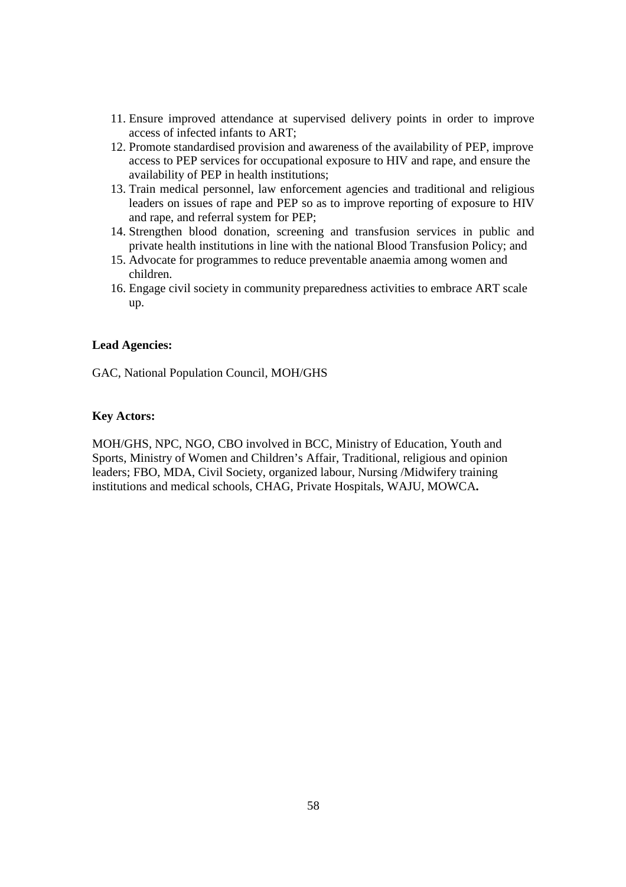11. Ensure improved attendance at supervised delivery points in order to improve access of infected infants to ART;
12. Promote standardised provision and awareness of the availability of PEP, improve access to PEP services for occupational exposure to HIV and rape, and ensure the availability of PEP in health institutions;
13. Train medical personnel, law enforcement agencies and traditional and religious leaders on issues of rape and PEP so as to improve reporting of exposure to HIV and rape, and referral system for PEP;
14. Strengthen blood donation, screening and transfusion services in public and private health institutions in line with the national Blood Transfusion Policy; and
15. Advocate for programmes to reduce preventable anaemia among women and children.
16. Engage civil society in community preparedness activities to embrace ART scale up.

**Lead Agencies:**

GAC, National Population Council, MOH/GHS

**Key Actors:**

MOH/GHS, NPC, NGO, CBO involved in BCC, Ministry of Education, Youth and Sports, Ministry of Women and Children's Affair, Traditional, religious and opinion leaders; FBO, MDA, Civil Society, organized labour, Nursing /Midwifery training institutions and medical schools, CHAG, Private Hospitals, WAJU, MOWCA**.**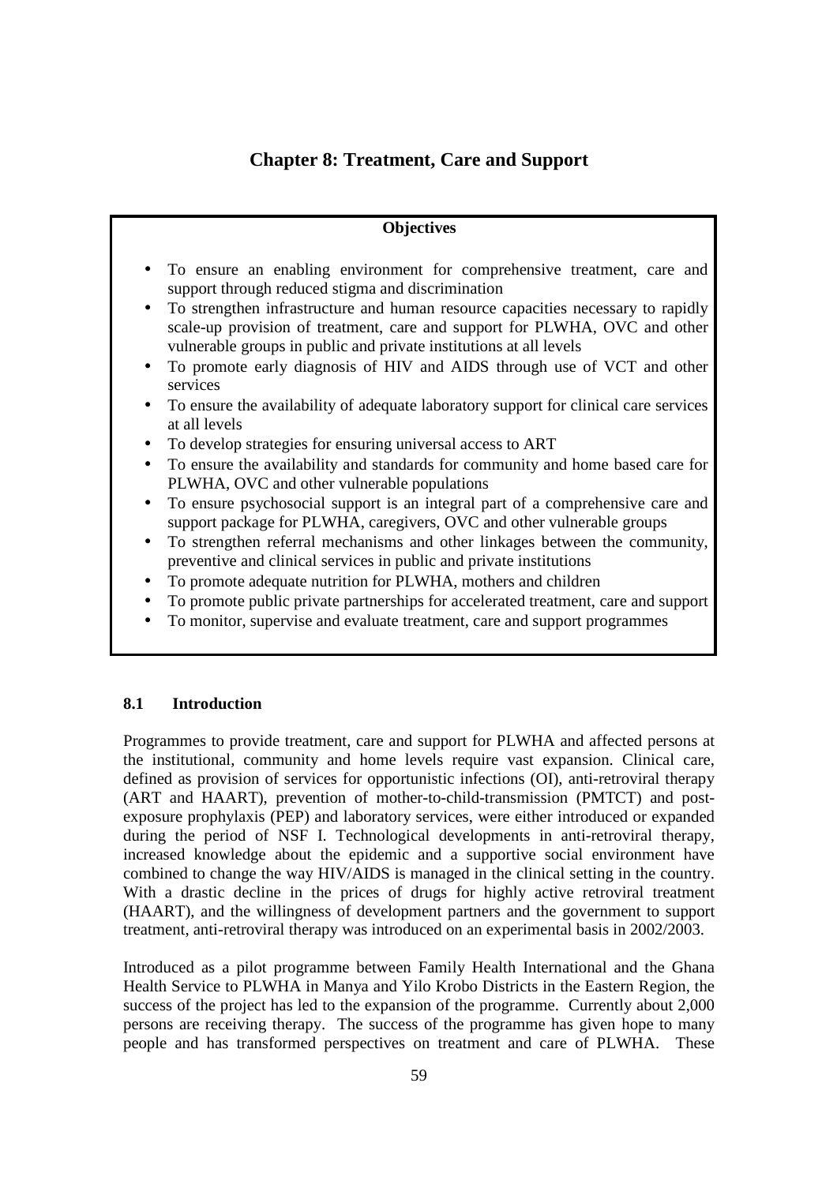# Chapter 8: Treatment, Care and Support

**Objectives**

- To ensure an enabling environment for comprehensive treatment, care and support through reduced stigma and discrimination
- To strengthen infrastructure and human resource capacities necessary to rapidly scale-up provision of treatment, care and support for PLWHA, OVC and other vulnerable groups in public and private institutions at all levels
- To promote early diagnosis of HIV and AIDS through use of VCT and other services
- To ensure the availability of adequate laboratory support for clinical care services at all levels
- To develop strategies for ensuring universal access to ART
- To ensure the availability and standards for community and home based care for PLWHA, OVC and other vulnerable populations
- To ensure psychosocial support is an integral part of a comprehensive care and support package for PLWHA, caregivers, OVC and other vulnerable groups
- To strengthen referral mechanisms and other linkages between the community, preventive and clinical services in public and private institutions
- To promote adequate nutrition for PLWHA, mothers and children
- To promote public private partnerships for accelerated treatment, care and support
- To monitor, supervise and evaluate treatment, care and support programmes

## 8.1 Introduction

Programmes to provide treatment, care and support for PLWHA and affected persons at the institutional, community and home levels require vast expansion. Clinical care, defined as provision of services for opportunistic infections (OI), anti-retroviral therapy (ART and HAART), prevention of mother-to-child-transmission (PMTCT) and post-exposure prophylaxis (PEP) and laboratory services, were either introduced or expanded during the period of NSF I. Technological developments in anti-retroviral therapy, increased knowledge about the epidemic and a supportive social environment have combined to change the way HIV/AIDS is managed in the clinical setting in the country. With a drastic decline in the prices of drugs for highly active retroviral treatment (HAART), and the willingness of development partners and the government to support treatment, anti-retroviral therapy was introduced on an experimental basis in 2002/2003.

Introduced as a pilot programme between Family Health International and the Ghana Health Service to PLWHA in Manya and Yilo Krobo Districts in the Eastern Region, the success of the project has led to the expansion of the programme. Currently about 2,000 persons are receiving therapy. The success of the programme has given hope to many people and has transformed perspectives on treatment and care of PLWHA. These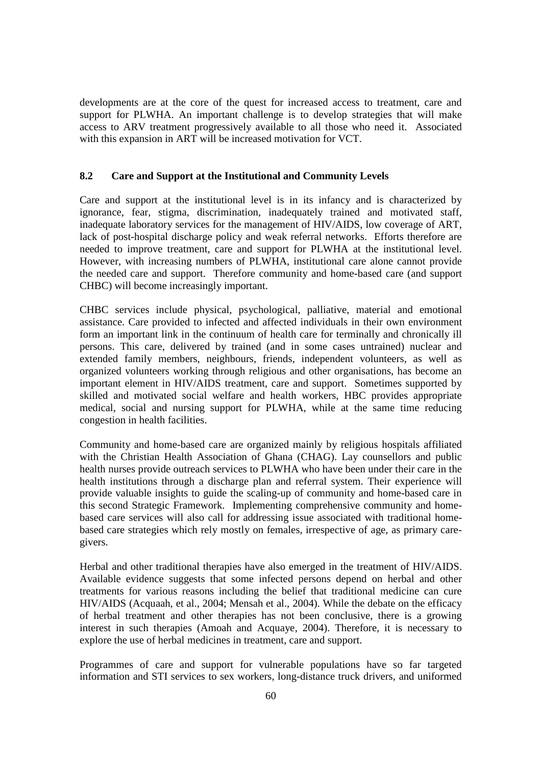developments are at the core of the quest for increased access to treatment, care and support for PLWHA. An important challenge is to develop strategies that will make access to ARV treatment progressively available to all those who need it. Associated with this expansion in ART will be increased motivation for VCT.

## 8.2 Care and Support at the Institutional and Community Levels

Care and support at the institutional level is in its infancy and is characterized by ignorance, fear, stigma, discrimination, inadequately trained and motivated staff, inadequate laboratory services for the management of HIV/AIDS, low coverage of ART, lack of post-hospital discharge policy and weak referral networks. Efforts therefore are needed to improve treatment, care and support for PLWHA at the institutional level. However, with increasing numbers of PLWHA, institutional care alone cannot provide the needed care and support. Therefore community and home-based care (and support CHBC) will become increasingly important.

CHBC services include physical, psychological, palliative, material and emotional assistance. Care provided to infected and affected individuals in their own environment form an important link in the continuum of health care for terminally and chronically ill persons. This care, delivered by trained (and in some cases untrained) nuclear and extended family members, neighbours, friends, independent volunteers, as well as organized volunteers working through religious and other organisations, has become an important element in HIV/AIDS treatment, care and support. Sometimes supported by skilled and motivated social welfare and health workers, HBC provides appropriate medical, social and nursing support for PLWHA, while at the same time reducing congestion in health facilities.

Community and home-based care are organized mainly by religious hospitals affiliated with the Christian Health Association of Ghana (CHAG). Lay counsellors and public health nurses provide outreach services to PLWHA who have been under their care in the health institutions through a discharge plan and referral system. Their experience will provide valuable insights to guide the scaling-up of community and home-based care in this second Strategic Framework. Implementing comprehensive community and home-based care services will also call for addressing issue associated with traditional home-based care strategies which rely mostly on females, irrespective of age, as primary care-givers.

Herbal and other traditional therapies have also emerged in the treatment of HIV/AIDS. Available evidence suggests that some infected persons depend on herbal and other treatments for various reasons including the belief that traditional medicine can cure HIV/AIDS (Acquaah, et al., 2004; Mensah et al., 2004). While the debate on the efficacy of herbal treatment and other therapies has not been conclusive, there is a growing interest in such therapies (Amoah and Acquaye, 2004). Therefore, it is necessary to explore the use of herbal medicines in treatment, care and support.

Programmes of care and support for vulnerable populations have so far targeted information and STI services to sex workers, long-distance truck drivers, and uniformed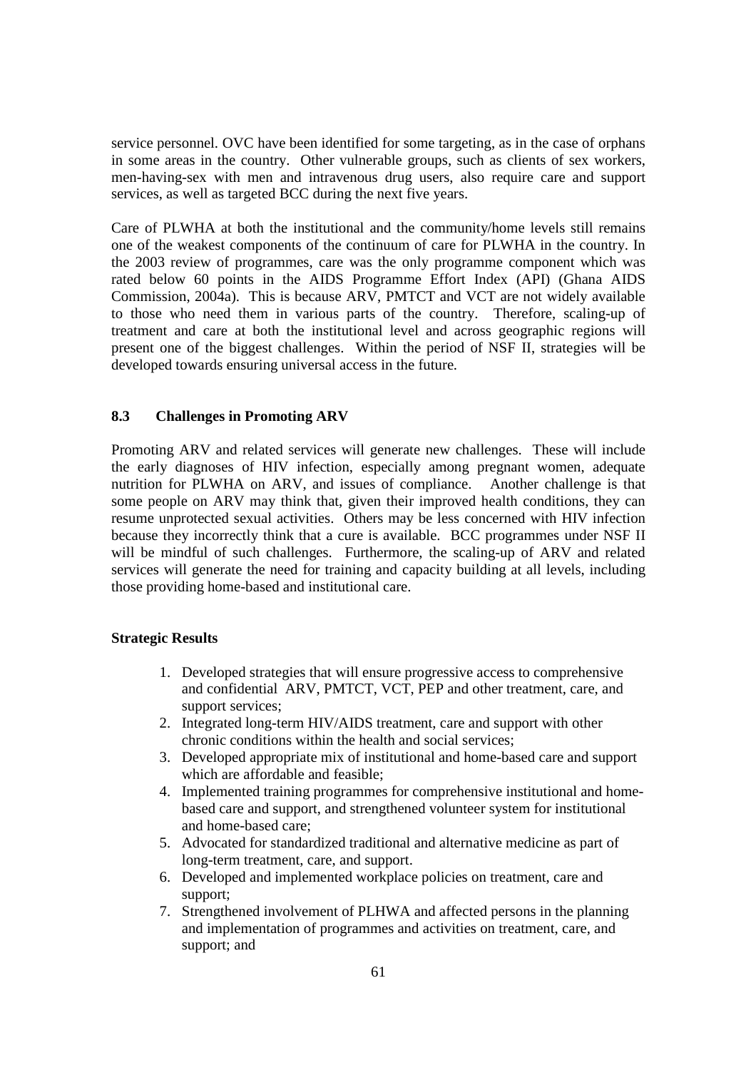service personnel. OVC have been identified for some targeting, as in the case of orphans in some areas in the country. Other vulnerable groups, such as clients of sex workers, men-having-sex with men and intravenous drug users, also require care and support services, as well as targeted BCC during the next five years.

Care of PLWHA at both the institutional and the community/home levels still remains one of the weakest components of the continuum of care for PLWHA in the country. In the 2003 review of programmes, care was the only programme component which was rated below 60 points in the AIDS Programme Effort Index (API) (Ghana AIDS Commission, 2004a). This is because ARV, PMTCT and VCT are not widely available to those who need them in various parts of the country. Therefore, scaling-up of treatment and care at both the institutional level and across geographic regions will present one of the biggest challenges. Within the period of NSF II, strategies will be developed towards ensuring universal access in the future.

### 8.3 Challenges in Promoting ARV

Promoting ARV and related services will generate new challenges. These will include the early diagnoses of HIV infection, especially among pregnant women, adequate nutrition for PLWHA on ARV, and issues of compliance. Another challenge is that some people on ARV may think that, given their improved health conditions, they can resume unprotected sexual activities. Others may be less concerned with HIV infection because they incorrectly think that a cure is available. BCC programmes under NSF II will be mindful of such challenges. Furthermore, the scaling-up of ARV and related services will generate the need for training and capacity building at all levels, including those providing home-based and institutional care.

**Strategic Results**

1. Developed strategies that will ensure progressive access to comprehensive and confidential ARV, PMTCT, VCT, PEP and other treatment, care, and support services;
2. Integrated long-term HIV/AIDS treatment, care and support with other chronic conditions within the health and social services;
3. Developed appropriate mix of institutional and home-based care and support which are affordable and feasible;
4. Implemented training programmes for comprehensive institutional and home-based care and support, and strengthened volunteer system for institutional and home-based care;
5. Advocated for standardized traditional and alternative medicine as part of long-term treatment, care, and support.
6. Developed and implemented workplace policies on treatment, care and support;
7. Strengthened involvement of PLHWA and affected persons in the planning and implementation of programmes and activities on treatment, care, and support; and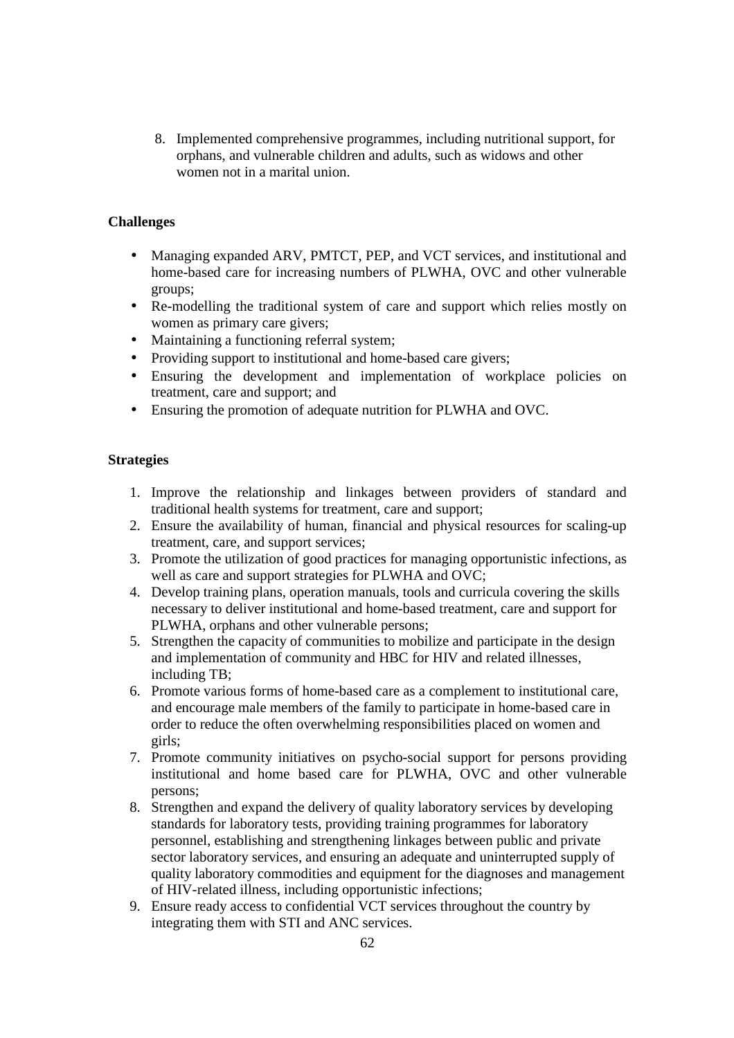8. Implemented comprehensive programmes, including nutritional support, for orphans, and vulnerable children and adults, such as widows and other women not in a marital union.

**Challenges**

- Managing expanded ARV, PMTCT, PEP, and VCT services, and institutional and home-based care for increasing numbers of PLWHA, OVC and other vulnerable groups;
- Re-modelling the traditional system of care and support which relies mostly on women as primary care givers;
- Maintaining a functioning referral system;
- Providing support to institutional and home-based care givers;
- Ensuring the development and implementation of workplace policies on treatment, care and support; and
- Ensuring the promotion of adequate nutrition for PLWHA and OVC.

**Strategies**

1. Improve the relationship and linkages between providers of standard and traditional health systems for treatment, care and support;
2. Ensure the availability of human, financial and physical resources for scaling-up treatment, care, and support services;
3. Promote the utilization of good practices for managing opportunistic infections, as well as care and support strategies for PLWHA and OVC;
4. Develop training plans, operation manuals, tools and curricula covering the skills necessary to deliver institutional and home-based treatment, care and support for PLWHA, orphans and other vulnerable persons;
5. Strengthen the capacity of communities to mobilize and participate in the design and implementation of community and HBC for HIV and related illnesses, including TB;
6. Promote various forms of home-based care as a complement to institutional care, and encourage male members of the family to participate in home-based care in order to reduce the often overwhelming responsibilities placed on women and girls;
7. Promote community initiatives on psycho-social support for persons providing institutional and home based care for PLWHA, OVC and other vulnerable persons;
8. Strengthen and expand the delivery of quality laboratory services by developing standards for laboratory tests, providing training programmes for laboratory personnel, establishing and strengthening linkages between public and private sector laboratory services, and ensuring an adequate and uninterrupted supply of quality laboratory commodities and equipment for the diagnoses and management of HIV-related illness, including opportunistic infections;
9. Ensure ready access to confidential VCT services throughout the country by integrating them with STI and ANC services.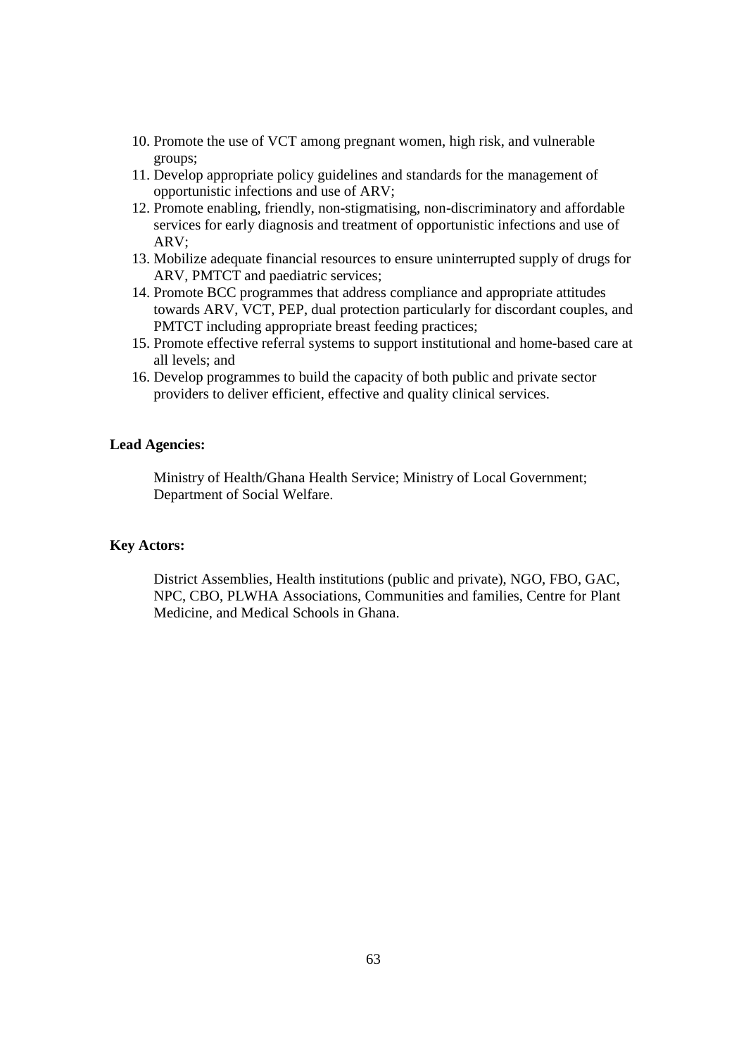10. Promote the use of VCT among pregnant women, high risk, and vulnerable groups;
11. Develop appropriate policy guidelines and standards for the management of opportunistic infections and use of ARV;
12. Promote enabling, friendly, non-stigmatising, non-discriminatory and affordable services for early diagnosis and treatment of opportunistic infections and use of ARV;
13. Mobilize adequate financial resources to ensure uninterrupted supply of drugs for ARV, PMTCT and paediatric services;
14. Promote BCC programmes that address compliance and appropriate attitudes towards ARV, VCT, PEP, dual protection particularly for discordant couples, and PMTCT including appropriate breast feeding practices;
15. Promote effective referral systems to support institutional and home-based care at all levels; and
16. Develop programmes to build the capacity of both public and private sector providers to deliver efficient, effective and quality clinical services.

**Lead Agencies:**

Ministry of Health/Ghana Health Service; Ministry of Local Government; Department of Social Welfare.

**Key Actors:**

District Assemblies, Health institutions (public and private), NGO, FBO, GAC, NPC, CBO, PLWHA Associations, Communities and families, Centre for Plant Medicine, and Medical Schools in Ghana.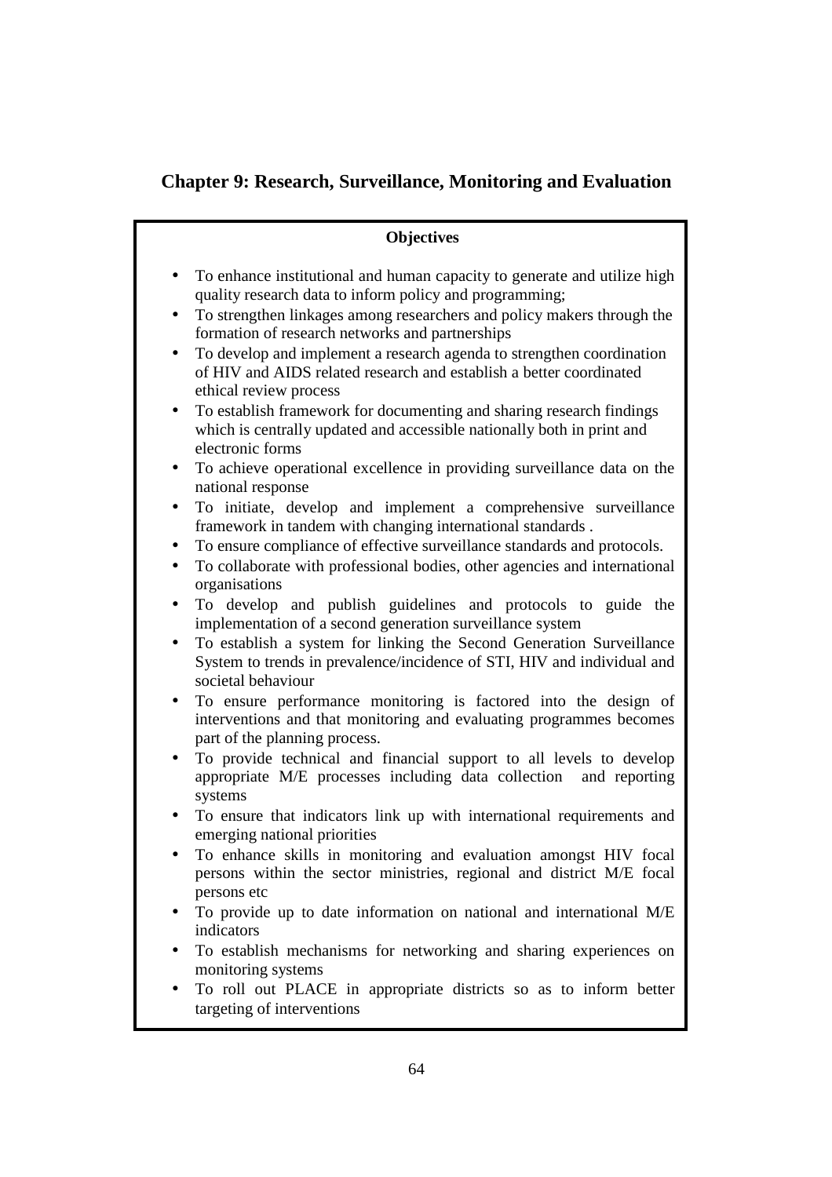# Chapter 9: Research, Surveillance, Monitoring and Evaluation

**Objectives**

- To enhance institutional and human capacity to generate and utilize high quality research data to inform policy and programming;
- To strengthen linkages among researchers and policy makers through the formation of research networks and partnerships
- To develop and implement a research agenda to strengthen coordination of HIV and AIDS related research and establish a better coordinated ethical review process
- To establish framework for documenting and sharing research findings which is centrally updated and accessible nationally both in print and electronic forms
- To achieve operational excellence in providing surveillance data on the national response
- To initiate, develop and implement a comprehensive surveillance framework in tandem with changing international standards .
- To ensure compliance of effective surveillance standards and protocols.
- To collaborate with professional bodies, other agencies and international organisations
- To develop and publish guidelines and protocols to guide the implementation of a second generation surveillance system
- To establish a system for linking the Second Generation Surveillance System to trends in prevalence/incidence of STI, HIV and individual and societal behaviour
- To ensure performance monitoring is factored into the design of interventions and that monitoring and evaluating programmes becomes part of the planning process.
- To provide technical and financial support to all levels to develop appropriate M/E processes including data collection and reporting systems
- To ensure that indicators link up with international requirements and emerging national priorities
- To enhance skills in monitoring and evaluation amongst HIV focal persons within the sector ministries, regional and district M/E focal persons etc
- To provide up to date information on national and international M/E indicators
- To establish mechanisms for networking and sharing experiences on monitoring systems
- To roll out PLACE in appropriate districts so as to inform better targeting of interventions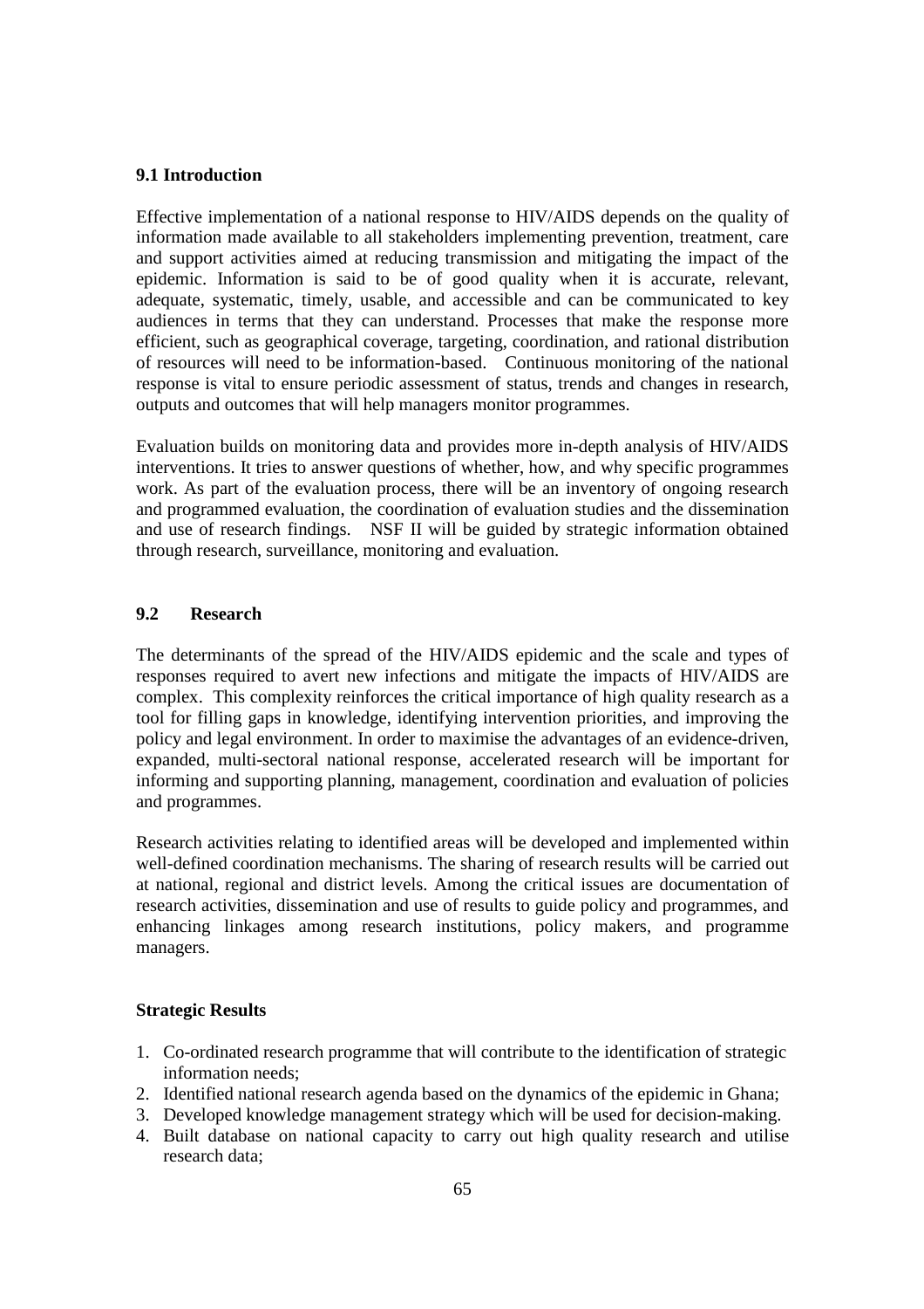## 9.1 Introduction

Effective implementation of a national response to HIV/AIDS depends on the quality of information made available to all stakeholders implementing prevention, treatment, care and support activities aimed at reducing transmission and mitigating the impact of the epidemic. Information is said to be of good quality when it is accurate, relevant, adequate, systematic, timely, usable, and accessible and can be communicated to key audiences in terms that they can understand. Processes that make the response more efficient, such as geographical coverage, targeting, coordination, and rational distribution of resources will need to be information-based. Continuous monitoring of the national response is vital to ensure periodic assessment of status, trends and changes in research, outputs and outcomes that will help managers monitor programmes.

Evaluation builds on monitoring data and provides more in-depth analysis of HIV/AIDS interventions. It tries to answer questions of whether, how, and why specific programmes work. As part of the evaluation process, there will be an inventory of ongoing research and programmed evaluation, the coordination of evaluation studies and the dissemination and use of research findings. NSF II will be guided by strategic information obtained through research, surveillance, monitoring and evaluation.

## 9.2 Research

The determinants of the spread of the HIV/AIDS epidemic and the scale and types of responses required to avert new infections and mitigate the impacts of HIV/AIDS are complex. This complexity reinforces the critical importance of high quality research as a tool for filling gaps in knowledge, identifying intervention priorities, and improving the policy and legal environment. In order to maximise the advantages of an evidence-driven, expanded, multi-sectoral national response, accelerated research will be important for informing and supporting planning, management, coordination and evaluation of policies and programmes.

Research activities relating to identified areas will be developed and implemented within well-defined coordination mechanisms. The sharing of research results will be carried out at national, regional and district levels. Among the critical issues are documentation of research activities, dissemination and use of results to guide policy and programmes, and enhancing linkages among research institutions, policy makers, and programme managers.

**Strategic Results**

1. Co-ordinated research programme that will contribute to the identification of strategic information needs;
2. Identified national research agenda based on the dynamics of the epidemic in Ghana;
3. Developed knowledge management strategy which will be used for decision-making.
4. Built database on national capacity to carry out high quality research and utilise research data;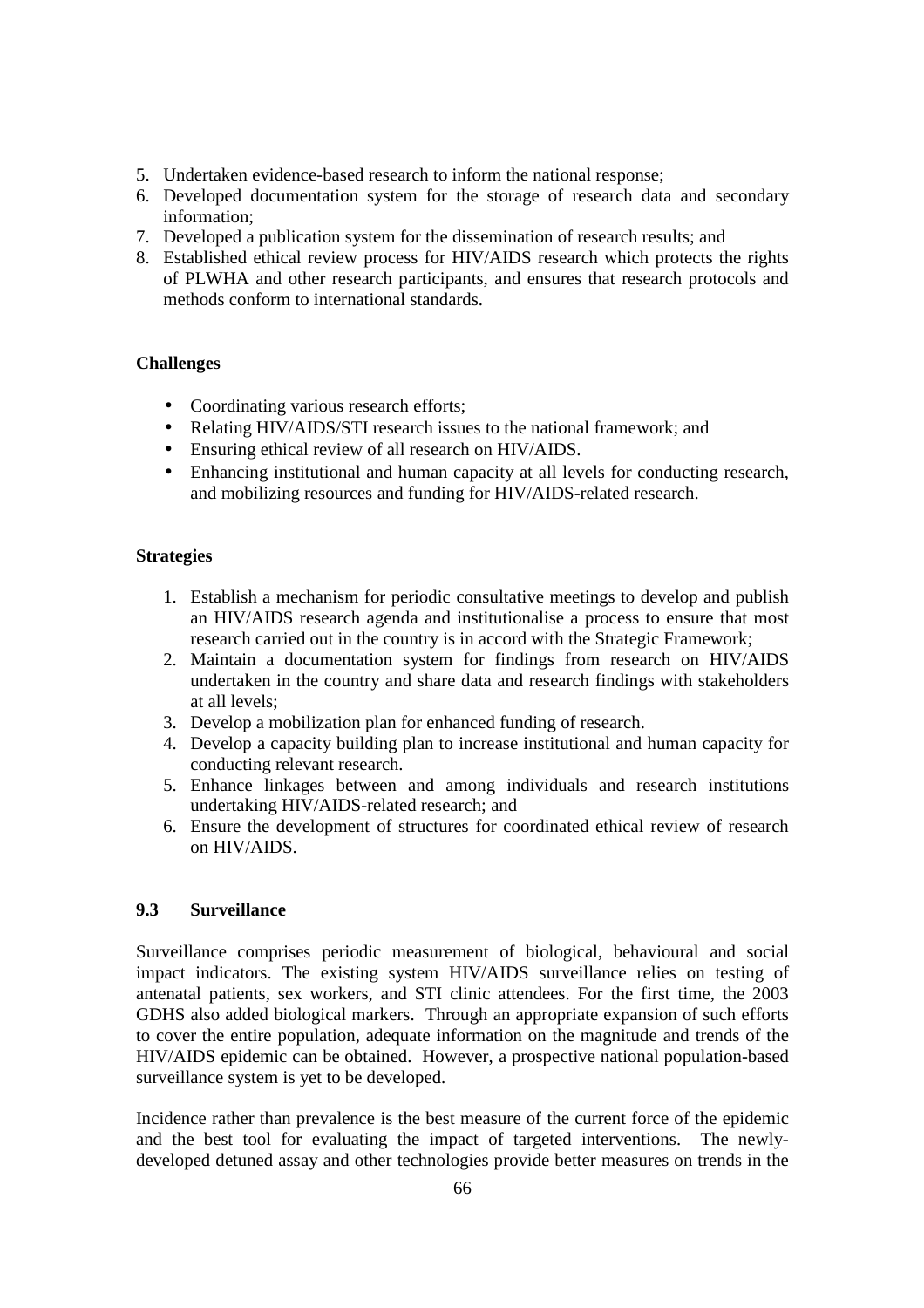5. Undertaken evidence-based research to inform the national response;
6. Developed documentation system for the storage of research data and secondary information;
7. Developed a publication system for the dissemination of research results; and
8. Established ethical review process for HIV/AIDS research which protects the rights of PLWHA and other research participants, and ensures that research protocols and methods conform to international standards.

**Challenges**

- Coordinating various research efforts;
- Relating HIV/AIDS/STI research issues to the national framework; and
- Ensuring ethical review of all research on HIV/AIDS.
- Enhancing institutional and human capacity at all levels for conducting research, and mobilizing resources and funding for HIV/AIDS-related research.

**Strategies**

1. Establish a mechanism for periodic consultative meetings to develop and publish an HIV/AIDS research agenda and institutionalise a process to ensure that most research carried out in the country is in accord with the Strategic Framework;
2. Maintain a documentation system for findings from research on HIV/AIDS undertaken in the country and share data and research findings with stakeholders at all levels;
3. Develop a mobilization plan for enhanced funding of research.
4. Develop a capacity building plan to increase institutional and human capacity for conducting relevant research.
5. Enhance linkages between and among individuals and research institutions undertaking HIV/AIDS-related research; and
6. Ensure the development of structures for coordinated ethical review of research on HIV/AIDS.

### 9.3 Surveillance

Surveillance comprises periodic measurement of biological, behavioural and social impact indicators. The existing system HIV/AIDS surveillance relies on testing of antenatal patients, sex workers, and STI clinic attendees. For the first time, the 2003 GDHS also added biological markers. Through an appropriate expansion of such efforts to cover the entire population, adequate information on the magnitude and trends of the HIV/AIDS epidemic can be obtained. However, a prospective national population-based surveillance system is yet to be developed.

Incidence rather than prevalence is the best measure of the current force of the epidemic and the best tool for evaluating the impact of targeted interventions. The newly-developed detuned assay and other technologies provide better measures on trends in the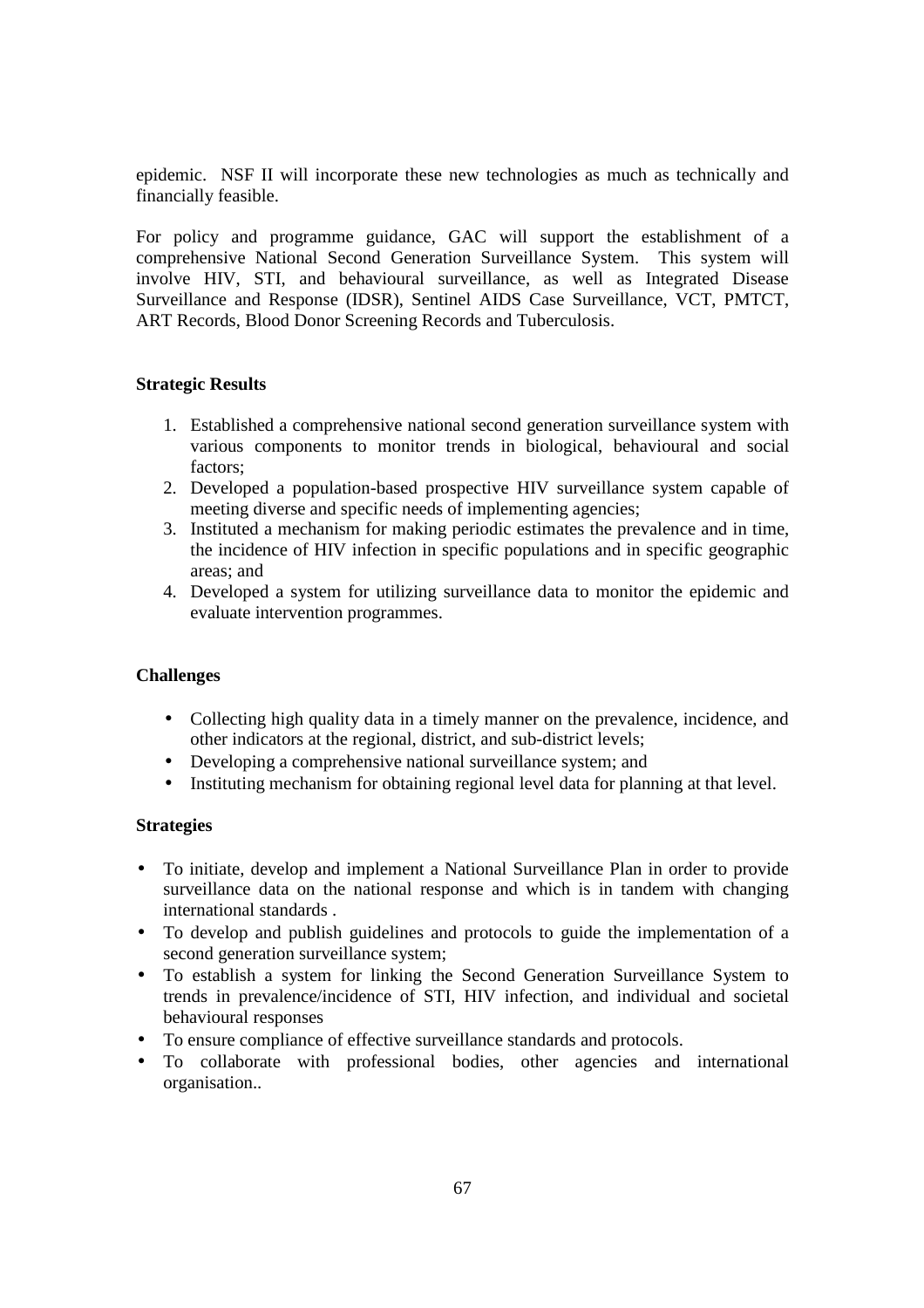epidemic. NSF II will incorporate these new technologies as much as technically and financially feasible.

For policy and programme guidance, GAC will support the establishment of a comprehensive National Second Generation Surveillance System. This system will involve HIV, STI, and behavioural surveillance, as well as Integrated Disease Surveillance and Response (IDSR), Sentinel AIDS Case Surveillance, VCT, PMTCT, ART Records, Blood Donor Screening Records and Tuberculosis.

**Strategic Results**

1. Established a comprehensive national second generation surveillance system with various components to monitor trends in biological, behavioural and social factors;
2. Developed a population-based prospective HIV surveillance system capable of meeting diverse and specific needs of implementing agencies;
3. Instituted a mechanism for making periodic estimates the prevalence and in time, the incidence of HIV infection in specific populations and in specific geographic areas; and
4. Developed a system for utilizing surveillance data to monitor the epidemic and evaluate intervention programmes.

**Challenges**

- Collecting high quality data in a timely manner on the prevalence, incidence, and other indicators at the regional, district, and sub-district levels;
- Developing a comprehensive national surveillance system; and
- Instituting mechanism for obtaining regional level data for planning at that level.

**Strategies**

- To initiate, develop and implement a National Surveillance Plan in order to provide surveillance data on the national response and which is in tandem with changing international standards .
- To develop and publish guidelines and protocols to guide the implementation of a second generation surveillance system;
- To establish a system for linking the Second Generation Surveillance System to trends in prevalence/incidence of STI, HIV infection, and individual and societal behavioural responses
- To ensure compliance of effective surveillance standards and protocols.
- To collaborate with professional bodies, other agencies and international organisation..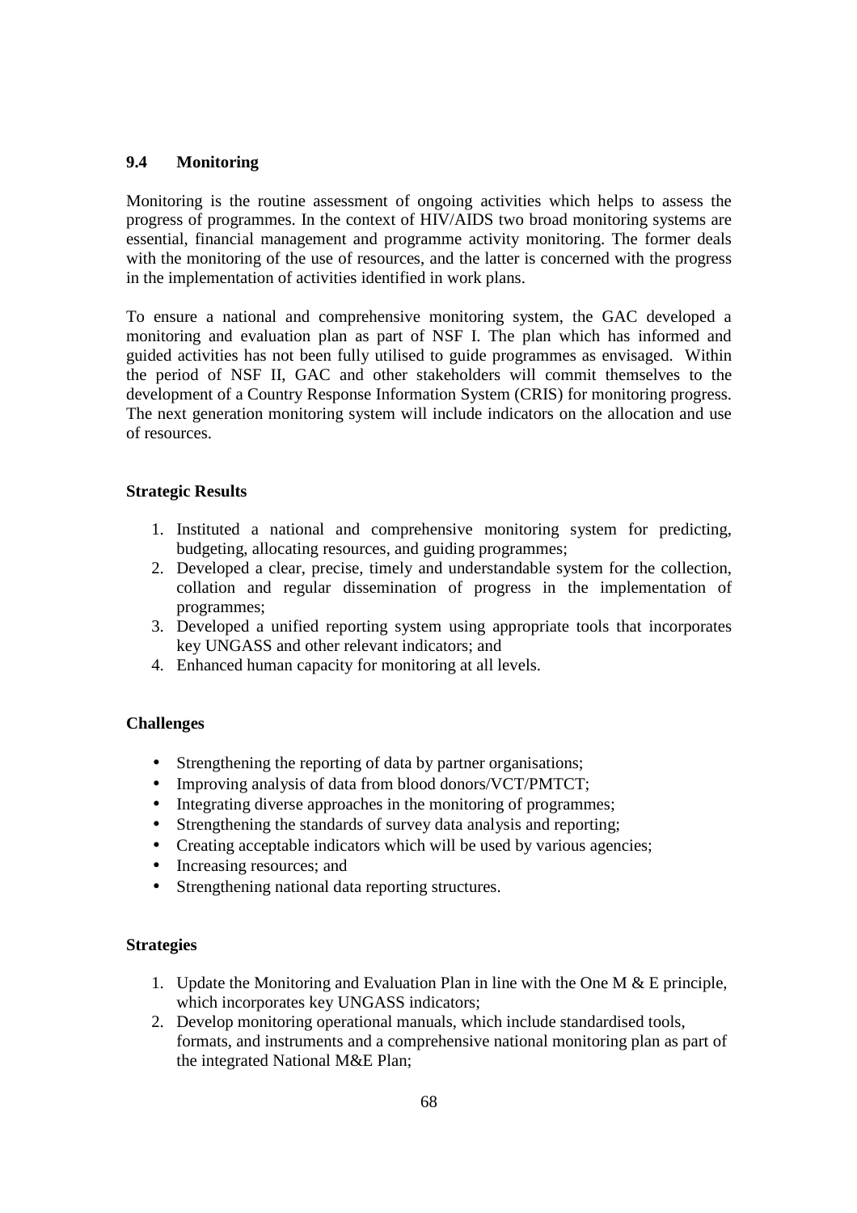### 9.4 Monitoring

Monitoring is the routine assessment of ongoing activities which helps to assess the progress of programmes. In the context of HIV/AIDS two broad monitoring systems are essential, financial management and programme activity monitoring. The former deals with the monitoring of the use of resources, and the latter is concerned with the progress in the implementation of activities identified in work plans.

To ensure a national and comprehensive monitoring system, the GAC developed a monitoring and evaluation plan as part of NSF I. The plan which has informed and guided activities has not been fully utilised to guide programmes as envisaged. Within the period of NSF II, GAC and other stakeholders will commit themselves to the development of a Country Response Information System (CRIS) for monitoring progress. The next generation monitoring system will include indicators on the allocation and use of resources.

**Strategic Results**

1. Instituted a national and comprehensive monitoring system for predicting, budgeting, allocating resources, and guiding programmes;
2. Developed a clear, precise, timely and understandable system for the collection, collation and regular dissemination of progress in the implementation of programmes;
3. Developed a unified reporting system using appropriate tools that incorporates key UNGASS and other relevant indicators; and
4. Enhanced human capacity for monitoring at all levels.

**Challenges**

- Strengthening the reporting of data by partner organisations;
- Improving analysis of data from blood donors/VCT/PMTCT;
- Integrating diverse approaches in the monitoring of programmes;
- Strengthening the standards of survey data analysis and reporting;
- Creating acceptable indicators which will be used by various agencies;
- Increasing resources; and
- Strengthening national data reporting structures.

**Strategies**

1. Update the Monitoring and Evaluation Plan in line with the One M & E principle, which incorporates key UNGASS indicators;
2. Develop monitoring operational manuals, which include standardised tools, formats, and instruments and a comprehensive national monitoring plan as part of the integrated National M&E Plan;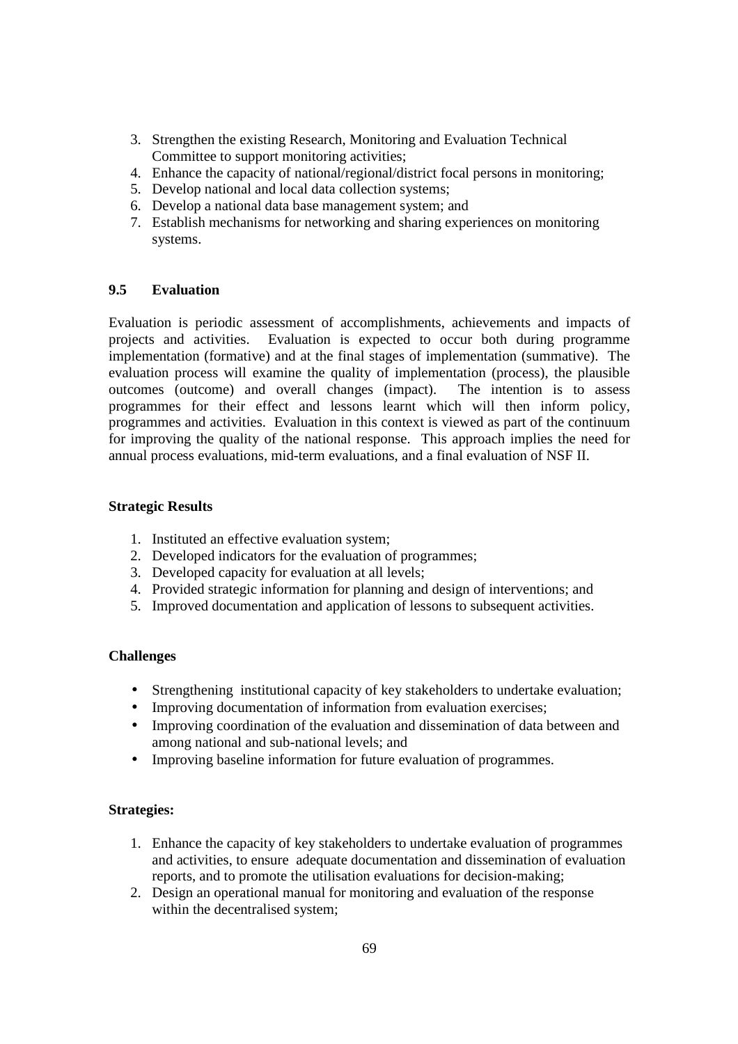3. Strengthen the existing Research, Monitoring and Evaluation Technical Committee to support monitoring activities;
4. Enhance the capacity of national/regional/district focal persons in monitoring;
5. Develop national and local data collection systems;
6. Develop a national data base management system; and
7. Establish mechanisms for networking and sharing experiences on monitoring systems.

### 9.5 Evaluation

Evaluation is periodic assessment of accomplishments, achievements and impacts of projects and activities. Evaluation is expected to occur both during programme implementation (formative) and at the final stages of implementation (summative). The evaluation process will examine the quality of implementation (process), the plausible outcomes (outcome) and overall changes (impact). The intention is to assess programmes for their effect and lessons learnt which will then inform policy, programmes and activities. Evaluation in this context is viewed as part of the continuum for improving the quality of the national response. This approach implies the need for annual process evaluations, mid-term evaluations, and a final evaluation of NSF II.

**Strategic Results**

1. Instituted an effective evaluation system;
2. Developed indicators for the evaluation of programmes;
3. Developed capacity for evaluation at all levels;
4. Provided strategic information for planning and design of interventions; and
5. Improved documentation and application of lessons to subsequent activities.

**Challenges**

- Strengthening institutional capacity of key stakeholders to undertake evaluation;
- Improving documentation of information from evaluation exercises;
- Improving coordination of the evaluation and dissemination of data between and among national and sub-national levels; and
- Improving baseline information for future evaluation of programmes.

**Strategies:**

1. Enhance the capacity of key stakeholders to undertake evaluation of programmes and activities, to ensure adequate documentation and dissemination of evaluation reports, and to promote the utilisation evaluations for decision-making;
2. Design an operational manual for monitoring and evaluation of the response within the decentralised system;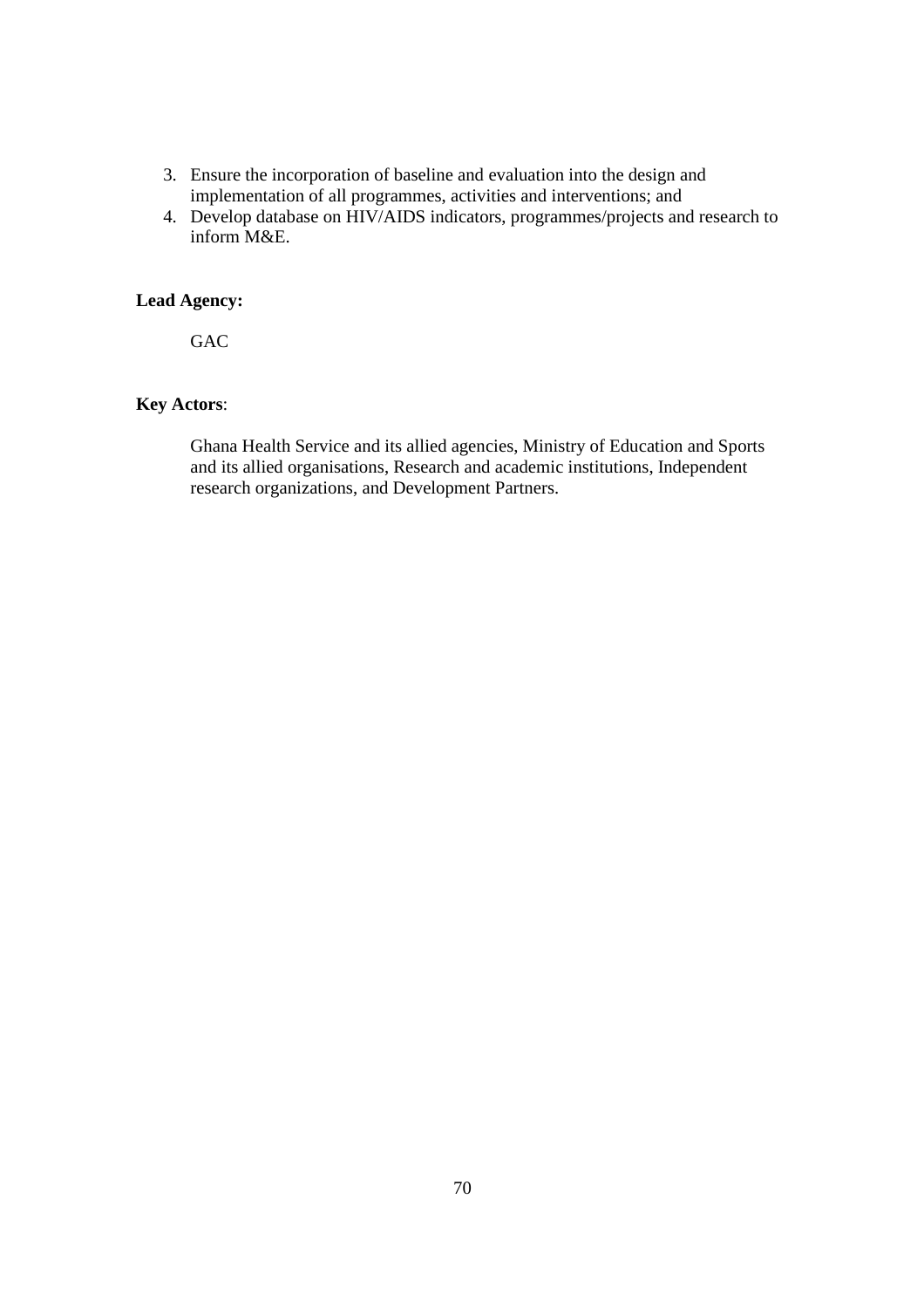3. Ensure the incorporation of baseline and evaluation into the design and implementation of all programmes, activities and interventions; and
4. Develop database on HIV/AIDS indicators, programmes/projects and research to inform M&E.

**Lead Agency:**

GAC

**Key Actors**:

Ghana Health Service and its allied agencies, Ministry of Education and Sports and its allied organisations, Research and academic institutions, Independent research organizations, and Development Partners.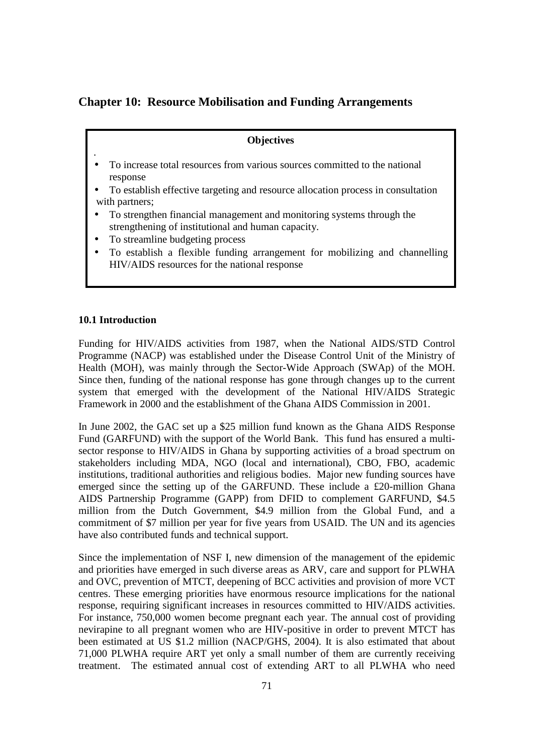# Chapter 10: Resource Mobilisation and Funding Arrangements

**Objectives**

- To increase total resources from various sources committed to the national response
- To establish effective targeting and resource allocation process in consultation with partners;
- To strengthen financial management and monitoring systems through the strengthening of institutional and human capacity.
- To streamline budgeting process
- To establish a flexible funding arrangement for mobilizing and channelling HIV/AIDS resources for the national response

### 10.1 Introduction

Funding for HIV/AIDS activities from 1987, when the National AIDS/STD Control Programme (NACP) was established under the Disease Control Unit of the Ministry of Health (MOH), was mainly through the Sector-Wide Approach (SWAp) of the MOH. Since then, funding of the national response has gone through changes up to the current system that emerged with the development of the National HIV/AIDS Strategic Framework in 2000 and the establishment of the Ghana AIDS Commission in 2001.

In June 2002, the GAC set up a $25 million fund known as the Ghana AIDS Response Fund (GARFUND) with the support of the World Bank. This fund has ensured a multi-sector response to HIV/AIDS in Ghana by supporting activities of a broad spectrum on stakeholders including MDA, NGO (local and international), CBO, FBO, academic institutions, traditional authorities and religious bodies. Major new funding sources have emerged since the setting up of the GARFUND. These include a £20-million Ghana AIDS Partnership Programme (GAPP) from DFID to complement GARFUND, $4.5 million from the Dutch Government, $4.9 million from the Global Fund, and a commitment of $7 million per year for five years from USAID. The UN and its agencies have also contributed funds and technical support.

Since the implementation of NSF I, new dimension of the management of the epidemic and priorities have emerged in such diverse areas as ARV, care and support for PLWHA and OVC, prevention of MTCT, deepening of BCC activities and provision of more VCT centres. These emerging priorities have enormous resource implications for the national response, requiring significant increases in resources committed to HIV/AIDS activities. For instance, 750,000 women become pregnant each year. The annual cost of providing nevirapine to all pregnant women who are HIV-positive in order to prevent MTCT has been estimated at US $1.2 million (NACP/GHS, 2004). It is also estimated that about 71,000 PLWHA require ART yet only a small number of them are currently receiving treatment. The estimated annual cost of extending ART to all PLWHA who need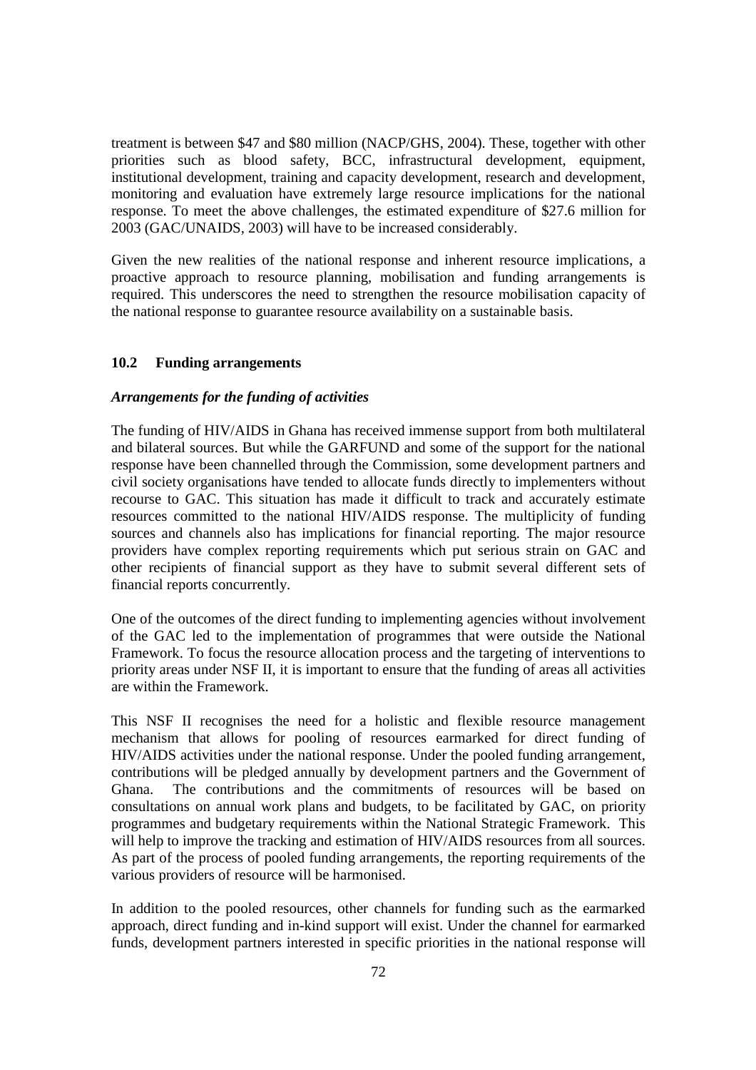treatment is between \$47 and \$80 million (NACP/GHS, 2004). These, together with other priorities such as blood safety, BCC, infrastructural development, equipment, institutional development, training and capacity development, research and development, monitoring and evaluation have extremely large resource implications for the national response. To meet the above challenges, the estimated expenditure of \$27.6 million for 2003 (GAC/UNAIDS, 2003) will have to be increased considerably.

Given the new realities of the national response and inherent resource implications, a proactive approach to resource planning, mobilisation and funding arrangements is required. This underscores the need to strengthen the resource mobilisation capacity of the national response to guarantee resource availability on a sustainable basis.

### 10.2 Funding arrangements

***Arrangements for the funding of activities***

The funding of HIV/AIDS in Ghana has received immense support from both multilateral and bilateral sources. But while the GARFUND and some of the support for the national response have been channelled through the Commission, some development partners and civil society organisations have tended to allocate funds directly to implementers without recourse to GAC. This situation has made it difficult to track and accurately estimate resources committed to the national HIV/AIDS response. The multiplicity of funding sources and channels also has implications for financial reporting. The major resource providers have complex reporting requirements which put serious strain on GAC and other recipients of financial support as they have to submit several different sets of financial reports concurrently.

One of the outcomes of the direct funding to implementing agencies without involvement of the GAC led to the implementation of programmes that were outside the National Framework. To focus the resource allocation process and the targeting of interventions to priority areas under NSF II, it is important to ensure that the funding of areas all activities are within the Framework.

This NSF II recognises the need for a holistic and flexible resource management mechanism that allows for pooling of resources earmarked for direct funding of HIV/AIDS activities under the national response. Under the pooled funding arrangement, contributions will be pledged annually by development partners and the Government of Ghana. The contributions and the commitments of resources will be based on consultations on annual work plans and budgets, to be facilitated by GAC, on priority programmes and budgetary requirements within the National Strategic Framework. This will help to improve the tracking and estimation of HIV/AIDS resources from all sources. As part of the process of pooled funding arrangements, the reporting requirements of the various providers of resource will be harmonised.

In addition to the pooled resources, other channels for funding such as the earmarked approach, direct funding and in-kind support will exist. Under the channel for earmarked funds, development partners interested in specific priorities in the national response will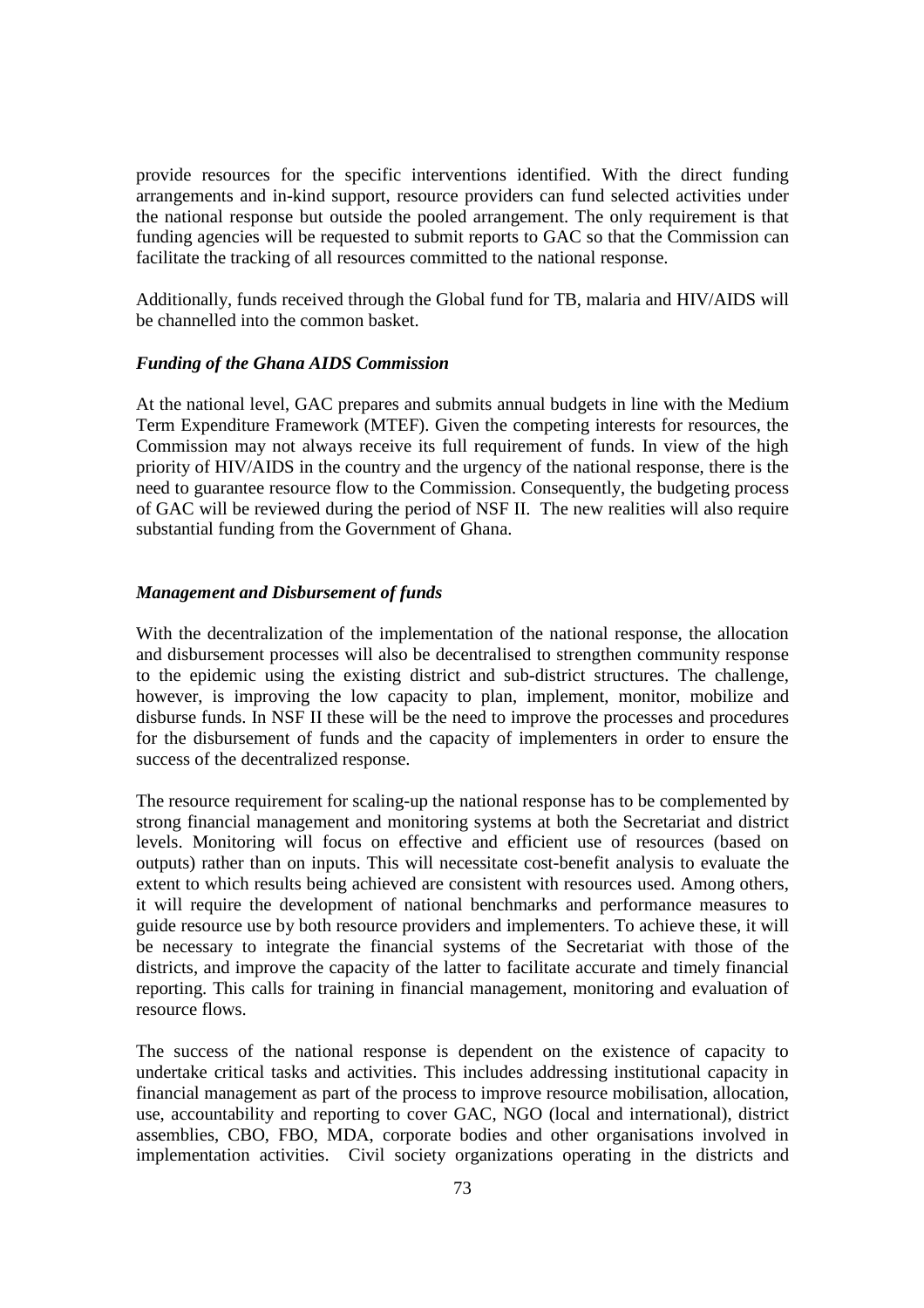provide resources for the specific interventions identified. With the direct funding arrangements and in-kind support, resource providers can fund selected activities under the national response but outside the pooled arrangement. The only requirement is that funding agencies will be requested to submit reports to GAC so that the Commission can facilitate the tracking of all resources committed to the national response.

Additionally, funds received through the Global fund for TB, malaria and HIV/AIDS will be channelled into the common basket.

***Funding of the Ghana AIDS Commission***

At the national level, GAC prepares and submits annual budgets in line with the Medium Term Expenditure Framework (MTEF). Given the competing interests for resources, the Commission may not always receive its full requirement of funds. In view of the high priority of HIV/AIDS in the country and the urgency of the national response, there is the need to guarantee resource flow to the Commission. Consequently, the budgeting process of GAC will be reviewed during the period of NSF II. The new realities will also require substantial funding from the Government of Ghana.

***Management and Disbursement of funds***

With the decentralization of the implementation of the national response, the allocation and disbursement processes will also be decentralised to strengthen community response to the epidemic using the existing district and sub-district structures. The challenge, however, is improving the low capacity to plan, implement, monitor, mobilize and disburse funds. In NSF II these will be the need to improve the processes and procedures for the disbursement of funds and the capacity of implementers in order to ensure the success of the decentralized response.

The resource requirement for scaling-up the national response has to be complemented by strong financial management and monitoring systems at both the Secretariat and district levels. Monitoring will focus on effective and efficient use of resources (based on outputs) rather than on inputs. This will necessitate cost-benefit analysis to evaluate the extent to which results being achieved are consistent with resources used. Among others, it will require the development of national benchmarks and performance measures to guide resource use by both resource providers and implementers. To achieve these, it will be necessary to integrate the financial systems of the Secretariat with those of the districts, and improve the capacity of the latter to facilitate accurate and timely financial reporting. This calls for training in financial management, monitoring and evaluation of resource flows.

The success of the national response is dependent on the existence of capacity to undertake critical tasks and activities. This includes addressing institutional capacity in financial management as part of the process to improve resource mobilisation, allocation, use, accountability and reporting to cover GAC, NGO (local and international), district assemblies, CBO, FBO, MDA, corporate bodies and other organisations involved in implementation activities. Civil society organizations operating in the districts and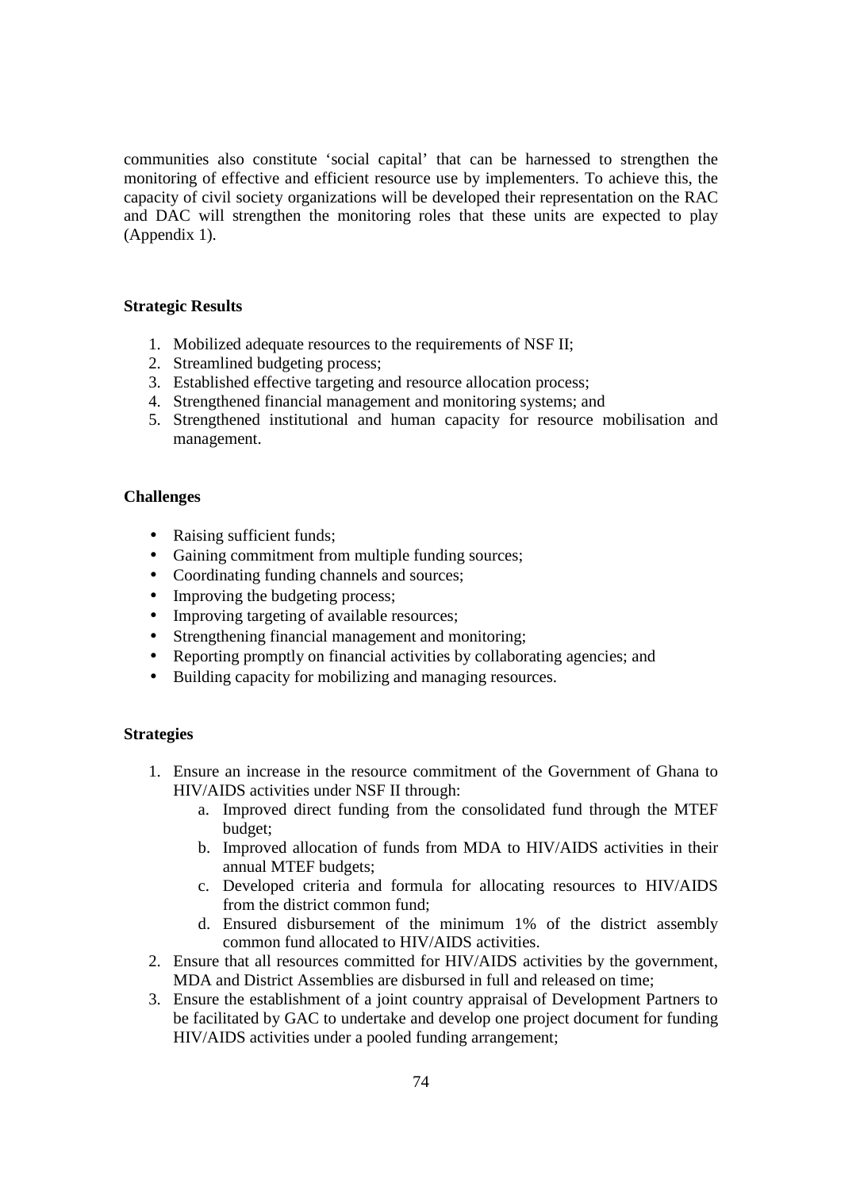communities also constitute 'social capital' that can be harnessed to strengthen the monitoring of effective and efficient resource use by implementers. To achieve this, the capacity of civil society organizations will be developed their representation on the RAC and DAC will strengthen the monitoring roles that these units are expected to play (Appendix 1).

**Strategic Results**

1. Mobilized adequate resources to the requirements of NSF II;
2. Streamlined budgeting process;
3. Established effective targeting and resource allocation process;
4. Strengthened financial management and monitoring systems; and
5. Strengthened institutional and human capacity for resource mobilisation and management.

**Challenges**

- Raising sufficient funds;
- Gaining commitment from multiple funding sources;
- Coordinating funding channels and sources;
- Improving the budgeting process;
- Improving targeting of available resources;
- Strengthening financial management and monitoring;
- Reporting promptly on financial activities by collaborating agencies; and
- Building capacity for mobilizing and managing resources.

**Strategies**

1. Ensure an increase in the resource commitment of the Government of Ghana to HIV/AIDS activities under NSF II through:
   a. Improved direct funding from the consolidated fund through the MTEF budget;
   b. Improved allocation of funds from MDA to HIV/AIDS activities in their annual MTEF budgets;
   c. Developed criteria and formula for allocating resources to HIV/AIDS from the district common fund;
   d. Ensured disbursement of the minimum 1% of the district assembly common fund allocated to HIV/AIDS activities.
2. Ensure that all resources committed for HIV/AIDS activities by the government, MDA and District Assemblies are disbursed in full and released on time;
3. Ensure the establishment of a joint country appraisal of Development Partners to be facilitated by GAC to undertake and develop one project document for funding HIV/AIDS activities under a pooled funding arrangement;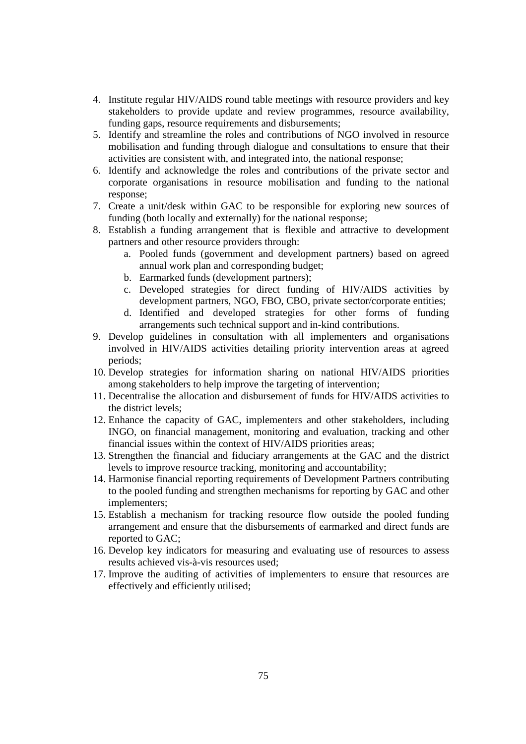4. Institute regular HIV/AIDS round table meetings with resource providers and key stakeholders to provide update and review programmes, resource availability, funding gaps, resource requirements and disbursements;
5. Identify and streamline the roles and contributions of NGO involved in resource mobilisation and funding through dialogue and consultations to ensure that their activities are consistent with, and integrated into, the national response;
6. Identify and acknowledge the roles and contributions of the private sector and corporate organisations in resource mobilisation and funding to the national response;
7. Create a unit/desk within GAC to be responsible for exploring new sources of funding (both locally and externally) for the national response;
8. Establish a funding arrangement that is flexible and attractive to development partners and other resource providers through:
   a. Pooled funds (government and development partners) based on agreed annual work plan and corresponding budget;
   b. Earmarked funds (development partners);
   c. Developed strategies for direct funding of HIV/AIDS activities by development partners, NGO, FBO, CBO, private sector/corporate entities;
   d. Identified and developed strategies for other forms of funding arrangements such technical support and in-kind contributions.
9. Develop guidelines in consultation with all implementers and organisations involved in HIV/AIDS activities detailing priority intervention areas at agreed periods;
10. Develop strategies for information sharing on national HIV/AIDS priorities among stakeholders to help improve the targeting of intervention;
11. Decentralise the allocation and disbursement of funds for HIV/AIDS activities to the district levels;
12. Enhance the capacity of GAC, implementers and other stakeholders, including INGO, on financial management, monitoring and evaluation, tracking and other financial issues within the context of HIV/AIDS priorities areas;
13. Strengthen the financial and fiduciary arrangements at the GAC and the district levels to improve resource tracking, monitoring and accountability;
14. Harmonise financial reporting requirements of Development Partners contributing to the pooled funding and strengthen mechanisms for reporting by GAC and other implementers;
15. Establish a mechanism for tracking resource flow outside the pooled funding arrangement and ensure that the disbursements of earmarked and direct funds are reported to GAC;
16. Develop key indicators for measuring and evaluating use of resources to assess results achieved vis-à-vis resources used;
17. Improve the auditing of activities of implementers to ensure that resources are effectively and efficiently utilised;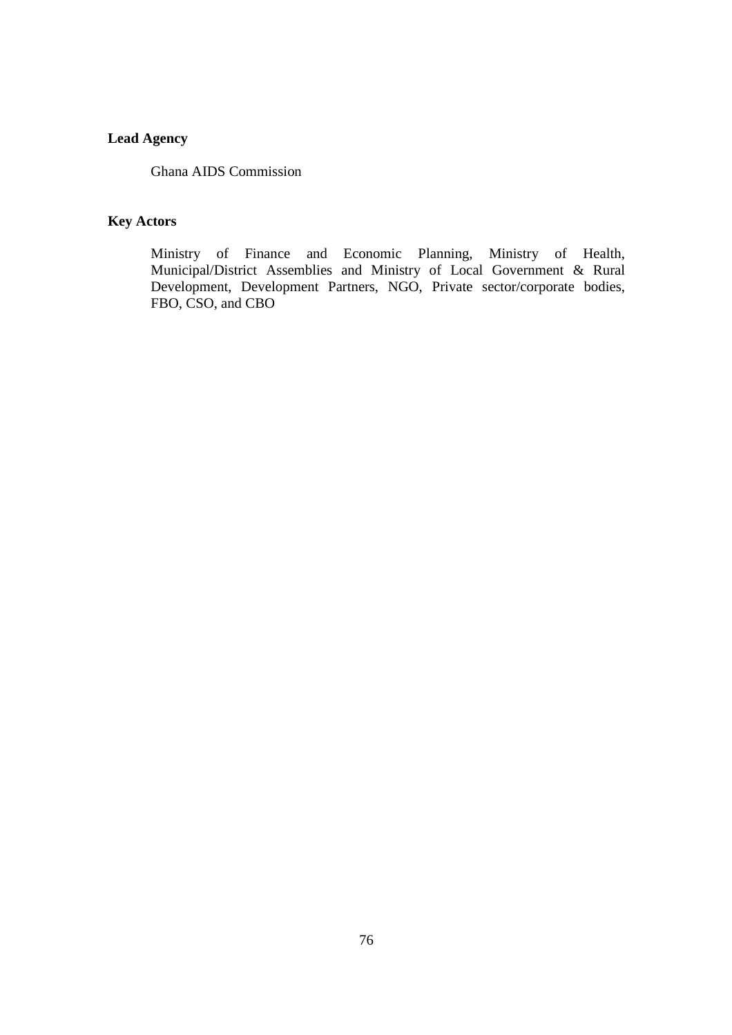**Lead Agency**

Ghana AIDS Commission

**Key Actors**

Ministry of Finance and Economic Planning, Ministry of Health, Municipal/District Assemblies and Ministry of Local Government & Rural Development, Development Partners, NGO, Private sector/corporate bodies, FBO, CSO, and CBO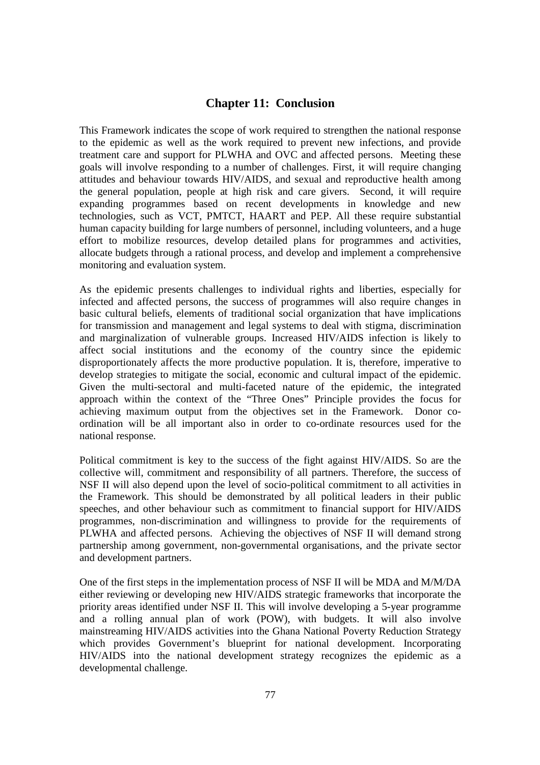# Chapter 11: Conclusion

This Framework indicates the scope of work required to strengthen the national response to the epidemic as well as the work required to prevent new infections, and provide treatment care and support for PLWHA and OVC and affected persons. Meeting these goals will involve responding to a number of challenges. First, it will require changing attitudes and behaviour towards HIV/AIDS, and sexual and reproductive health among the general population, people at high risk and care givers. Second, it will require expanding programmes based on recent developments in knowledge and new technologies, such as VCT, PMTCT, HAART and PEP. All these require substantial human capacity building for large numbers of personnel, including volunteers, and a huge effort to mobilize resources, develop detailed plans for programmes and activities, allocate budgets through a rational process, and develop and implement a comprehensive monitoring and evaluation system.

As the epidemic presents challenges to individual rights and liberties, especially for infected and affected persons, the success of programmes will also require changes in basic cultural beliefs, elements of traditional social organization that have implications for transmission and management and legal systems to deal with stigma, discrimination and marginalization of vulnerable groups. Increased HIV/AIDS infection is likely to affect social institutions and the economy of the country since the epidemic disproportionately affects the more productive population. It is, therefore, imperative to develop strategies to mitigate the social, economic and cultural impact of the epidemic. Given the multi-sectoral and multi-faceted nature of the epidemic, the integrated approach within the context of the "Three Ones" Principle provides the focus for achieving maximum output from the objectives set in the Framework. Donor co-ordination will be all important also in order to co-ordinate resources used for the national response.

Political commitment is key to the success of the fight against HIV/AIDS. So are the collective will, commitment and responsibility of all partners. Therefore, the success of NSF II will also depend upon the level of socio-political commitment to all activities in the Framework. This should be demonstrated by all political leaders in their public speeches, and other behaviour such as commitment to financial support for HIV/AIDS programmes, non-discrimination and willingness to provide for the requirements of PLWHA and affected persons. Achieving the objectives of NSF II will demand strong partnership among government, non-governmental organisations, and the private sector and development partners.

One of the first steps in the implementation process of NSF II will be MDA and M/M/DA either reviewing or developing new HIV/AIDS strategic frameworks that incorporate the priority areas identified under NSF II. This will involve developing a 5-year programme and a rolling annual plan of work (POW), with budgets. It will also involve mainstreaming HIV/AIDS activities into the Ghana National Poverty Reduction Strategy which provides Government's blueprint for national development. Incorporating HIV/AIDS into the national development strategy recognizes the epidemic as a developmental challenge.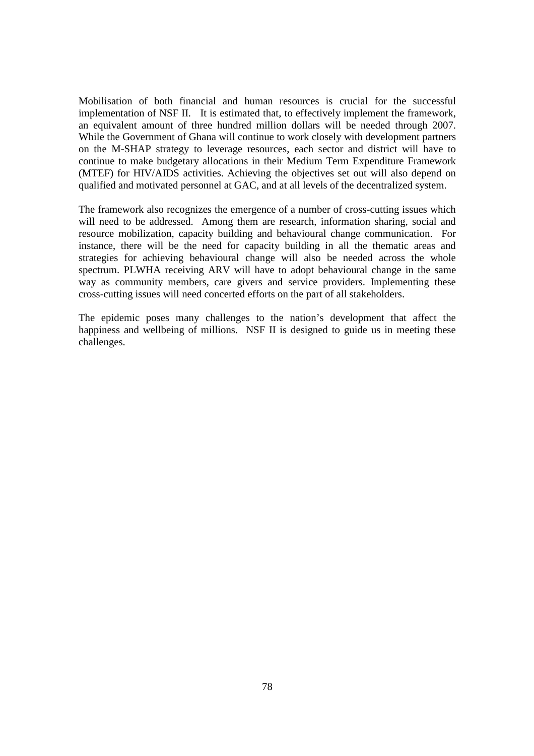Mobilisation of both financial and human resources is crucial for the successful implementation of NSF II. It is estimated that, to effectively implement the framework, an equivalent amount of three hundred million dollars will be needed through 2007. While the Government of Ghana will continue to work closely with development partners on the M-SHAP strategy to leverage resources, each sector and district will have to continue to make budgetary allocations in their Medium Term Expenditure Framework (MTEF) for HIV/AIDS activities. Achieving the objectives set out will also depend on qualified and motivated personnel at GAC, and at all levels of the decentralized system.

The framework also recognizes the emergence of a number of cross-cutting issues which will need to be addressed. Among them are research, information sharing, social and resource mobilization, capacity building and behavioural change communication. For instance, there will be the need for capacity building in all the thematic areas and strategies for achieving behavioural change will also be needed across the whole spectrum. PLWHA receiving ARV will have to adopt behavioural change in the same way as community members, care givers and service providers. Implementing these cross-cutting issues will need concerted efforts on the part of all stakeholders.

The epidemic poses many challenges to the nation's development that affect the happiness and wellbeing of millions. NSF II is designed to guide us in meeting these challenges.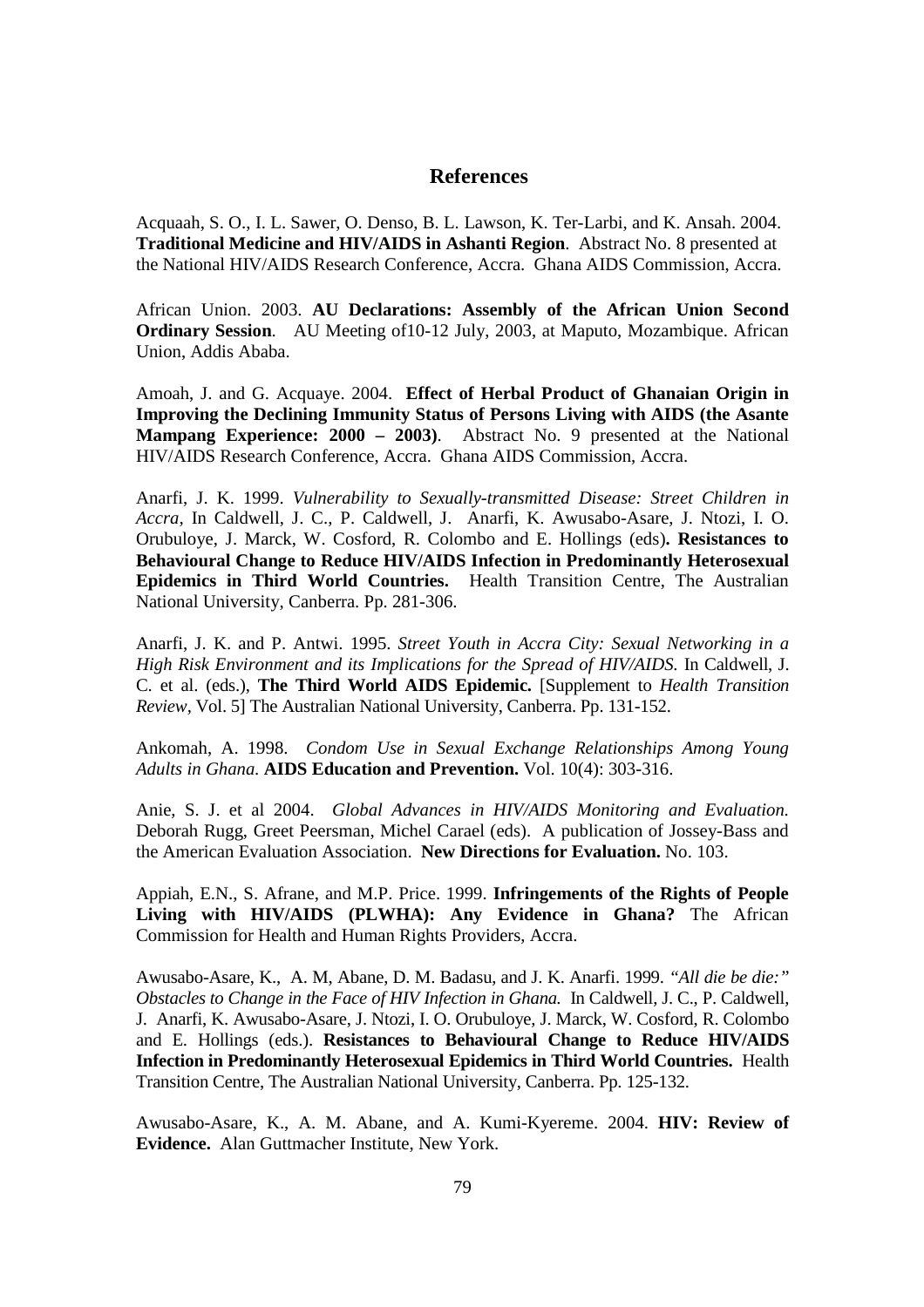## References

Acquaah, S. O., I. L. Sawer, O. Denso, B. L. Lawson, K. Ter-Larbi, and K. Ansah. 2004. **Traditional Medicine and HIV/AIDS in Ashanti Region**. Abstract No. 8 presented at the National HIV/AIDS Research Conference, Accra. Ghana AIDS Commission, Accra.

African Union. 2003. **AU Declarations: Assembly of the African Union Second Ordinary Session**. AU Meeting of10-12 July, 2003, at Maputo, Mozambique. African Union, Addis Ababa.

Amoah, J. and G. Acquaye. 2004. **Effect of Herbal Product of Ghanaian Origin in Improving the Declining Immunity Status of Persons Living with AIDS (the Asante Mampang Experience: 2000 – 2003)**. Abstract No. 9 presented at the National HIV/AIDS Research Conference, Accra. Ghana AIDS Commission, Accra.

Anarfi, J. K. 1999. *Vulnerability to Sexually-transmitted Disease: Street Children in Accra*, In Caldwell, J. C., P. Caldwell, J. Anarfi, K. Awusabo-Asare, J. Ntozi, I. O. Orubuloye, J. Marck, W. Cosford, R. Colombo and E. Hollings (eds)**. Resistances to Behavioural Change to Reduce HIV/AIDS Infection in Predominantly Heterosexual Epidemics in Third World Countries.** Health Transition Centre, The Australian National University, Canberra. Pp. 281-306.

Anarfi, J. K. and P. Antwi. 1995. *Street Youth in Accra City: Sexual Networking in a High Risk Environment and its Implications for the Spread of HIV/AIDS.* In Caldwell, J. C. et al. (eds.), **The Third World AIDS Epidemic.** [Supplement to *Health Transition Review*, Vol. 5] The Australian National University, Canberra. Pp. 131-152.

Ankomah, A. 1998. *Condom Use in Sexual Exchange Relationships Among Young Adults in Ghana.* **AIDS Education and Prevention.** Vol. 10(4): 303-316.

Anie, S. J. et al 2004. *Global Advances in HIV/AIDS Monitoring and Evaluation.* Deborah Rugg, Greet Peersman, Michel Carael (eds). A publication of Jossey-Bass and the American Evaluation Association. **New Directions for Evaluation.** No. 103.

Appiah, E.N., S. Afrane, and M.P. Price. 1999. **Infringements of the Rights of People Living with HIV/AIDS (PLWHA): Any Evidence in Ghana?** The African Commission for Health and Human Rights Providers, Accra.

Awusabo-Asare, K., A. M, Abane, D. M. Badasu, and J. K. Anarfi. 1999. *"All die be die:" Obstacles to Change in the Face of HIV Infection in Ghana.* In Caldwell, J. C., P. Caldwell, J. Anarfi, K. Awusabo-Asare, J. Ntozi, I. O. Orubuloye, J. Marck, W. Cosford, R. Colombo and E. Hollings (eds.). **Resistances to Behavioural Change to Reduce HIV/AIDS Infection in Predominantly Heterosexual Epidemics in Third World Countries.** Health Transition Centre, The Australian National University, Canberra. Pp. 125-132.

Awusabo-Asare, K., A. M. Abane, and A. Kumi-Kyereme. 2004. **HIV: Review of Evidence.** Alan Guttmacher Institute, New York.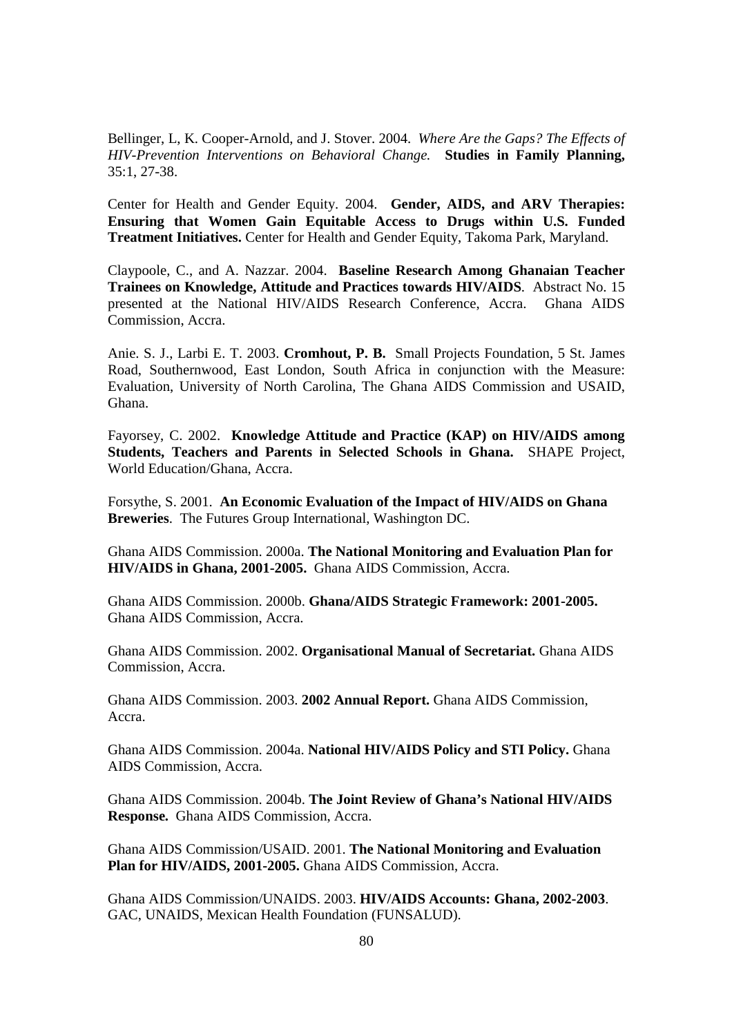Bellinger, L, K. Cooper-Arnold, and J. Stover. 2004. *Where Are the Gaps? The Effects of HIV-Prevention Interventions on Behavioral Change.* **Studies in Family Planning,** 35:1, 27-38.

Center for Health and Gender Equity. 2004. **Gender, AIDS, and ARV Therapies: Ensuring that Women Gain Equitable Access to Drugs within U.S. Funded Treatment Initiatives.** Center for Health and Gender Equity, Takoma Park, Maryland.

Claypoole, C., and A. Nazzar. 2004. **Baseline Research Among Ghanaian Teacher Trainees on Knowledge, Attitude and Practices towards HIV/AIDS**. Abstract No. 15 presented at the National HIV/AIDS Research Conference, Accra. Ghana AIDS Commission, Accra.

Anie. S. J., Larbi E. T. 2003. **Cromhout, P. B.** Small Projects Foundation, 5 St. James Road, Southernwood, East London, South Africa in conjunction with the Measure: Evaluation, University of North Carolina, The Ghana AIDS Commission and USAID, Ghana.

Fayorsey, C. 2002. **Knowledge Attitude and Practice (KAP) on HIV/AIDS among Students, Teachers and Parents in Selected Schools in Ghana.** SHAPE Project, World Education/Ghana, Accra.

Forsythe, S. 2001. **An Economic Evaluation of the Impact of HIV/AIDS on Ghana Breweries**. The Futures Group International, Washington DC.

Ghana AIDS Commission. 2000a. **The National Monitoring and Evaluation Plan for HIV/AIDS in Ghana, 2001-2005.** Ghana AIDS Commission, Accra.

Ghana AIDS Commission. 2000b. **Ghana/AIDS Strategic Framework: 2001-2005.** Ghana AIDS Commission, Accra.

Ghana AIDS Commission. 2002. **Organisational Manual of Secretariat.** Ghana AIDS Commission, Accra.

Ghana AIDS Commission. 2003. **2002 Annual Report.** Ghana AIDS Commission, Accra.

Ghana AIDS Commission. 2004a. **National HIV/AIDS Policy and STI Policy.** Ghana AIDS Commission, Accra.

Ghana AIDS Commission. 2004b. **The Joint Review of Ghana's National HIV/AIDS Response.** Ghana AIDS Commission, Accra.

Ghana AIDS Commission/USAID. 2001. **The National Monitoring and Evaluation Plan for HIV/AIDS, 2001-2005.** Ghana AIDS Commission, Accra.

Ghana AIDS Commission/UNAIDS. 2003. **HIV/AIDS Accounts: Ghana, 2002-2003**. GAC, UNAIDS, Mexican Health Foundation (FUNSALUD).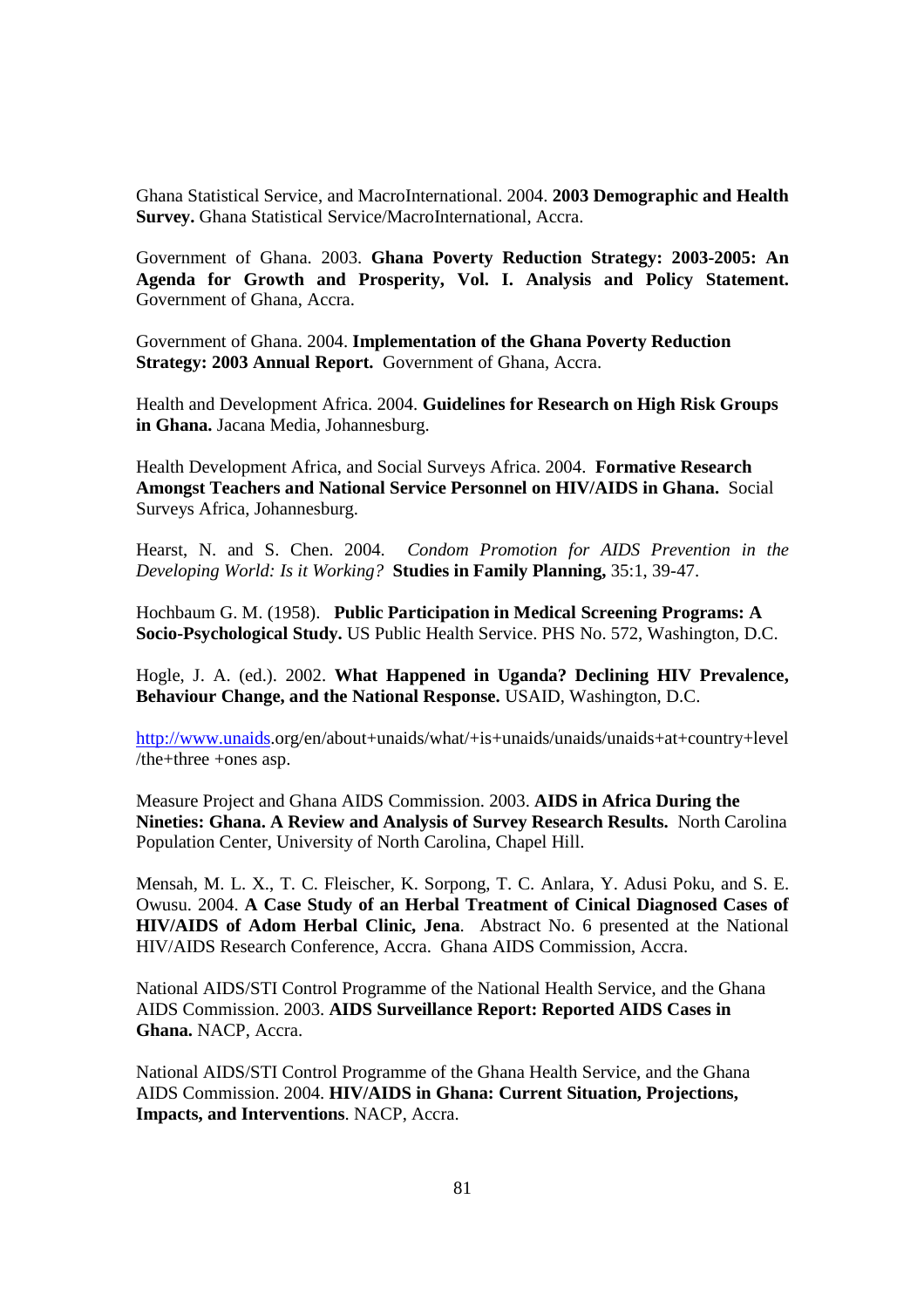Ghana Statistical Service, and MacroInternational. 2004. **2003 Demographic and Health Survey.** Ghana Statistical Service/MacroInternational, Accra.

Government of Ghana. 2003. **Ghana Poverty Reduction Strategy: 2003-2005: An Agenda for Growth and Prosperity, Vol. I. Analysis and Policy Statement.** Government of Ghana, Accra.

Government of Ghana. 2004. **Implementation of the Ghana Poverty Reduction Strategy: 2003 Annual Report.** Government of Ghana, Accra.

Health and Development Africa. 2004. **Guidelines for Research on High Risk Groups in Ghana.** Jacana Media, Johannesburg.

Health Development Africa, and Social Surveys Africa. 2004. **Formative Research Amongst Teachers and National Service Personnel on HIV/AIDS in Ghana.** Social Surveys Africa, Johannesburg.

Hearst, N. and S. Chen. 2004. *Condom Promotion for AIDS Prevention in the Developing World: Is it Working?* **Studies in Family Planning,** 35:1, 39-47.

Hochbaum G. M. (1958). **Public Participation in Medical Screening Programs: A Socio-Psychological Study.** US Public Health Service. PHS No. 572, Washington, D.C.

Hogle, J. A. (ed.). 2002. **What Happened in Uganda? Declining HIV Prevalence, Behaviour Change, and the National Response.** USAID, Washington, D.C.

http://www.unaids.org/en/about+unaids/what/+is+unaids/unaids/unaids+at+country+level /the+three +ones asp.

Measure Project and Ghana AIDS Commission. 2003. **AIDS in Africa During the Nineties: Ghana. A Review and Analysis of Survey Research Results.** North Carolina Population Center, University of North Carolina, Chapel Hill.

Mensah, M. L. X., T. C. Fleischer, K. Sorpong, T. C. Anlara, Y. Adusi Poku, and S. E. Owusu. 2004. **A Case Study of an Herbal Treatment of Cinical Diagnosed Cases of HIV/AIDS of Adom Herbal Clinic, Jena**. Abstract No. 6 presented at the National HIV/AIDS Research Conference, Accra. Ghana AIDS Commission, Accra.

National AIDS/STI Control Programme of the National Health Service, and the Ghana AIDS Commission. 2003. **AIDS Surveillance Report: Reported AIDS Cases in Ghana.** NACP, Accra.

National AIDS/STI Control Programme of the Ghana Health Service, and the Ghana AIDS Commission. 2004. **HIV/AIDS in Ghana: Current Situation, Projections, Impacts, and Interventions**. NACP, Accra.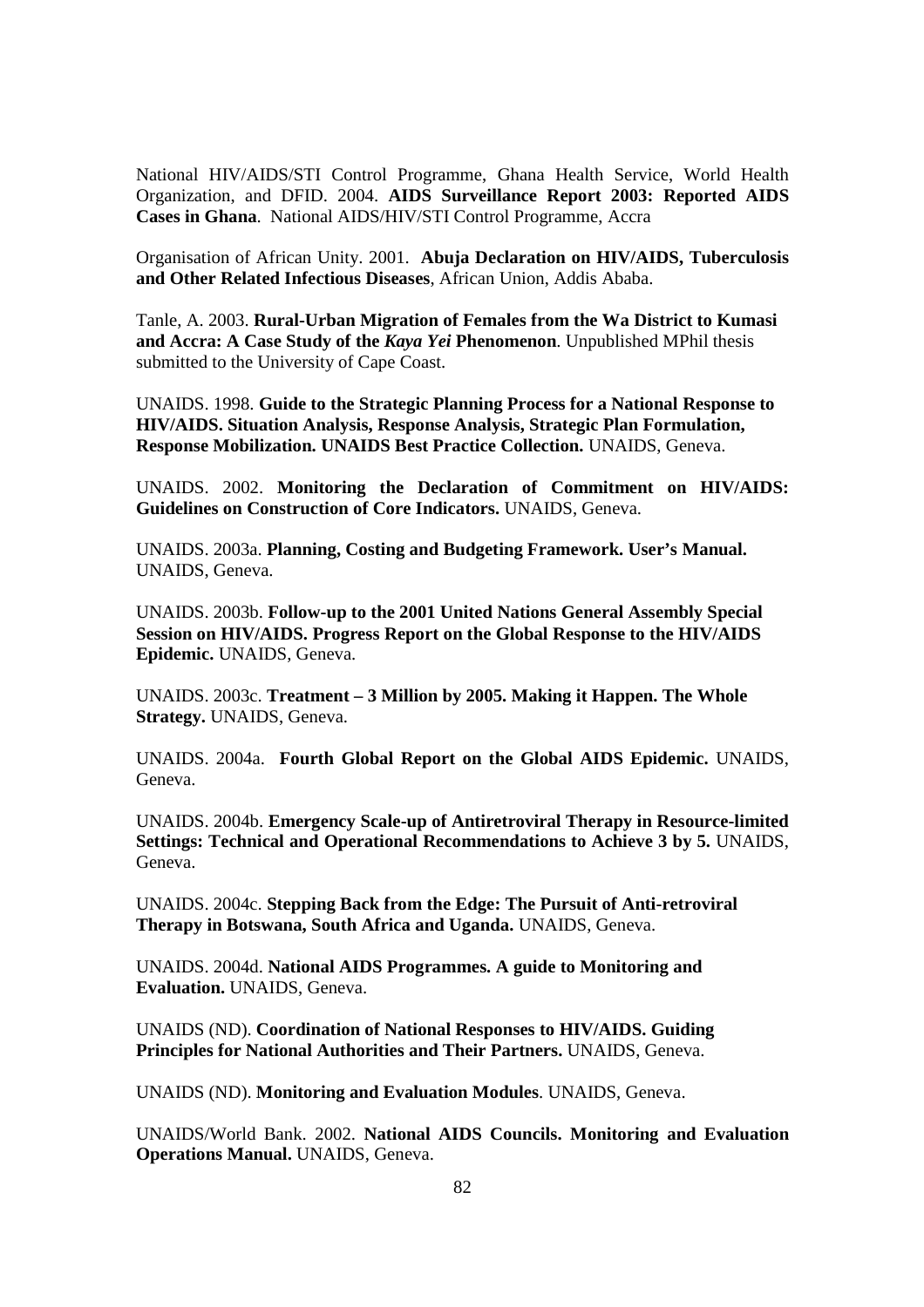National HIV/AIDS/STI Control Programme, Ghana Health Service, World Health Organization, and DFID. 2004. **AIDS Surveillance Report 2003: Reported AIDS Cases in Ghana**. National AIDS/HIV/STI Control Programme, Accra

Organisation of African Unity. 2001. **Abuja Declaration on HIV/AIDS, Tuberculosis and Other Related Infectious Diseases**, African Union, Addis Ababa.

Tanle, A. 2003. **Rural-Urban Migration of Females from the Wa District to Kumasi and Accra: A Case Study of the *Kaya Yei* Phenomenon**. Unpublished MPhil thesis submitted to the University of Cape Coast.

UNAIDS. 1998. **Guide to the Strategic Planning Process for a National Response to HIV/AIDS. Situation Analysis, Response Analysis, Strategic Plan Formulation, Response Mobilization. UNAIDS Best Practice Collection.** UNAIDS, Geneva.

UNAIDS. 2002. **Monitoring the Declaration of Commitment on HIV/AIDS: Guidelines on Construction of Core Indicators.** UNAIDS, Geneva.

UNAIDS. 2003a. **Planning, Costing and Budgeting Framework. User's Manual.** UNAIDS, Geneva.

UNAIDS. 2003b. **Follow-up to the 2001 United Nations General Assembly Special Session on HIV/AIDS. Progress Report on the Global Response to the HIV/AIDS Epidemic.** UNAIDS, Geneva.

UNAIDS. 2003c. **Treatment – 3 Million by 2005. Making it Happen. The Whole Strategy.** UNAIDS, Geneva.

UNAIDS. 2004a. **Fourth Global Report on the Global AIDS Epidemic.** UNAIDS, Geneva.

UNAIDS. 2004b. **Emergency Scale-up of Antiretroviral Therapy in Resource-limited Settings: Technical and Operational Recommendations to Achieve 3 by 5.** UNAIDS, Geneva.

UNAIDS. 2004c. **Stepping Back from the Edge: The Pursuit of Anti-retroviral Therapy in Botswana, South Africa and Uganda.** UNAIDS, Geneva.

UNAIDS. 2004d. **National AIDS Programmes. A guide to Monitoring and Evaluation.** UNAIDS, Geneva.

UNAIDS (ND). **Coordination of National Responses to HIV/AIDS. Guiding Principles for National Authorities and Their Partners.** UNAIDS, Geneva.

UNAIDS (ND). **Monitoring and Evaluation Modules**. UNAIDS, Geneva.

UNAIDS/World Bank. 2002. **National AIDS Councils. Monitoring and Evaluation Operations Manual.** UNAIDS, Geneva.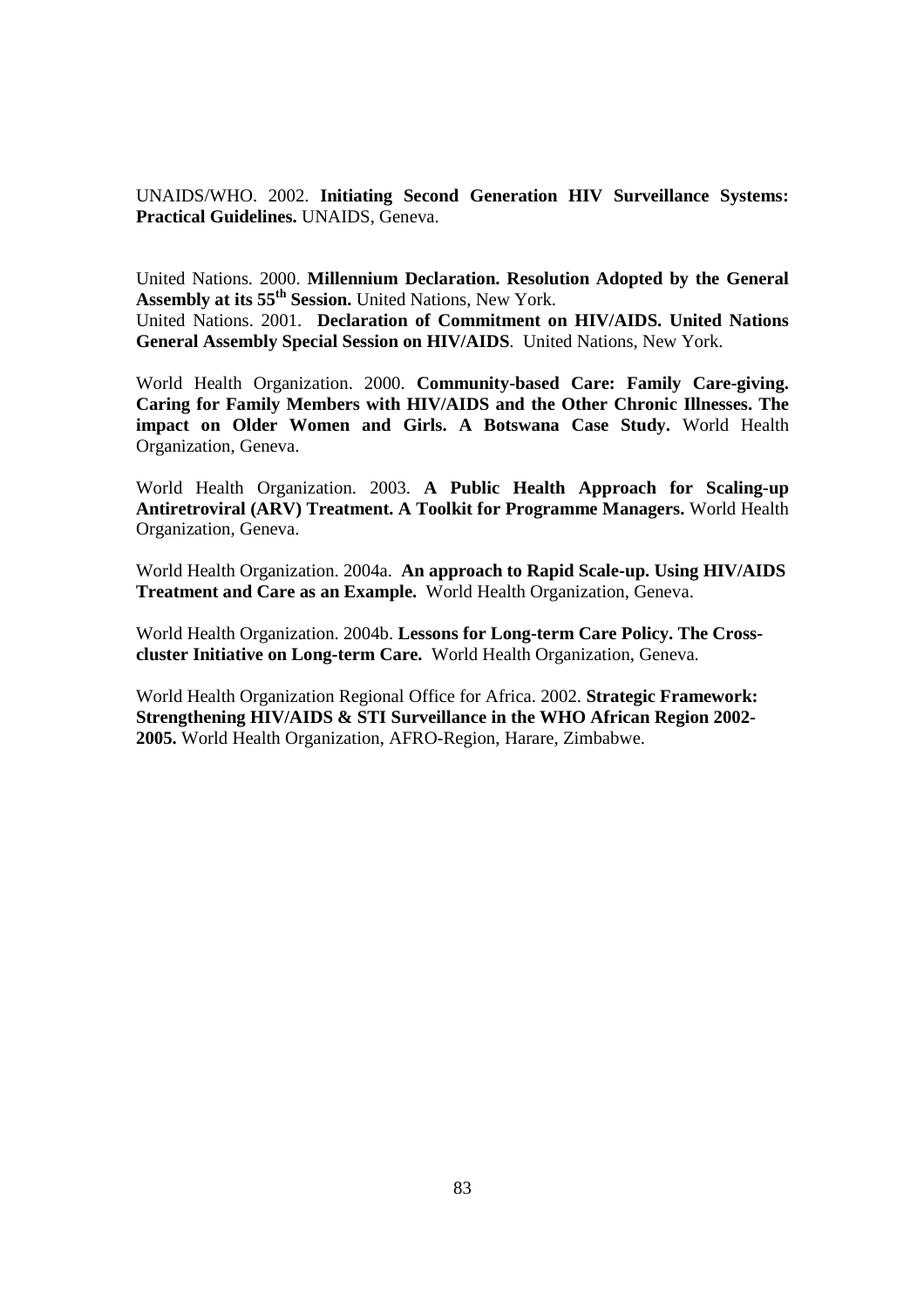UNAIDS/WHO. 2002. **Initiating Second Generation HIV Surveillance Systems: Practical Guidelines.** UNAIDS, Geneva.

United Nations. 2000. **Millennium Declaration. Resolution Adopted by the General Assembly at its 55th Session.** United Nations, New York.
United Nations. 2001. **Declaration of Commitment on HIV/AIDS. United Nations General Assembly Special Session on HIV/AIDS**. United Nations, New York.

World Health Organization. 2000. **Community-based Care: Family Care-giving. Caring for Family Members with HIV/AIDS and the Other Chronic Illnesses. The impact on Older Women and Girls. A Botswana Case Study.** World Health Organization, Geneva.

World Health Organization. 2003. **A Public Health Approach for Scaling-up Antiretroviral (ARV) Treatment. A Toolkit for Programme Managers.** World Health Organization, Geneva.

World Health Organization. 2004a. **An approach to Rapid Scale-up. Using HIV/AIDS Treatment and Care as an Example.** World Health Organization, Geneva.

World Health Organization. 2004b. **Lessons for Long-term Care Policy. The Cross-cluster Initiative on Long-term Care.** World Health Organization, Geneva.

World Health Organization Regional Office for Africa. 2002. **Strategic Framework: Strengthening HIV/AIDS & STI Surveillance in the WHO African Region 2002-2005.** World Health Organization, AFRO-Region, Harare, Zimbabwe.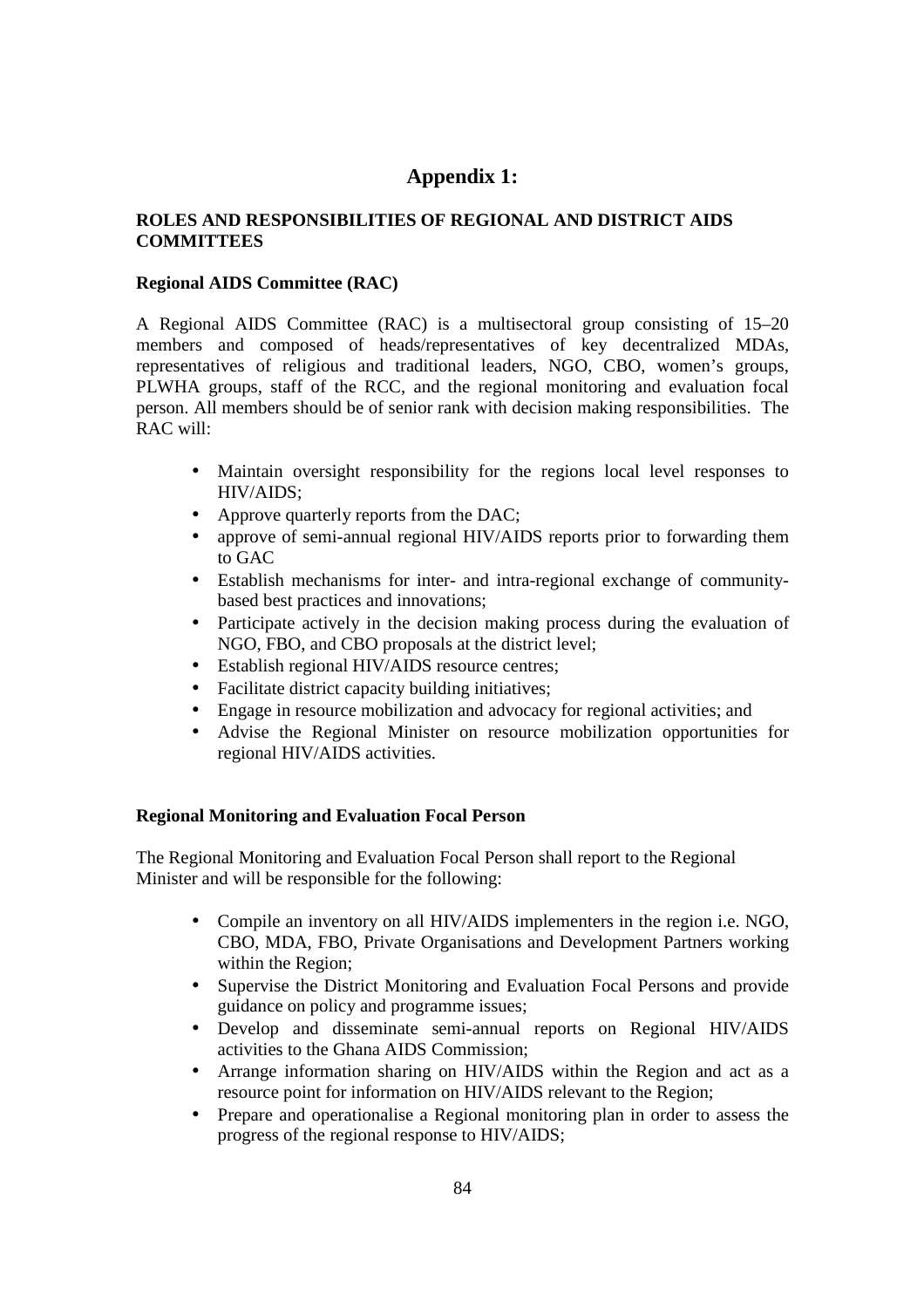# Appendix 1:

## ROLES AND RESPONSIBILITIES OF REGIONAL AND DISTRICT AIDS COMMITTEES

### Regional AIDS Committee (RAC)

A Regional AIDS Committee (RAC) is a multisectoral group consisting of 15–20 members and composed of heads/representatives of key decentralized MDAs, representatives of religious and traditional leaders, NGO, CBO, women's groups, PLWHA groups, staff of the RCC, and the regional monitoring and evaluation focal person. All members should be of senior rank with decision making responsibilities. The RAC will:

- Maintain oversight responsibility for the regions local level responses to HIV/AIDS;
- Approve quarterly reports from the DAC;
- approve of semi-annual regional HIV/AIDS reports prior to forwarding them to GAC
- Establish mechanisms for inter- and intra-regional exchange of community-based best practices and innovations;
- Participate actively in the decision making process during the evaluation of NGO, FBO, and CBO proposals at the district level;
- Establish regional HIV/AIDS resource centres;
- Facilitate district capacity building initiatives;
- Engage in resource mobilization and advocacy for regional activities; and
- Advise the Regional Minister on resource mobilization opportunities for regional HIV/AIDS activities.

### Regional Monitoring and Evaluation Focal Person

The Regional Monitoring and Evaluation Focal Person shall report to the Regional Minister and will be responsible for the following:

- Compile an inventory on all HIV/AIDS implementers in the region i.e. NGO, CBO, MDA, FBO, Private Organisations and Development Partners working within the Region;
- Supervise the District Monitoring and Evaluation Focal Persons and provide guidance on policy and programme issues;
- Develop and disseminate semi-annual reports on Regional HIV/AIDS activities to the Ghana AIDS Commission;
- Arrange information sharing on HIV/AIDS within the Region and act as a resource point for information on HIV/AIDS relevant to the Region;
- Prepare and operationalise a Regional monitoring plan in order to assess the progress of the regional response to HIV/AIDS;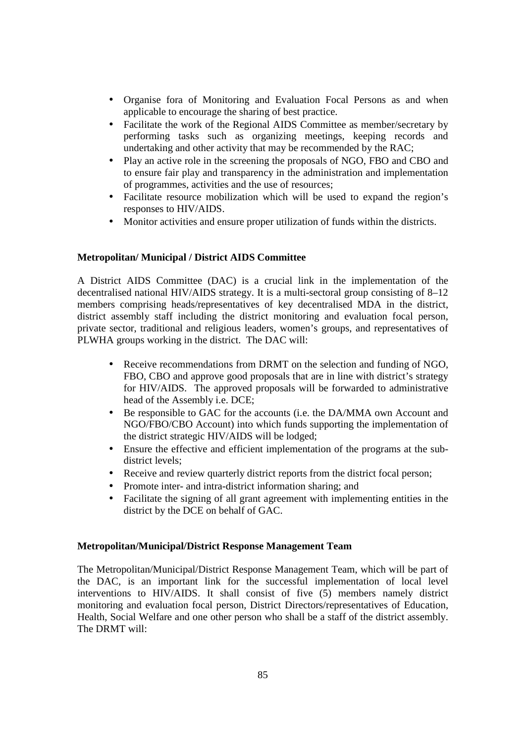- Organise fora of Monitoring and Evaluation Focal Persons as and when applicable to encourage the sharing of best practice.
- Facilitate the work of the Regional AIDS Committee as member/secretary by performing tasks such as organizing meetings, keeping records and undertaking and other activity that may be recommended by the RAC;
- Play an active role in the screening the proposals of NGO, FBO and CBO and to ensure fair play and transparency in the administration and implementation of programmes, activities and the use of resources;
- Facilitate resource mobilization which will be used to expand the region's responses to HIV/AIDS.
- Monitor activities and ensure proper utilization of funds within the districts.

**Metropolitan/ Municipal / District AIDS Committee**

A District AIDS Committee (DAC) is a crucial link in the implementation of the decentralised national HIV/AIDS strategy. It is a multi-sectoral group consisting of 8–12 members comprising heads/representatives of key decentralised MDA in the district, district assembly staff including the district monitoring and evaluation focal person, private sector, traditional and religious leaders, women's groups, and representatives of PLWHA groups working in the district. The DAC will:

- Receive recommendations from DRMT on the selection and funding of NGO, FBO, CBO and approve good proposals that are in line with district's strategy for HIV/AIDS. The approved proposals will be forwarded to administrative head of the Assembly i.e. DCE;
- Be responsible to GAC for the accounts (i.e. the DA/MMA own Account and NGO/FBO/CBO Account) into which funds supporting the implementation of the district strategic HIV/AIDS will be lodged;
- Ensure the effective and efficient implementation of the programs at the sub-district levels;
- Receive and review quarterly district reports from the district focal person;
- Promote inter- and intra-district information sharing; and
- Facilitate the signing of all grant agreement with implementing entities in the district by the DCE on behalf of GAC.

**Metropolitan/Municipal/District Response Management Team**

The Metropolitan/Municipal/District Response Management Team, which will be part of the DAC, is an important link for the successful implementation of local level interventions to HIV/AIDS. It shall consist of five (5) members namely district monitoring and evaluation focal person, District Directors/representatives of Education, Health, Social Welfare and one other person who shall be a staff of the district assembly. The DRMT will: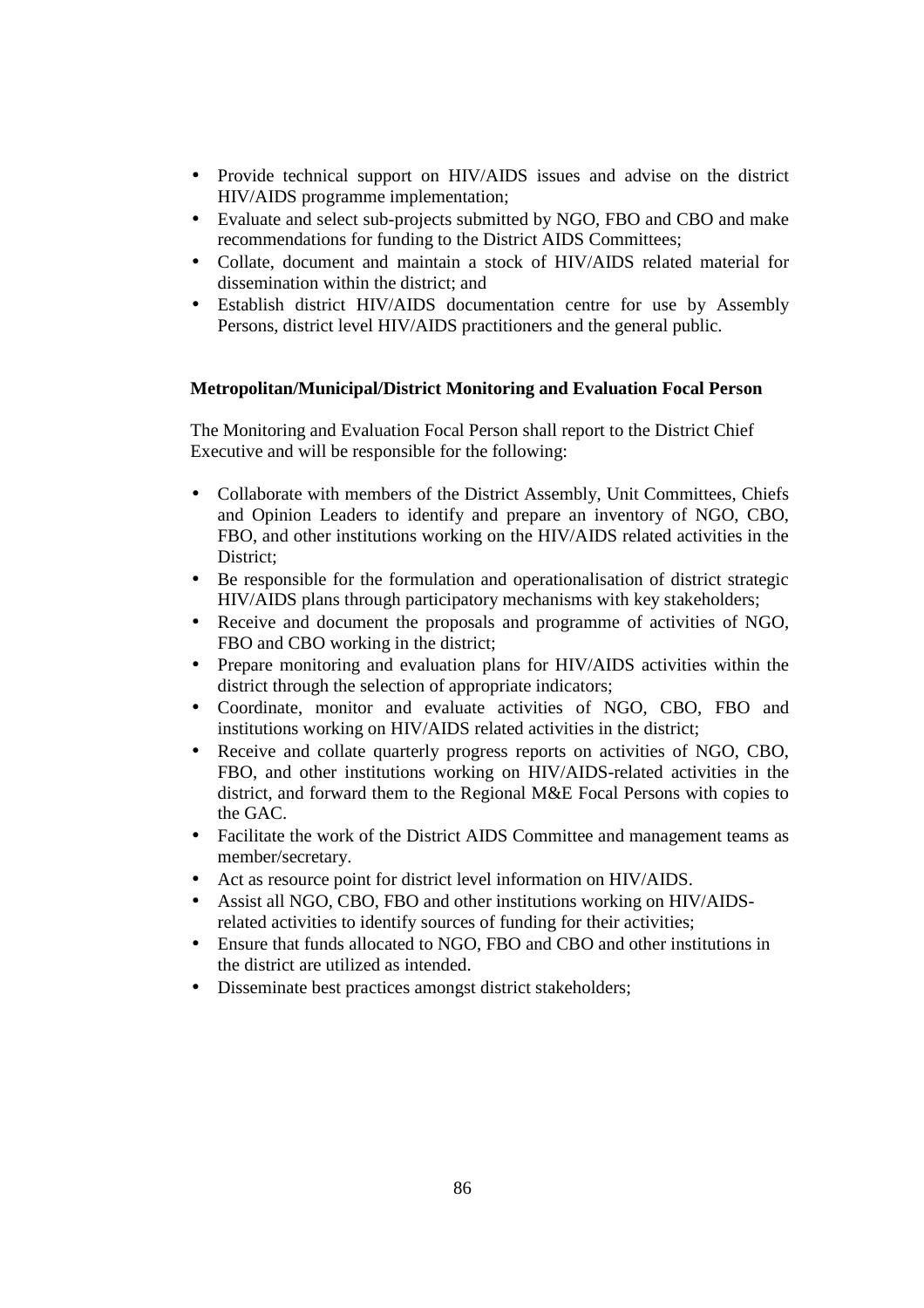- Provide technical support on HIV/AIDS issues and advise on the district HIV/AIDS programme implementation;
- Evaluate and select sub-projects submitted by NGO, FBO and CBO and make recommendations for funding to the District AIDS Committees;
- Collate, document and maintain a stock of HIV/AIDS related material for dissemination within the district; and
- Establish district HIV/AIDS documentation centre for use by Assembly Persons, district level HIV/AIDS practitioners and the general public.

**Metropolitan/Municipal/District Monitoring and Evaluation Focal Person**

The Monitoring and Evaluation Focal Person shall report to the District Chief Executive and will be responsible for the following:

- Collaborate with members of the District Assembly, Unit Committees, Chiefs and Opinion Leaders to identify and prepare an inventory of NGO, CBO, FBO, and other institutions working on the HIV/AIDS related activities in the District;
- Be responsible for the formulation and operationalisation of district strategic HIV/AIDS plans through participatory mechanisms with key stakeholders;
- Receive and document the proposals and programme of activities of NGO, FBO and CBO working in the district;
- Prepare monitoring and evaluation plans for HIV/AIDS activities within the district through the selection of appropriate indicators;
- Coordinate, monitor and evaluate activities of NGO, CBO, FBO and institutions working on HIV/AIDS related activities in the district;
- Receive and collate quarterly progress reports on activities of NGO, CBO, FBO, and other institutions working on HIV/AIDS-related activities in the district, and forward them to the Regional M&E Focal Persons with copies to the GAC.
- Facilitate the work of the District AIDS Committee and management teams as member/secretary.
- Act as resource point for district level information on HIV/AIDS.
- Assist all NGO, CBO, FBO and other institutions working on HIV/AIDS-related activities to identify sources of funding for their activities;
- Ensure that funds allocated to NGO, FBO and CBO and other institutions in the district are utilized as intended.
- Disseminate best practices amongst district stakeholders;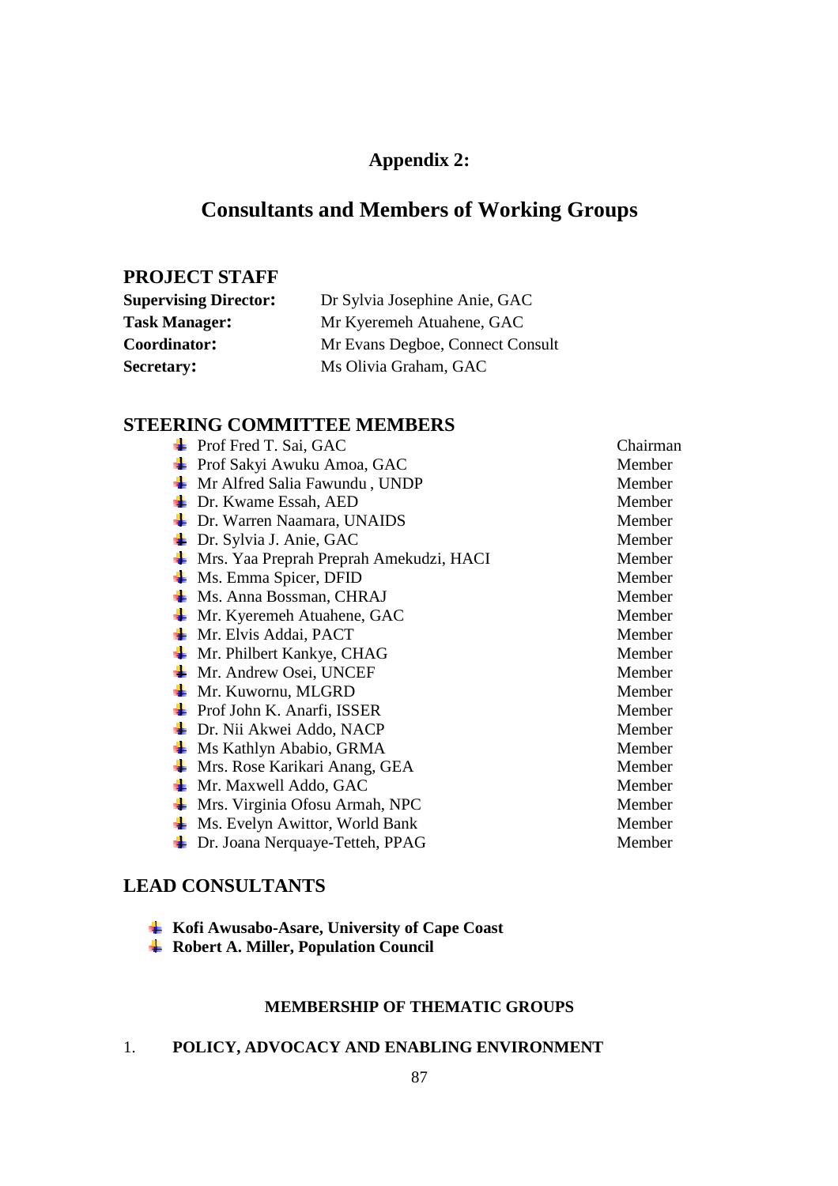# Appendix 2:

# Consultants and Members of Working Groups

## PROJECT STAFF

**Supervising Director:** Dr Sylvia Josephine Anie, GAC
**Task Manager:** Mr Kyeremeh Atuahene, GAC
**Coordinator:** Mr Evans Degboe, Connect Consult
**Secretary:** Ms Olivia Graham, GAC

## STEERING COMMITTEE MEMBERS

| Name | Role |
|---|---|
| Prof Fred T. Sai, GAC | Chairman |
| Prof Sakyi Awuku Amoa, GAC | Member |
| Mr Alfred Salia Fawundu , UNDP | Member |
| Dr. Kwame Essah, AED | Member |
| Dr. Warren Naamara, UNAIDS | Member |
| Dr. Sylvia J. Anie, GAC | Member |
| Mrs. Yaa Preprah Preprah Amekudzi, HACI | Member |
| Ms. Emma Spicer, DFID | Member |
| Ms. Anna Bossman, CHRAJ | Member |
| Mr. Kyeremeh Atuahene, GAC | Member |
| Mr. Elvis Addai, PACT | Member |
| Mr. Philbert Kankye, CHAG | Member |
| Mr. Andrew Osei, UNCEF | Member |
| Mr. Kuwornu, MLGRD | Member |
| Prof John K. Anarfi, ISSER | Member |
| Dr. Nii Akwei Addo, NACP | Member |
| Ms Kathlyn Ababio, GRMA | Member |
| Mrs. Rose Karikari Anang, GEA | Member |
| Mr. Maxwell Addo, GAC | Member |
| Mrs. Virginia Ofosu Armah, NPC | Member |
| Ms. Evelyn Awittor, World Bank | Member |
| Dr. Joana Nerquaye-Tetteh, PPAG | Member |

## LEAD CONSULTANTS

- **Kofi Awusabo-Asare, University of Cape Coast**
- **Robert A. Miller, Population Council**

### MEMBERSHIP OF THEMATIC GROUPS

1. **POLICY, ADVOCACY AND ENABLING ENVIRONMENT**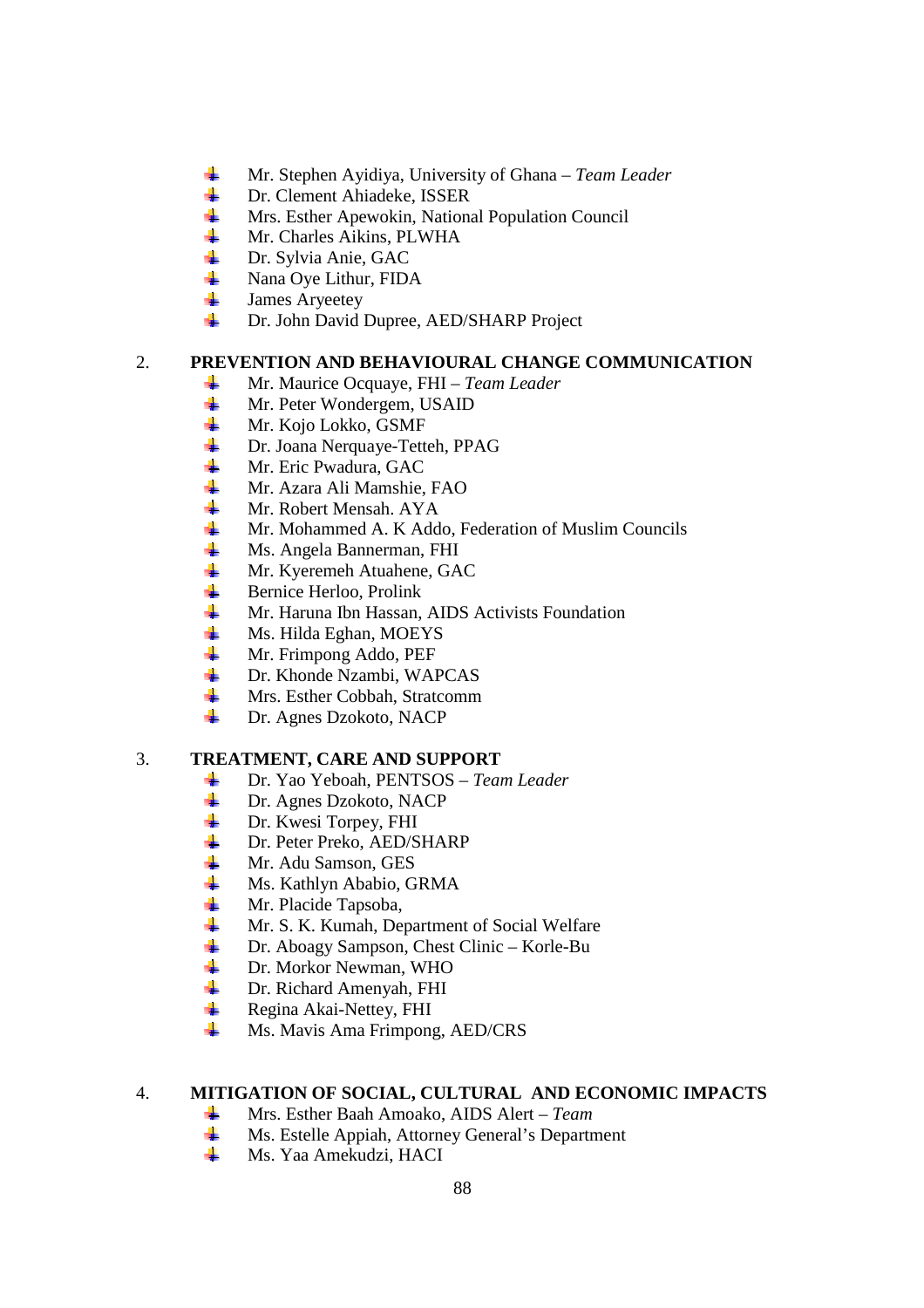- Mr. Stephen Ayidiya, University of Ghana – *Team Leader*
- Dr. Clement Ahiadeke, ISSER
- Mrs. Esther Apewokin, National Population Council
- Mr. Charles Aikins, PLWHA
- Dr. Sylvia Anie, GAC
- Nana Oye Lithur, FIDA
- James Aryeetey
- Dr. John David Dupree, AED/SHARP Project

## 2. PREVENTION AND BEHAVIOURAL CHANGE COMMUNICATION

- Mr. Maurice Ocquaye, FHI – *Team Leader*
- Mr. Peter Wondergem, USAID
- Mr. Kojo Lokko, GSMF
- Dr. Joana Nerquaye-Tetteh, PPAG
- Mr. Eric Pwadura, GAC
- Mr. Azara Ali Mamshie, FAO
- Mr. Robert Mensah. AYA
- Mr. Mohammed A. K Addo, Federation of Muslim Councils
- Ms. Angela Bannerman, FHI
- Mr. Kyeremeh Atuahene, GAC
- Bernice Herloo, Prolink
- Mr. Haruna Ibn Hassan, AIDS Activists Foundation
- Ms. Hilda Eghan, MOEYS
- Mr. Frimpong Addo, PEF
- Dr. Khonde Nzambi, WAPCAS
- Mrs. Esther Cobbah, Stratcomm
- Dr. Agnes Dzokoto, NACP

## 3. TREATMENT, CARE AND SUPPORT

- Dr. Yao Yeboah, PENTSOS – *Team Leader*
- Dr. Agnes Dzokoto, NACP
- Dr. Kwesi Torpey, FHI
- Dr. Peter Preko, AED/SHARP
- Mr. Adu Samson, GES
- Ms. Kathlyn Ababio, GRMA
- Mr. Placide Tapsoba,
- Mr. S. K. Kumah, Department of Social Welfare
- Dr. Aboagy Sampson, Chest Clinic – Korle-Bu
- Dr. Morkor Newman, WHO
- Dr. Richard Amenyah, FHI
- Regina Akai-Nettey, FHI
- Ms. Mavis Ama Frimpong, AED/CRS

## 4. MITIGATION OF SOCIAL, CULTURAL AND ECONOMIC IMPACTS

- Mrs. Esther Baah Amoako, AIDS Alert – *Team*
- Ms. Estelle Appiah, Attorney General's Department
- Ms. Yaa Amekudzi, HACI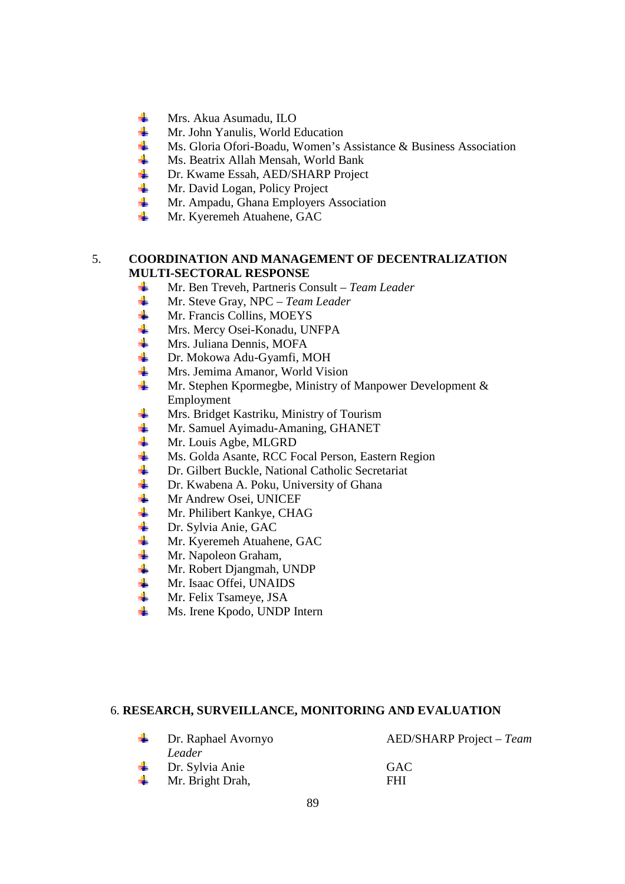- Mrs. Akua Asumadu, ILO
- Mr. John Yanulis, World Education
- Ms. Gloria Ofori-Boadu, Women's Assistance & Business Association
- Ms. Beatrix Allah Mensah, World Bank
- Dr. Kwame Essah, AED/SHARP Project
- Mr. David Logan, Policy Project
- Mr. Ampadu, Ghana Employers Association
- Mr. Kyeremeh Atuahene, GAC

## 5. COORDINATION AND MANAGEMENT OF DECENTRALIZATION MULTI-SECTORAL RESPONSE

- Mr. Ben Treveh, Partneris Consult – *Team Leader*
- Mr. Steve Gray, NPC – *Team Leader*
- Mr. Francis Collins, MOEYS
- Mrs. Mercy Osei-Konadu, UNFPA
- Mrs. Juliana Dennis, MOFA
- Dr. Mokowa Adu-Gyamfi, MOH
- Mrs. Jemima Amanor, World Vision
- Mr. Stephen Kpormegbe, Ministry of Manpower Development & Employment
- Mrs. Bridget Kastriku, Ministry of Tourism
- Mr. Samuel Ayimadu-Amaning, GHANET
- Mr. Louis Agbe, MLGRD
- Ms. Golda Asante, RCC Focal Person, Eastern Region
- Dr. Gilbert Buckle, National Catholic Secretariat
- Dr. Kwabena A. Poku, University of Ghana
- Mr Andrew Osei, UNICEF
- Mr. Philibert Kankye, CHAG
- Dr. Sylvia Anie, GAC
- Mr. Kyeremeh Atuahene, GAC
- Mr. Napoleon Graham,
- Mr. Robert Djangmah, UNDP
- Mr. Isaac Offei, UNAIDS
- Mr. Felix Tsameye, JSA
- Ms. Irene Kpodo, UNDP Intern

## 6. RESEARCH, SURVEILLANCE, MONITORING AND EVALUATION

- Dr. Raphael Avornyo — AED/SHARP Project – *Team Leader*
- Dr. Sylvia Anie — GAC
- Mr. Bright Drah, — FHI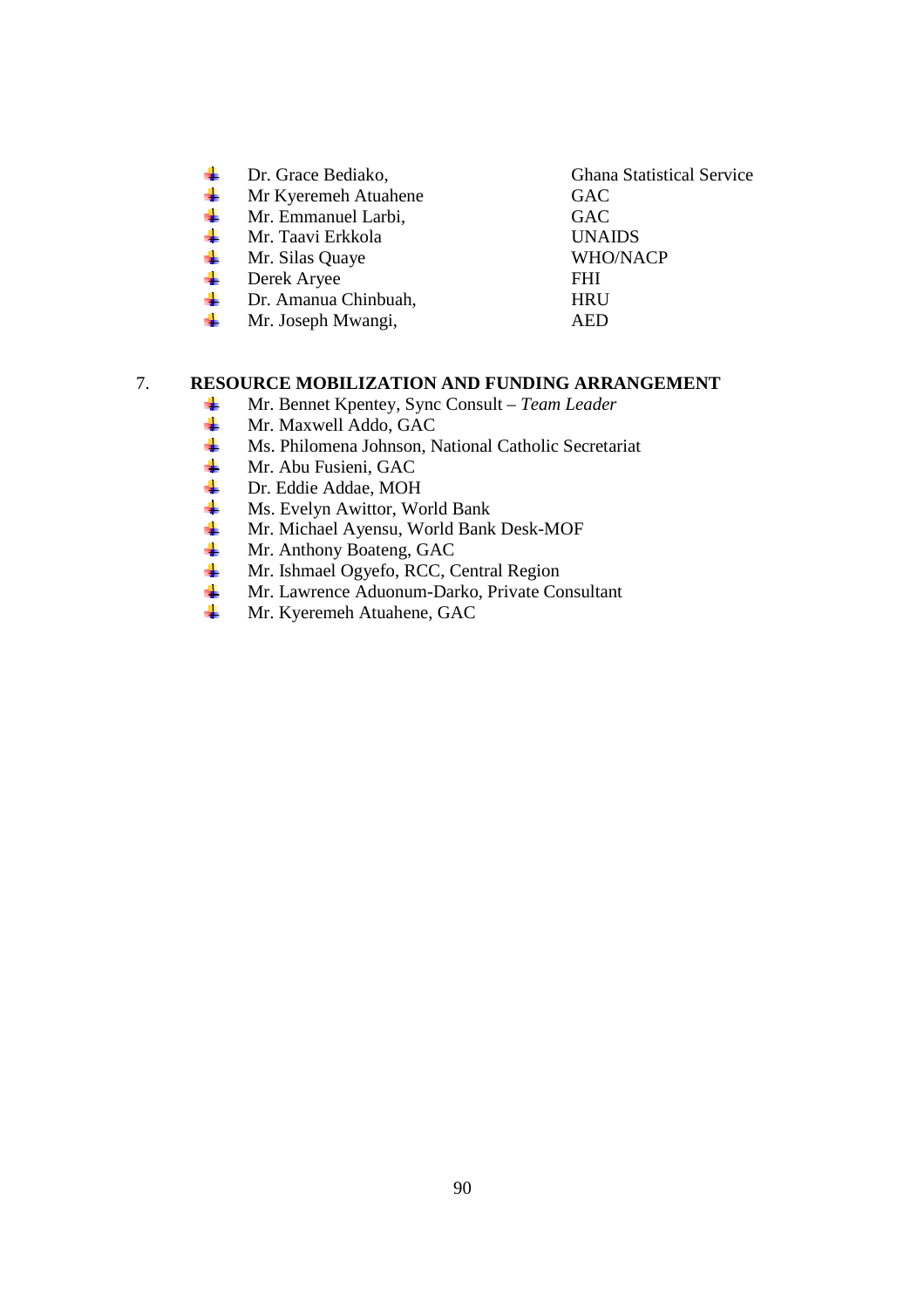- Dr. Grace Bediako, Ghana Statistical Service
- Mr Kyeremeh Atuahene GAC
- Mr. Emmanuel Larbi, GAC
- Mr. Taavi Erkkola UNAIDS
- Mr. Silas Quaye WHO/NACP
- Derek Aryee FHI
- Dr. Amanua Chinbuah, HRU
- Mr. Joseph Mwangi, AED

7. **RESOURCE MOBILIZATION AND FUNDING ARRANGEMENT**

- Mr. Bennet Kpentey, Sync Consult – *Team Leader*
- Mr. Maxwell Addo, GAC
- Ms. Philomena Johnson, National Catholic Secretariat
- Mr. Abu Fusieni, GAC
- Dr. Eddie Addae, MOH
- Ms. Evelyn Awittor, World Bank
- Mr. Michael Ayensu, World Bank Desk-MOF
- Mr. Anthony Boateng, GAC
- Mr. Ishmael Ogyefo, RCC, Central Region
- Mr. Lawrence Aduonum-Darko, Private Consultant
- Mr. Kyeremeh Atuahene, GAC